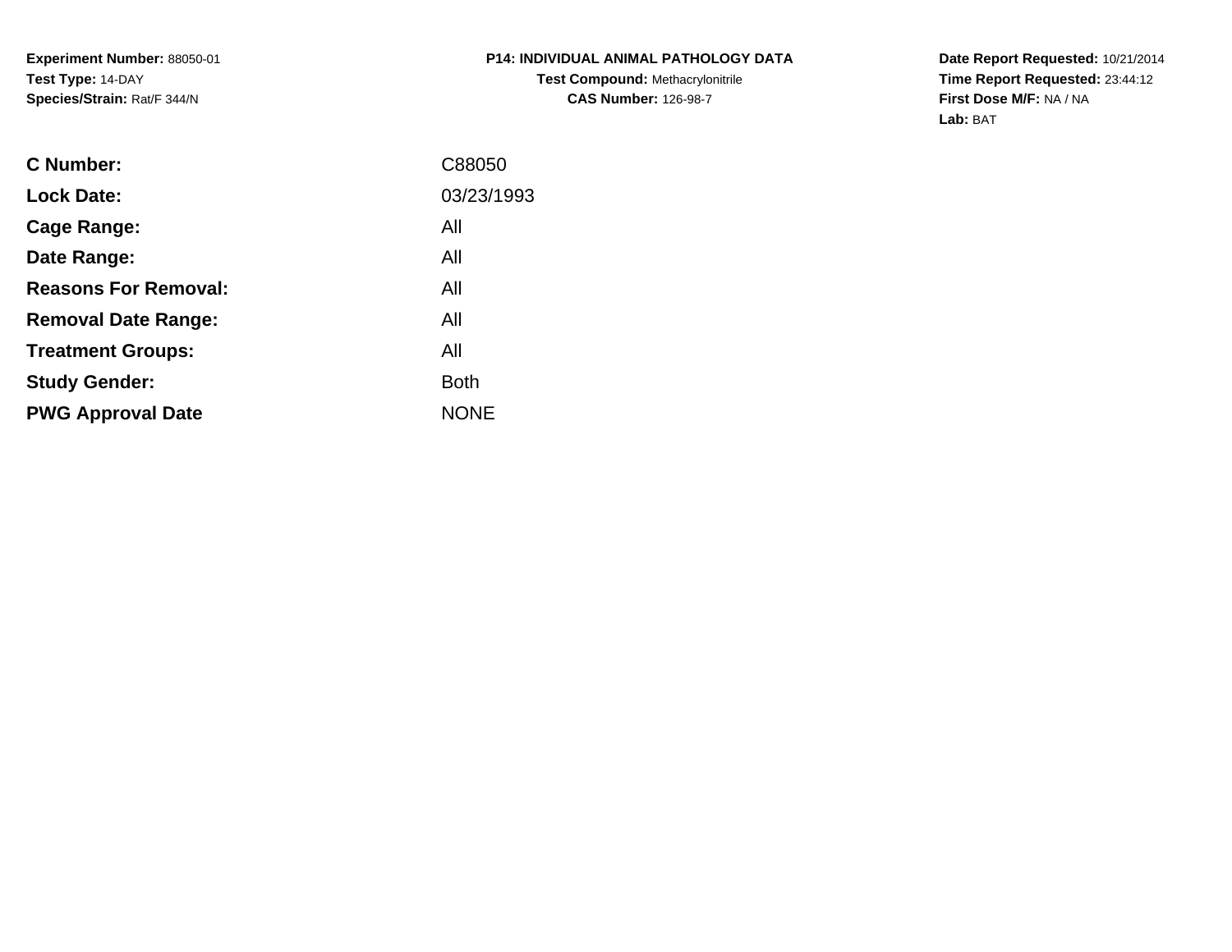**Experiment Number:** 88050-01
**Test Type:** 14-DAY
**Species/Strain:** Rat/F 344/N

**P14: INDIVIDUAL ANIMAL PATHOLOGY DATA**
**Test Compound:** Methacrylonitrile
**CAS Number:** 126-98-7

**Date Report Requested:** 10/21/2014
**Time Report Requested:** 23:44:12
**First Dose M/F:** NA / NA
**Lab:** BAT

| | |
|---|---|
| **C Number:** | C88050 |
| **Lock Date:** | 03/23/1993 |
| **Cage Range:** | All |
| **Date Range:** | All |
| **Reasons For Removal:** | All |
| **Removal Date Range:** | All |
| **Treatment Groups:** | All |
| **Study Gender:** | Both |
| **PWG Approval Date** | NONE |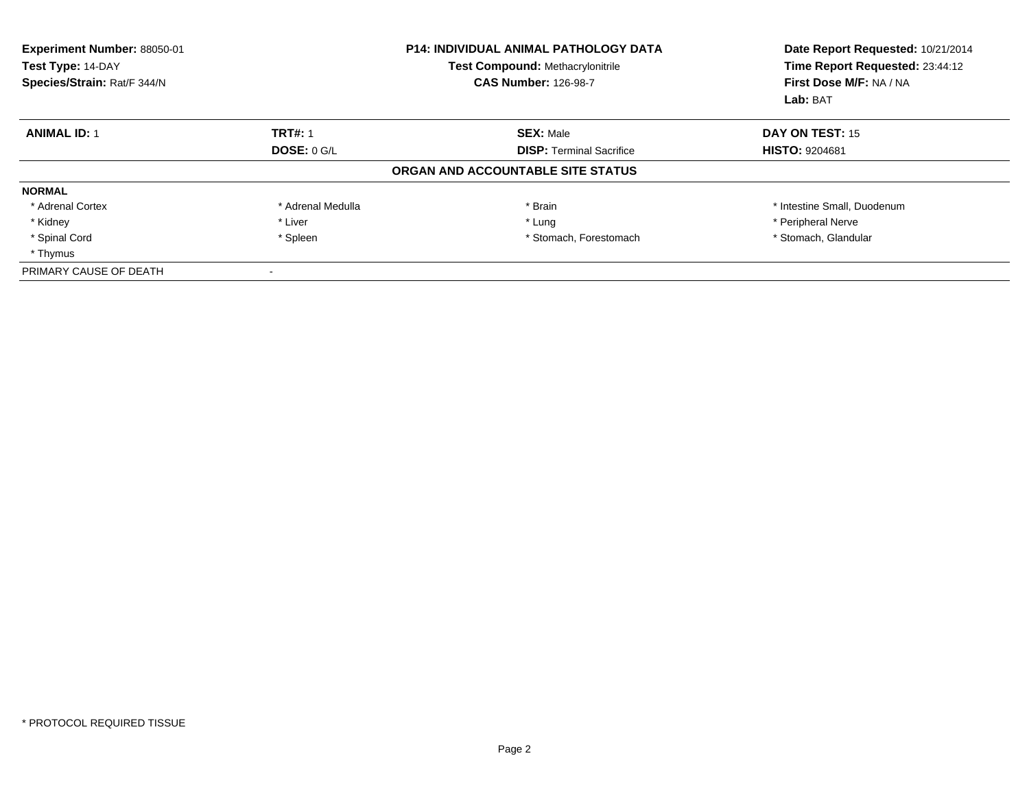**Experiment Number:** 88050-01
**Test Type:** 14-DAY
**Species/Strain:** Rat/F 344/N

**P14: INDIVIDUAL ANIMAL PATHOLOGY DATA**
**Test Compound:** Methacrylonitrile
**CAS Number:** 126-98-7

**Date Report Requested:** 10/21/2014
**Time Report Requested:** 23:44:12
**First Dose M/F:** NA / NA
**Lab:** BAT

| **ANIMAL ID:** 1 | **TRT#:** 1 | **SEX:** Male | **DAY ON TEST:** 15 |
|---|---|---|---|
| | **DOSE:** 0 G/L | **DISP:** Terminal Sacrifice | **HISTO:** 9204681 |

**ORGAN AND ACCOUNTABLE SITE STATUS**

| **NORMAL** | | | |
|---|---|---|---|
| * Adrenal Cortex | * Adrenal Medulla | * Brain | * Intestine Small, Duodenum |
| * Kidney | * Liver | * Lung | * Peripheral Nerve |
| * Spinal Cord | * Spleen | * Stomach, Forestomach | * Stomach, Glandular |
| * Thymus | | | |
| PRIMARY CAUSE OF DEATH | - | | |

* PROTOCOL REQUIRED TISSUE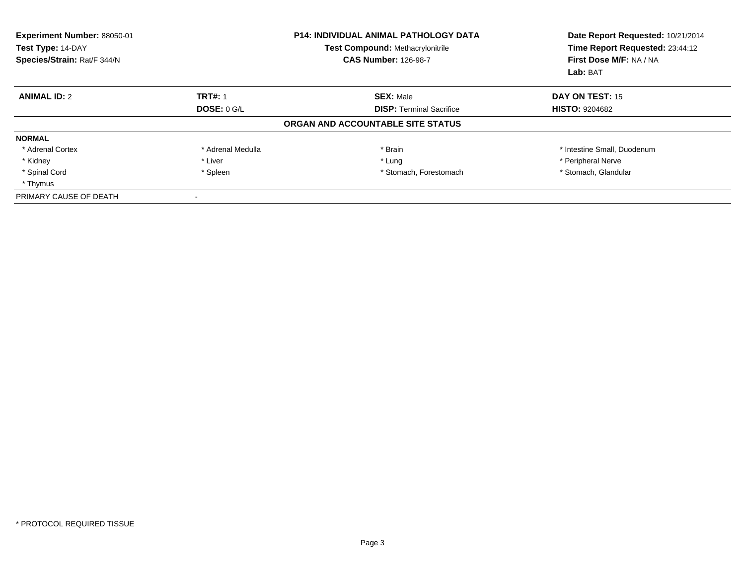**Experiment Number:** 88050-01
**Test Type:** 14-DAY
**Species/Strain:** Rat/F 344/N

**P14: INDIVIDUAL ANIMAL PATHOLOGY DATA**
**Test Compound:** Methacrylonitrile
**CAS Number:** 126-98-7

**Date Report Requested:** 10/21/2014
**Time Report Requested:** 23:44:12
**First Dose M/F:** NA / NA
**Lab:** BAT

| **ANIMAL ID:** 2 | **TRT#:** 1 | **SEX:** Male | **DAY ON TEST:** 15 |
|---|---|---|---|
| | **DOSE:** 0 G/L | **DISP:** Terminal Sacrifice | **HISTO:** 9204682 |

**ORGAN AND ACCOUNTABLE SITE STATUS**

| **NORMAL** | | | |
|---|---|---|---|
| * Adrenal Cortex | * Adrenal Medulla | * Brain | * Intestine Small, Duodenum |
| * Kidney | * Liver | * Lung | * Peripheral Nerve |
| * Spinal Cord | * Spleen | * Stomach, Forestomach | * Stomach, Glandular |
| * Thymus | | | |
| PRIMARY CAUSE OF DEATH | - | | |

* PROTOCOL REQUIRED TISSUE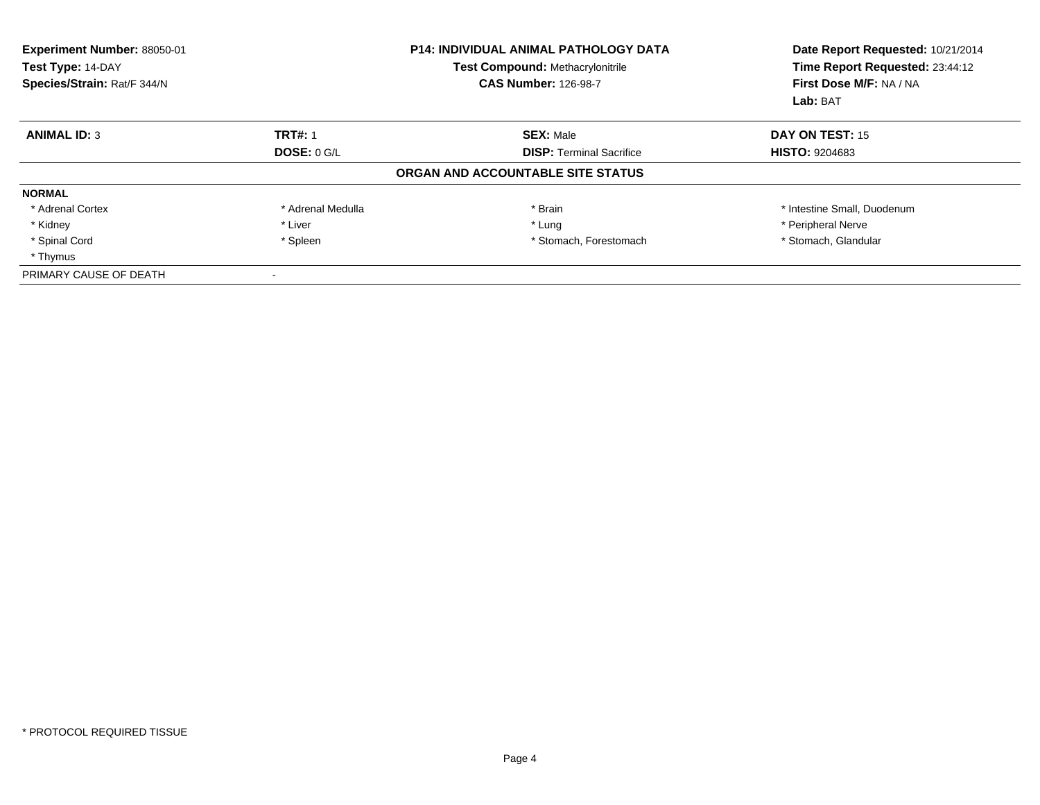**Experiment Number:** 88050-01
**Test Type:** 14-DAY
**Species/Strain:** Rat/F 344/N

**P14: INDIVIDUAL ANIMAL PATHOLOGY DATA**
**Test Compound:** Methacrylonitrile
**CAS Number:** 126-98-7

**Date Report Requested:** 10/21/2014
**Time Report Requested:** 23:44:12
**First Dose M/F:** NA / NA
**Lab:** BAT

| **ANIMAL ID:** 3 | **TRT#:** 1 | **SEX:** Male | **DAY ON TEST:** 15 |
|---|---|---|---|
| | **DOSE:** 0 G/L | **DISP:** Terminal Sacrifice | **HISTO:** 9204683 |

**ORGAN AND ACCOUNTABLE SITE STATUS**

| **NORMAL** | | | |
|---|---|---|---|
| * Adrenal Cortex | * Adrenal Medulla | * Brain | * Intestine Small, Duodenum |
| * Kidney | * Liver | * Lung | * Peripheral Nerve |
| * Spinal Cord | * Spleen | * Stomach, Forestomach | * Stomach, Glandular |
| * Thymus | | | |
| PRIMARY CAUSE OF DEATH | - | | |

* PROTOCOL REQUIRED TISSUE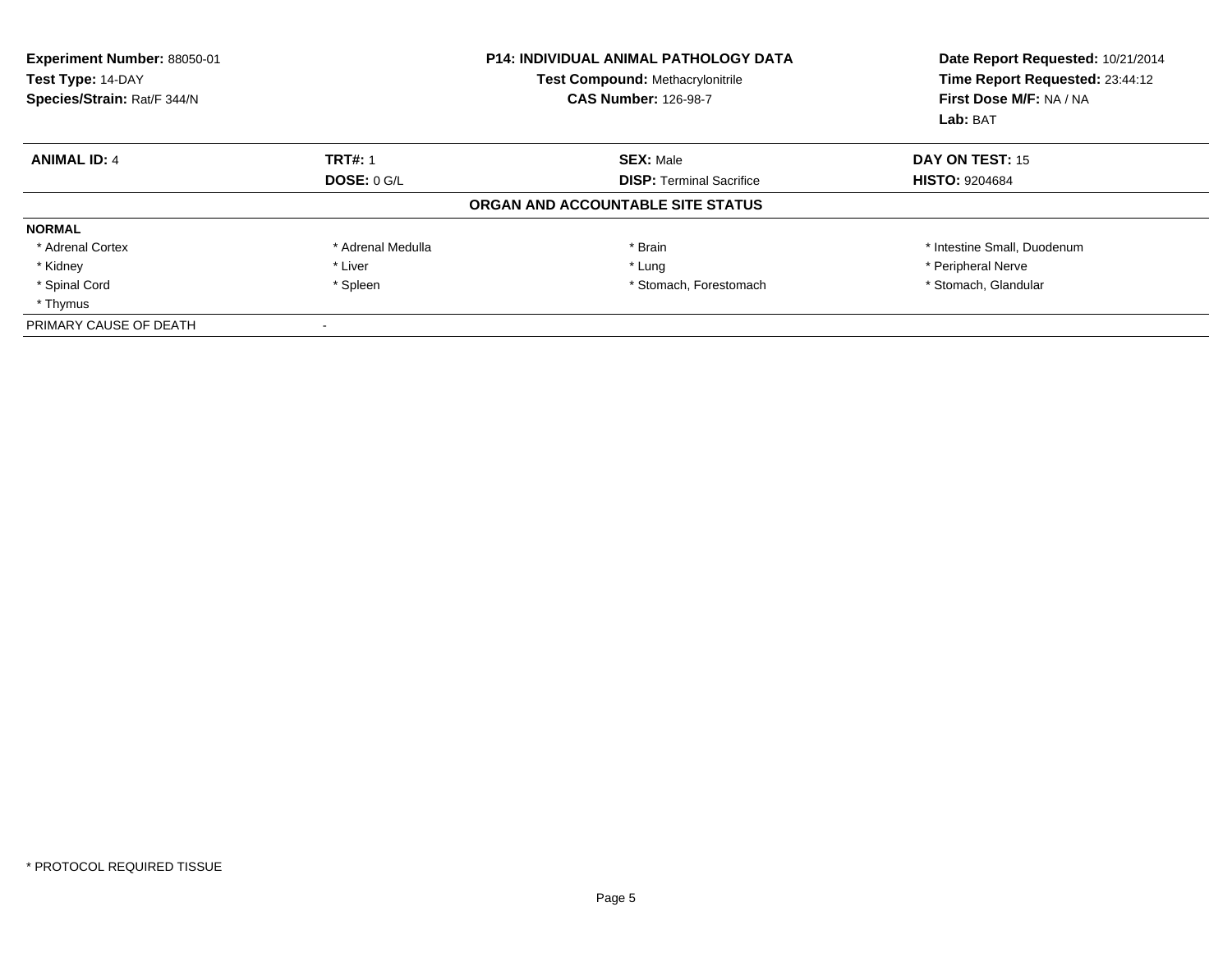**Experiment Number:** 88050-01
**Test Type:** 14-DAY
**Species/Strain:** Rat/F 344/N

**P14: INDIVIDUAL ANIMAL PATHOLOGY DATA**
**Test Compound:** Methacrylonitrile
**CAS Number:** 126-98-7

**Date Report Requested:** 10/21/2014
**Time Report Requested:** 23:44:12
**First Dose M/F:** NA / NA
**Lab:** BAT

| **ANIMAL ID:** 4 | **TRT#:** 1 | **SEX:** Male | **DAY ON TEST:** 15 |
|---|---|---|---|
| | **DOSE:** 0 G/L | **DISP:** Terminal Sacrifice | **HISTO:** 9204684 |

**ORGAN AND ACCOUNTABLE SITE STATUS**

| **NORMAL** | | | |
|---|---|---|---|
| * Adrenal Cortex | * Adrenal Medulla | * Brain | * Intestine Small, Duodenum |
| * Kidney | * Liver | * Lung | * Peripheral Nerve |
| * Spinal Cord | * Spleen | * Stomach, Forestomach | * Stomach, Glandular |
| * Thymus | | | |
| PRIMARY CAUSE OF DEATH | - | | |

* PROTOCOL REQUIRED TISSUE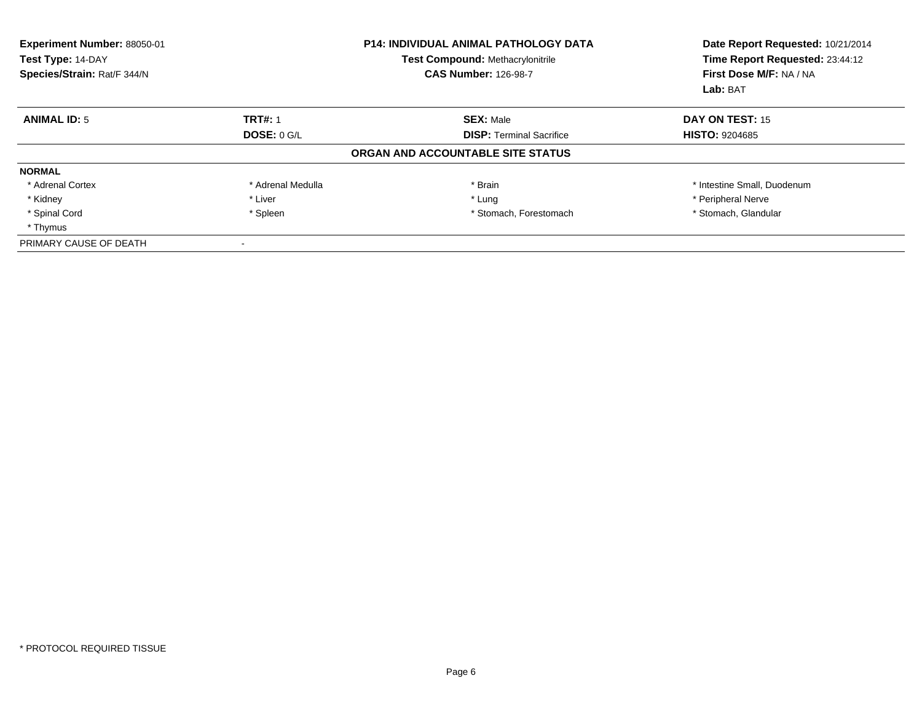**Experiment Number:** 88050-01
**Test Type:** 14-DAY
**Species/Strain:** Rat/F 344/N

**P14: INDIVIDUAL ANIMAL PATHOLOGY DATA**
**Test Compound:** Methacrylonitrile
**CAS Number:** 126-98-7

**Date Report Requested:** 10/21/2014
**Time Report Requested:** 23:44:12
**First Dose M/F:** NA / NA
**Lab:** BAT

| **ANIMAL ID:** 5 | **TRT#:** 1 | **SEX:** Male | **DAY ON TEST:** 15 |
|---|---|---|---|
| | **DOSE:** 0 G/L | **DISP:** Terminal Sacrifice | **HISTO:** 9204685 |

**ORGAN AND ACCOUNTABLE SITE STATUS**

**NORMAL**

| | | | |
|---|---|---|---|
| * Adrenal Cortex | * Adrenal Medulla | * Brain | * Intestine Small, Duodenum |
| * Kidney | * Liver | * Lung | * Peripheral Nerve |
| * Spinal Cord | * Spleen | * Stomach, Forestomach | * Stomach, Glandular |
| * Thymus | | | |

PRIMARY CAUSE OF DEATH -

* PROTOCOL REQUIRED TISSUE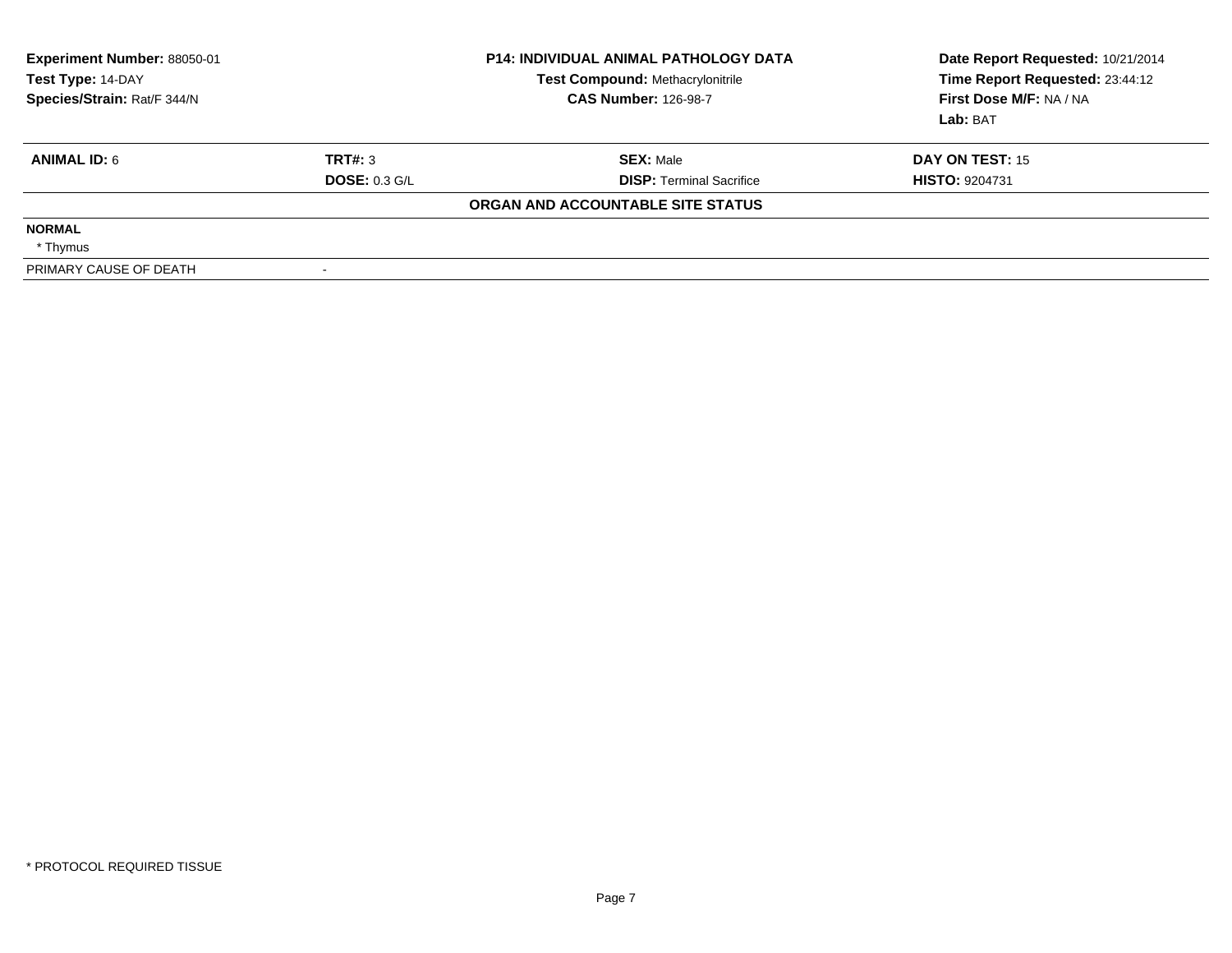**Experiment Number:** 88050-01
**Test Type:** 14-DAY
**Species/Strain:** Rat/F 344/N

**P14: INDIVIDUAL ANIMAL PATHOLOGY DATA**
**Test Compound:** Methacrylonitrile
**CAS Number:** 126-98-7

**Date Report Requested:** 10/21/2014
**Time Report Requested:** 23:44:12
**First Dose M/F:** NA / NA
**Lab:** BAT

| **ANIMAL ID:** 6 | **TRT#:** 3 | **SEX:** Male | **DAY ON TEST:** 15 |
|---|---|---|---|
| | **DOSE:** 0.3 G/L | **DISP:** Terminal Sacrifice | **HISTO:** 9204731 |

**ORGAN AND ACCOUNTABLE SITE STATUS**

**NORMAL**

* Thymus

PRIMARY CAUSE OF DEATH -

* PROTOCOL REQUIRED TISSUE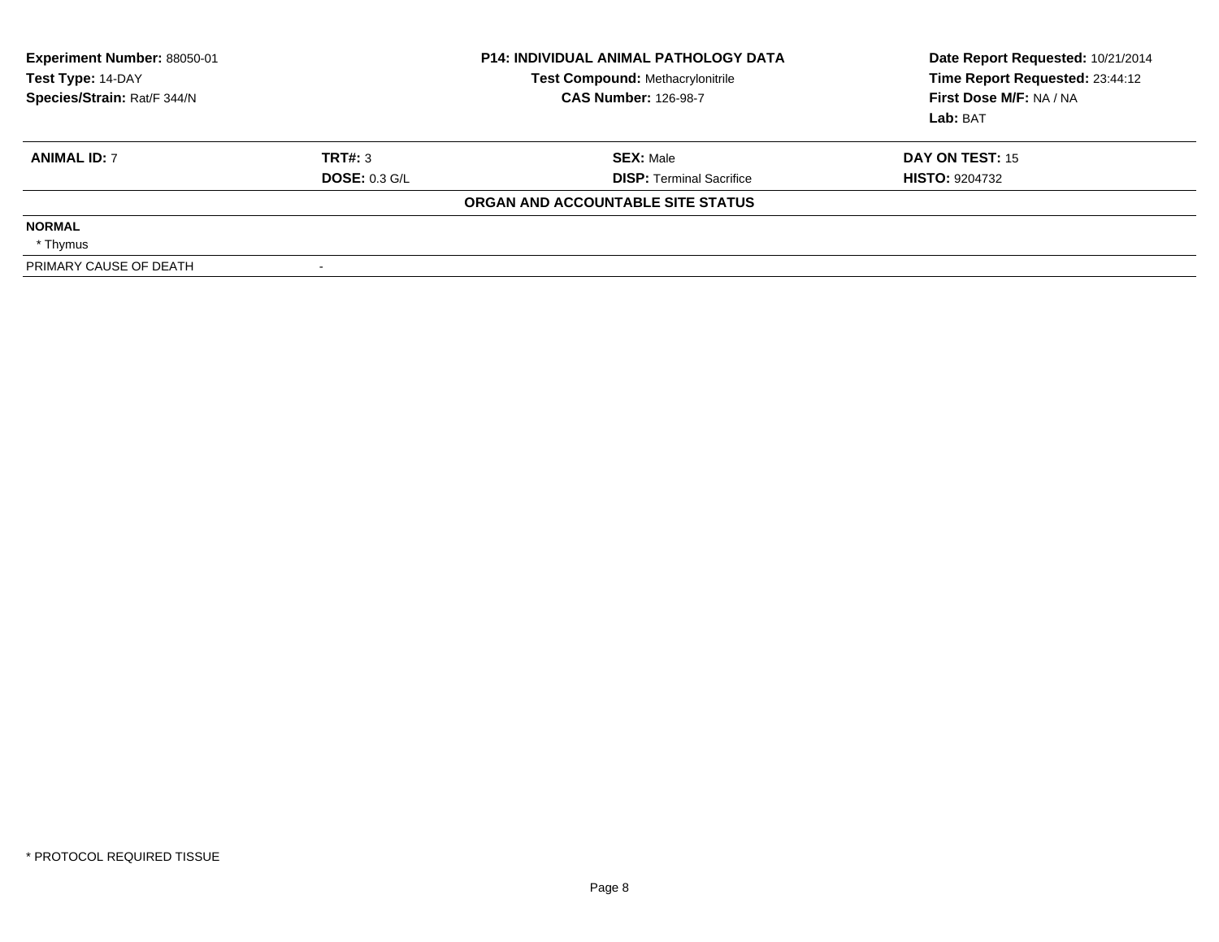**Experiment Number:** 88050-01
**Test Type:** 14-DAY
**Species/Strain:** Rat/F 344/N

**P14: INDIVIDUAL ANIMAL PATHOLOGY DATA**
**Test Compound:** Methacrylonitrile
**CAS Number:** 126-98-7

**Date Report Requested:** 10/21/2014
**Time Report Requested:** 23:44:12
**First Dose M/F:** NA / NA
**Lab:** BAT

| **ANIMAL ID:** 7 | **TRT#:** 3 | **SEX:** Male | **DAY ON TEST:** 15 |
|---|---|---|---|
| | **DOSE:** 0.3 G/L | **DISP:** Terminal Sacrifice | **HISTO:** 9204732 |

**ORGAN AND ACCOUNTABLE SITE STATUS**

| | |
|---|---|
| **NORMAL** | |
| * Thymus | |
| PRIMARY CAUSE OF DEATH | - |

* PROTOCOL REQUIRED TISSUE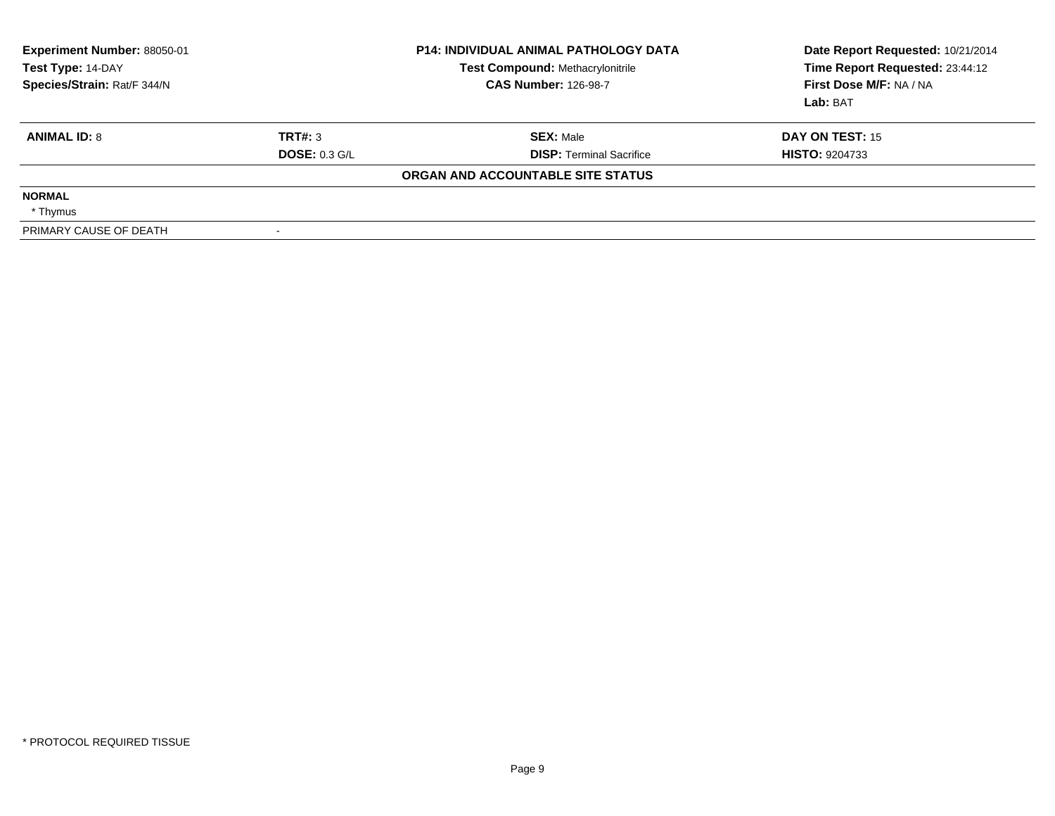| Experiment Number: 88050-01 | P14: INDIVIDUAL ANIMAL PATHOLOGY DATA | Date Report Requested: 10/21/2014 |
|---|---|---|
| Test Type: 14-DAY | Test Compound: Methacrylonitrile | Time Report Requested: 23:44:12 |
| Species/Strain: Rat/F 344/N | CAS Number: 126-98-7 | First Dose M/F: NA / NA |
| | | Lab: BAT |

| ANIMAL ID: 8 | TRT#: 3 | SEX: Male | DAY ON TEST: 15 |
|---|---|---|---|
| | DOSE: 0.3 G/L | DISP: Terminal Sacrifice | HISTO: 9204733 |

**ORGAN AND ACCOUNTABLE SITE STATUS**

| | |
|---|---|
| **NORMAL** | |
| * Thymus | |
| PRIMARY CAUSE OF DEATH | - |

* PROTOCOL REQUIRED TISSUE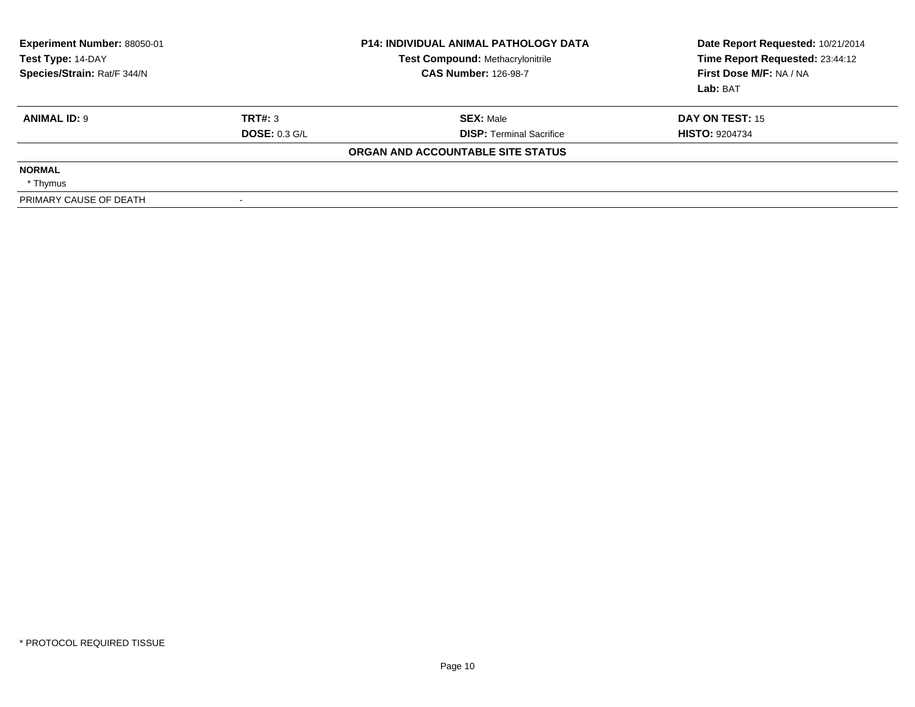**Experiment Number:** 88050-01
**Test Type:** 14-DAY
**Species/Strain:** Rat/F 344/N

**P14: INDIVIDUAL ANIMAL PATHOLOGY DATA**
**Test Compound:** Methacrylonitrile
**CAS Number:** 126-98-7

**Date Report Requested:** 10/21/2014
**Time Report Requested:** 23:44:12
**First Dose M/F:** NA / NA
**Lab:** BAT

| **ANIMAL ID:** 9 | **TRT#:** 3 | **SEX:** Male | **DAY ON TEST:** 15 |
|---|---|---|---|
| | **DOSE:** 0.3 G/L | **DISP:** Terminal Sacrifice | **HISTO:** 9204734 |

**ORGAN AND ACCOUNTABLE SITE STATUS**

**NORMAL**

* Thymus

PRIMARY CAUSE OF DEATH -

\* PROTOCOL REQUIRED TISSUE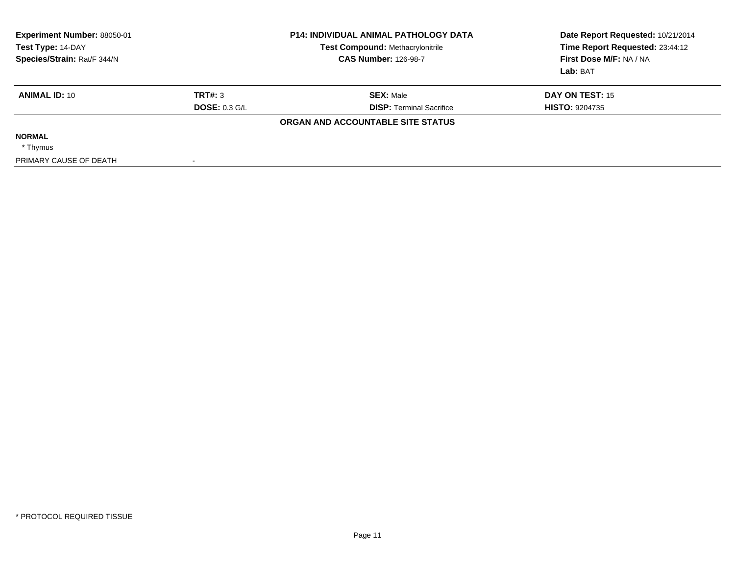**Experiment Number:** 88050-01
**Test Type:** 14-DAY
**Species/Strain:** Rat/F 344/N

**P14: INDIVIDUAL ANIMAL PATHOLOGY DATA**
**Test Compound:** Methacrylonitrile
**CAS Number:** 126-98-7

**Date Report Requested:** 10/21/2014
**Time Report Requested:** 23:44:12
**First Dose M/F:** NA / NA
**Lab:** BAT

| **ANIMAL ID:** 10 | **TRT#:** 3 | **SEX:** Male | **DAY ON TEST:** 15 |
|---|---|---|---|
| | **DOSE:** 0.3 G/L | **DISP:** Terminal Sacrifice | **HISTO:** 9204735 |

**ORGAN AND ACCOUNTABLE SITE STATUS**

**NORMAL**
* Thymus

| PRIMARY CAUSE OF DEATH | - |
|---|---|

* PROTOCOL REQUIRED TISSUE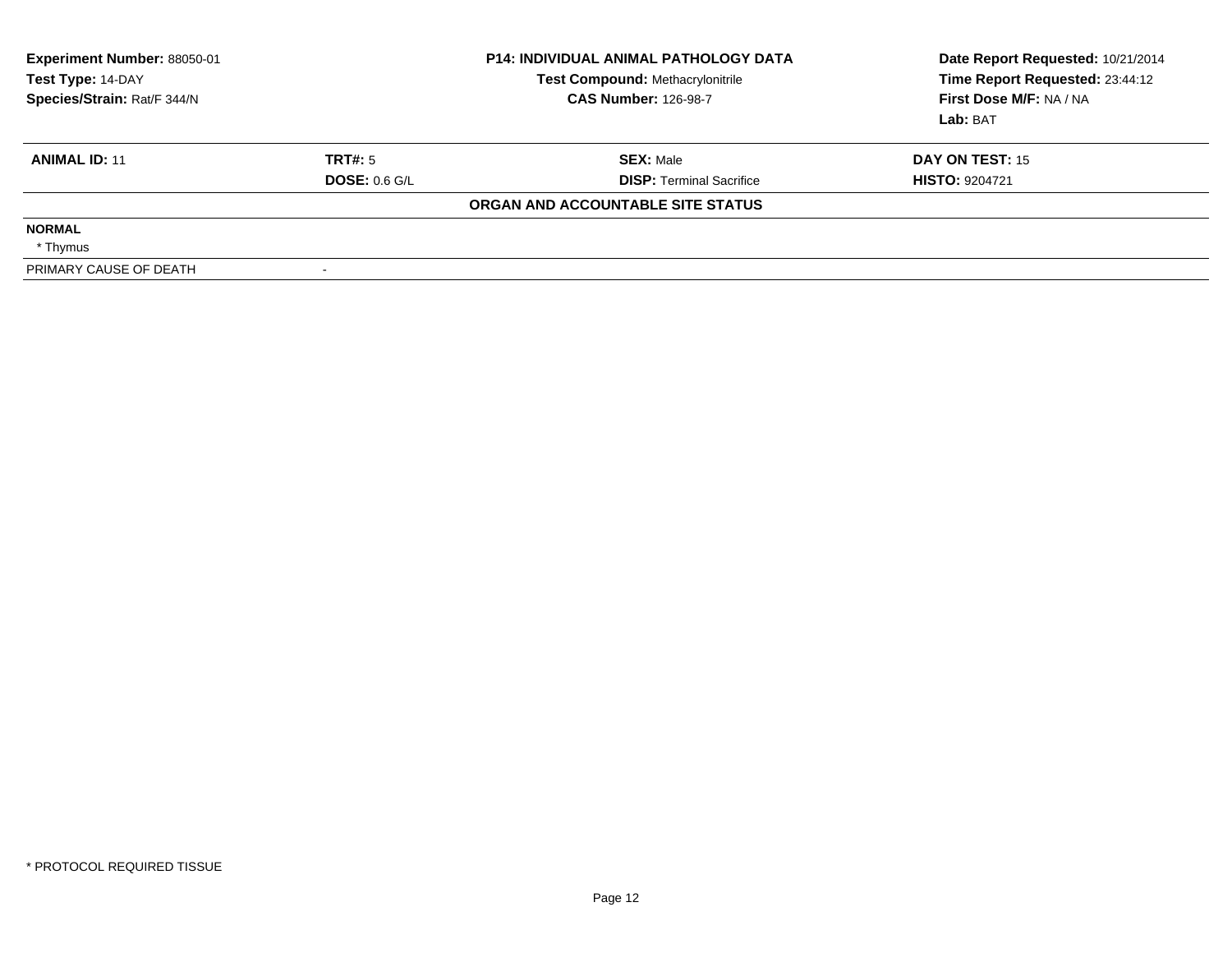**Experiment Number:** 88050-01
**Test Type:** 14-DAY
**Species/Strain:** Rat/F 344/N

**P14: INDIVIDUAL ANIMAL PATHOLOGY DATA**
**Test Compound:** Methacrylonitrile
**CAS Number:** 126-98-7

**Date Report Requested:** 10/21/2014
**Time Report Requested:** 23:44:12
**First Dose M/F:** NA / NA
**Lab:** BAT

| **ANIMAL ID:** 11 | **TRT#:** 5 | **SEX:** Male | **DAY ON TEST:** 15 |
|---|---|---|---|
| | **DOSE:** 0.6 G/L | **DISP:** Terminal Sacrifice | **HISTO:** 9204721 |

**ORGAN AND ACCOUNTABLE SITE STATUS**

**NORMAL**
* Thymus

PRIMARY CAUSE OF DEATH -

\* PROTOCOL REQUIRED TISSUE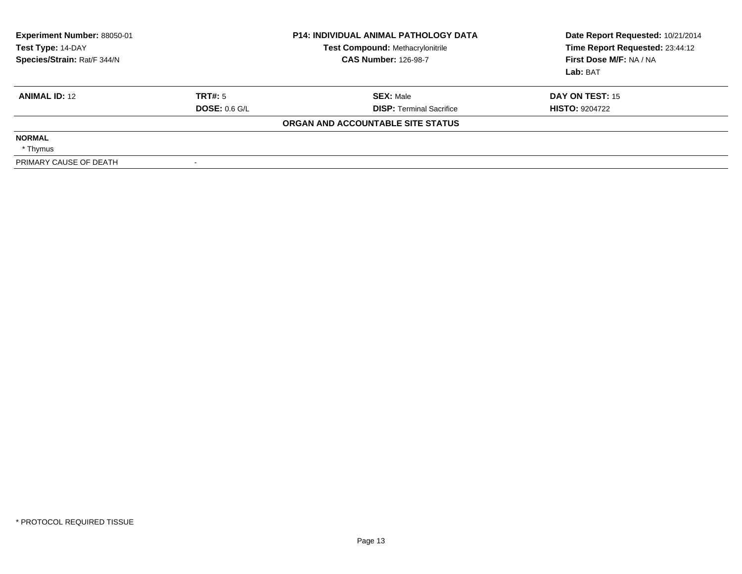**Experiment Number:** 88050-01
**Test Type:** 14-DAY
**Species/Strain:** Rat/F 344/N

**P14: INDIVIDUAL ANIMAL PATHOLOGY DATA**
**Test Compound:** Methacrylonitrile
**CAS Number:** 126-98-7

**Date Report Requested:** 10/21/2014
**Time Report Requested:** 23:44:12
**First Dose M/F:** NA / NA
**Lab:** BAT

| **ANIMAL ID:** 12 | **TRT#:** 5 | **SEX:** Male | **DAY ON TEST:** 15 |
|---|---|---|---|
| | **DOSE:** 0.6 G/L | **DISP:** Terminal Sacrifice | **HISTO:** 9204722 |

**ORGAN AND ACCOUNTABLE SITE STATUS**

**NORMAL**
* Thymus

PRIMARY CAUSE OF DEATH -

* PROTOCOL REQUIRED TISSUE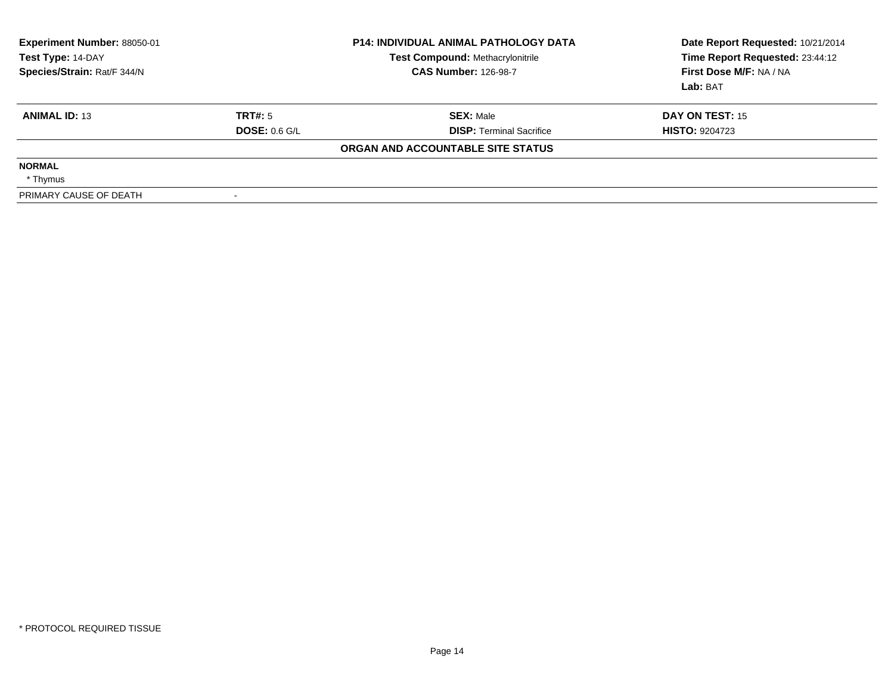**Experiment Number:** 88050-01
**Test Type:** 14-DAY
**Species/Strain:** Rat/F 344/N

**P14: INDIVIDUAL ANIMAL PATHOLOGY DATA**
**Test Compound:** Methacrylonitrile
**CAS Number:** 126-98-7

**Date Report Requested:** 10/21/2014
**Time Report Requested:** 23:44:12
**First Dose M/F:** NA / NA
**Lab:** BAT

| **ANIMAL ID:** 13 | **TRT#:** 5 | **SEX:** Male | **DAY ON TEST:** 15 |
|---|---|---|---|
| | **DOSE:** 0.6 G/L | **DISP:** Terminal Sacrifice | **HISTO:** 9204723 |

**ORGAN AND ACCOUNTABLE SITE STATUS**

**NORMAL**
* Thymus

PRIMARY CAUSE OF DEATH -

* PROTOCOL REQUIRED TISSUE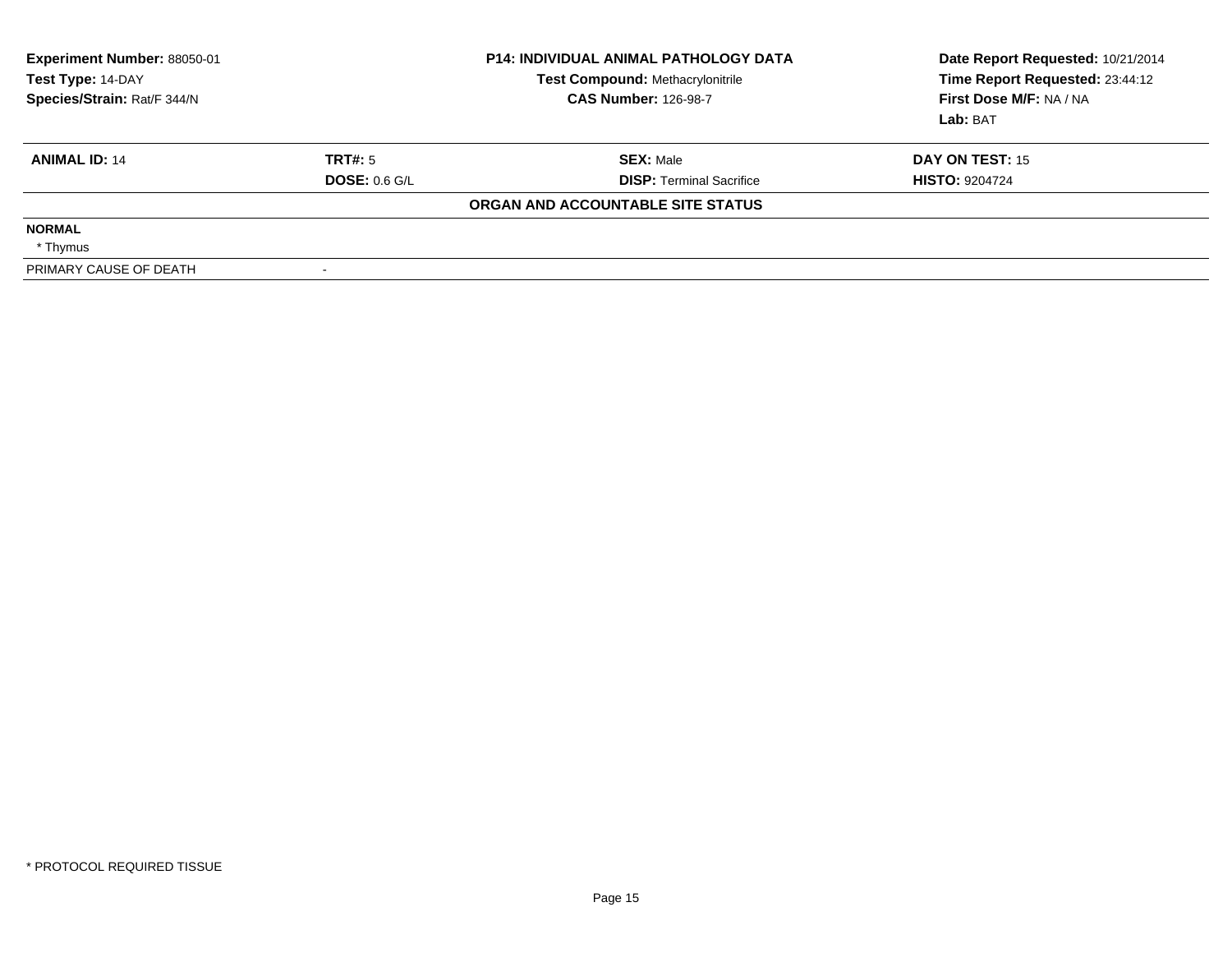**Experiment Number:** 88050-01
**Test Type:** 14-DAY
**Species/Strain:** Rat/F 344/N

**P14: INDIVIDUAL ANIMAL PATHOLOGY DATA**
**Test Compound:** Methacrylonitrile
**CAS Number:** 126-98-7

**Date Report Requested:** 10/21/2014
**Time Report Requested:** 23:44:12
**First Dose M/F:** NA / NA
**Lab:** BAT

| **ANIMAL ID:** 14 | **TRT#:** 5 | **SEX:** Male | **DAY ON TEST:** 15 |
|---|---|---|---|
| | **DOSE:** 0.6 G/L | **DISP:** Terminal Sacrifice | **HISTO:** 9204724 |

**ORGAN AND ACCOUNTABLE SITE STATUS**

**NORMAL**
* Thymus

| PRIMARY CAUSE OF DEATH | - |
|---|---|

\* PROTOCOL REQUIRED TISSUE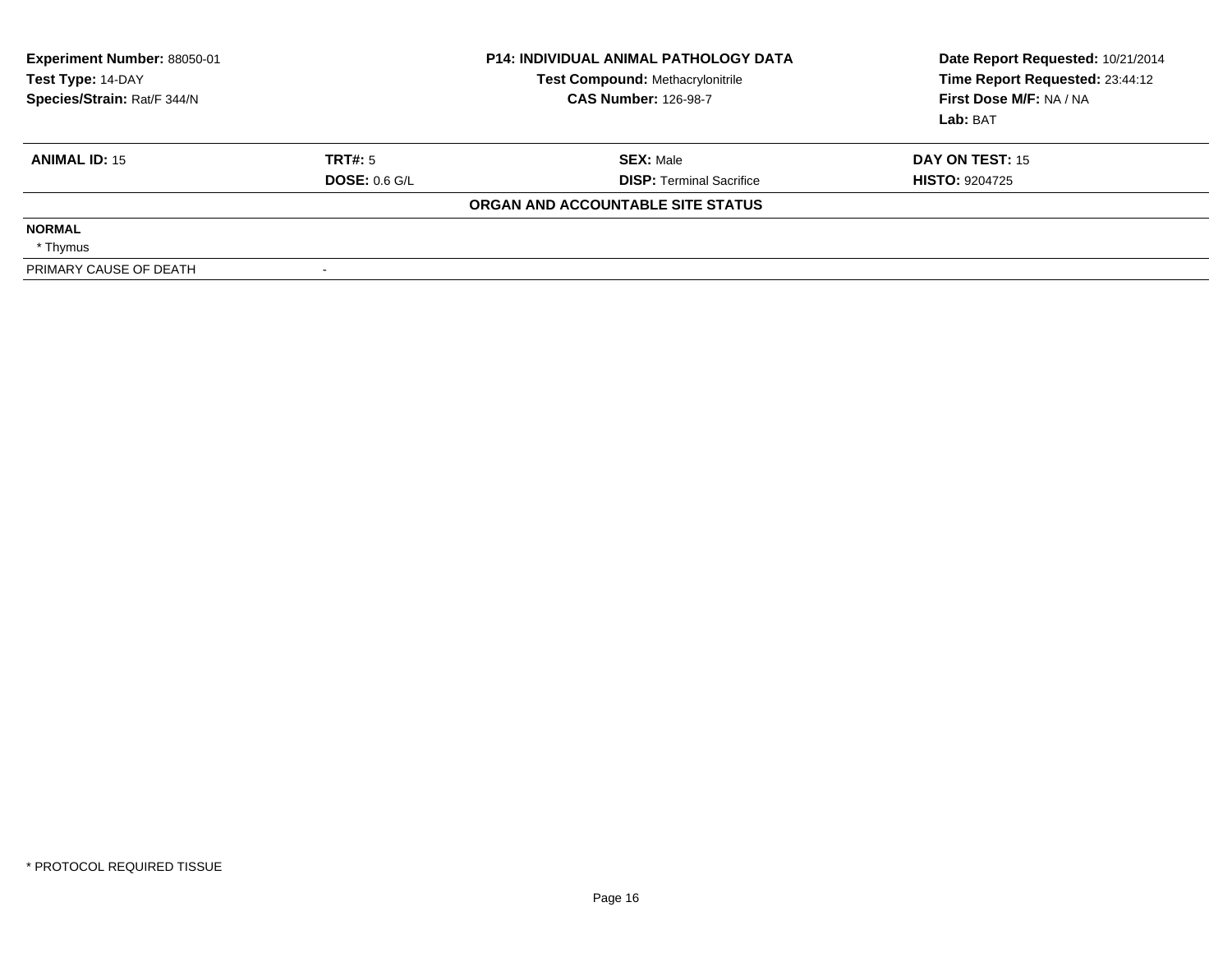**Experiment Number:** 88050-01
**Test Type:** 14-DAY
**Species/Strain:** Rat/F 344/N

**P14: INDIVIDUAL ANIMAL PATHOLOGY DATA**
**Test Compound:** Methacrylonitrile
**CAS Number:** 126-98-7

**Date Report Requested:** 10/21/2014
**Time Report Requested:** 23:44:12
**First Dose M/F:** NA / NA
**Lab:** BAT

| **ANIMAL ID:** 15 | **TRT#:** 5 | **SEX:** Male | **DAY ON TEST:** 15 |
|---|---|---|---|
| | **DOSE:** 0.6 G/L | **DISP:** Terminal Sacrifice | **HISTO:** 9204725 |

**ORGAN AND ACCOUNTABLE SITE STATUS**

| | |
|---|---|
| **NORMAL** | |
| * Thymus | |
| PRIMARY CAUSE OF DEATH | - |

* PROTOCOL REQUIRED TISSUE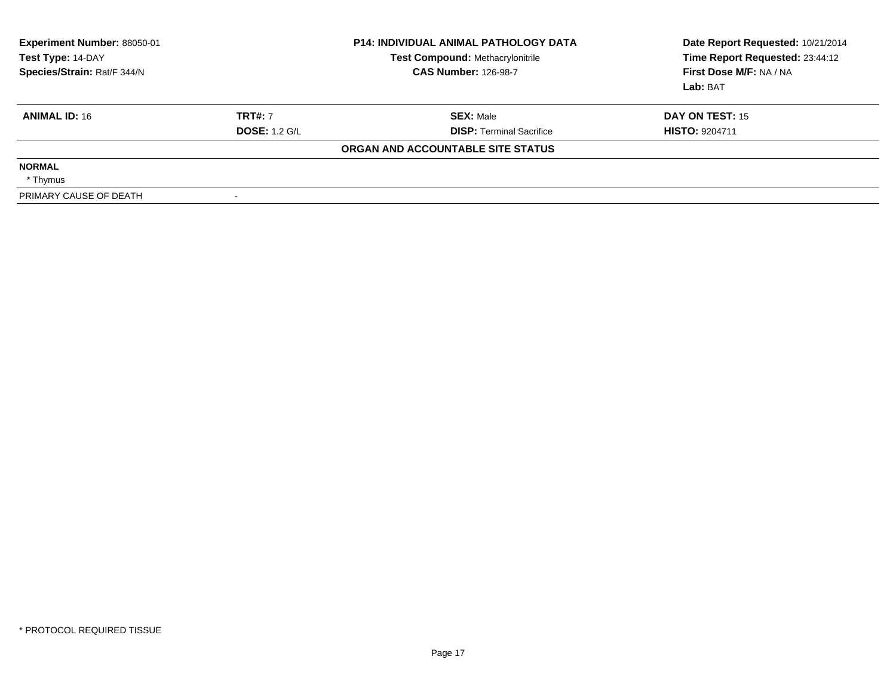**Experiment Number:** 88050-01
**Test Type:** 14-DAY
**Species/Strain:** Rat/F 344/N

**P14: INDIVIDUAL ANIMAL PATHOLOGY DATA**
**Test Compound:** Methacrylonitrile
**CAS Number:** 126-98-7

**Date Report Requested:** 10/21/2014
**Time Report Requested:** 23:44:12
**First Dose M/F:** NA / NA
**Lab:** BAT

| **ANIMAL ID:** 16 | **TRT#:** 7 | **SEX:** Male | **DAY ON TEST:** 15 |
|---|---|---|---|
| | **DOSE:** 1.2 G/L | **DISP:** Terminal Sacrifice | **HISTO:** 9204711 |

**ORGAN AND ACCOUNTABLE SITE STATUS**

**NORMAL**

* Thymus

PRIMARY CAUSE OF DEATH -

* PROTOCOL REQUIRED TISSUE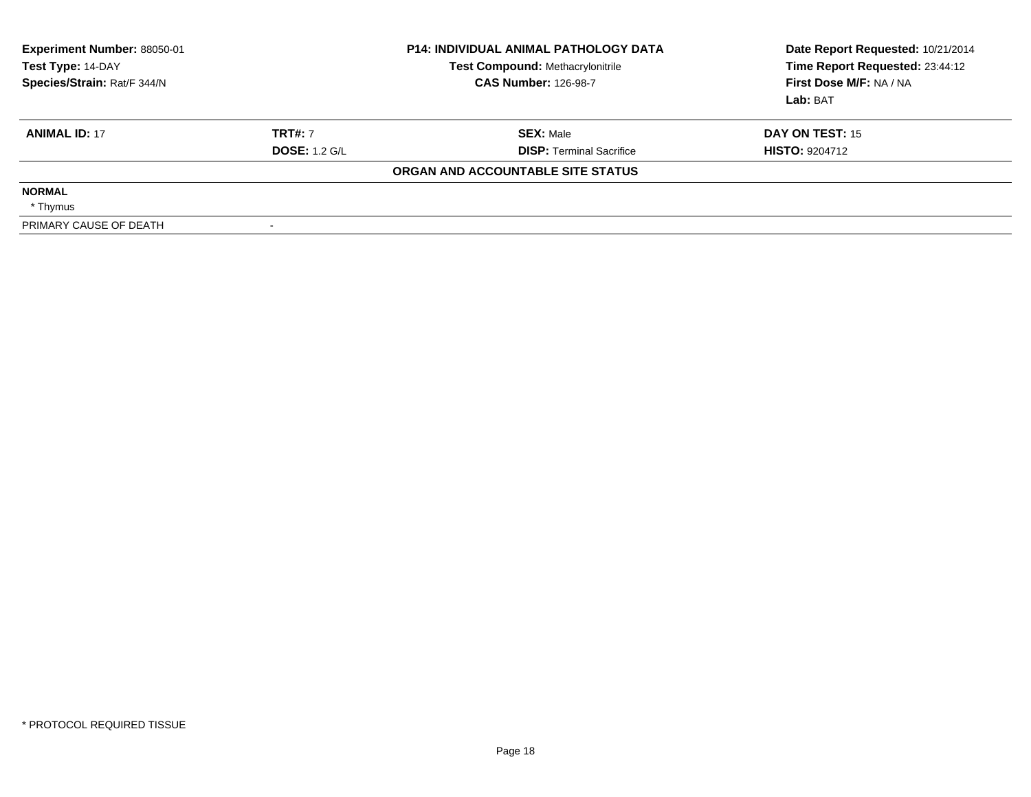**Experiment Number:** 88050-01
**Test Type:** 14-DAY
**Species/Strain:** Rat/F 344/N

**P14: INDIVIDUAL ANIMAL PATHOLOGY DATA**
**Test Compound:** Methacrylonitrile
**CAS Number:** 126-98-7

**Date Report Requested:** 10/21/2014
**Time Report Requested:** 23:44:12
**First Dose M/F:** NA / NA
**Lab:** BAT

| **ANIMAL ID:** 17 | **TRT#:** 7 | **SEX:** Male | **DAY ON TEST:** 15 |
|---|---|---|---|
| | **DOSE:** 1.2 G/L | **DISP:** Terminal Sacrifice | **HISTO:** 9204712 |

**ORGAN AND ACCOUNTABLE SITE STATUS**

| | |
|---|---|
| **NORMAL** | |
| * Thymus | |
| PRIMARY CAUSE OF DEATH | - |

* PROTOCOL REQUIRED TISSUE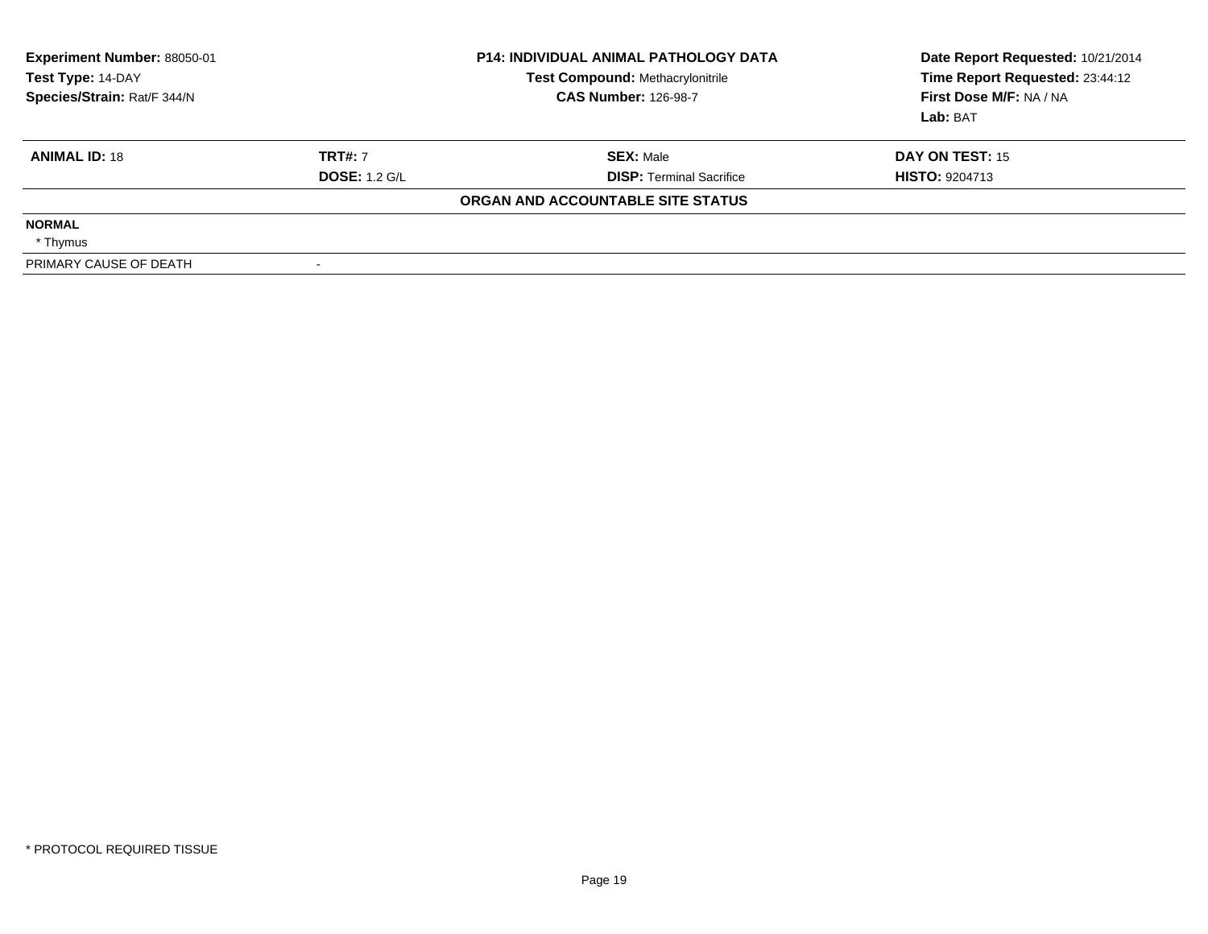**Experiment Number:** 88050-01
**Test Type:** 14-DAY
**Species/Strain:** Rat/F 344/N

**P14: INDIVIDUAL ANIMAL PATHOLOGY DATA**
**Test Compound:** Methacrylonitrile
**CAS Number:** 126-98-7

**Date Report Requested:** 10/21/2014
**Time Report Requested:** 23:44:12
**First Dose M/F:** NA / NA
**Lab:** BAT

| **ANIMAL ID:** 18 | **TRT#:** 7 | **SEX:** Male | **DAY ON TEST:** 15 |
|---|---|---|---|
| | **DOSE:** 1.2 G/L | **DISP:** Terminal Sacrifice | **HISTO:** 9204713 |

**ORGAN AND ACCOUNTABLE SITE STATUS**

**NORMAL**
* Thymus

PRIMARY CAUSE OF DEATH -

* PROTOCOL REQUIRED TISSUE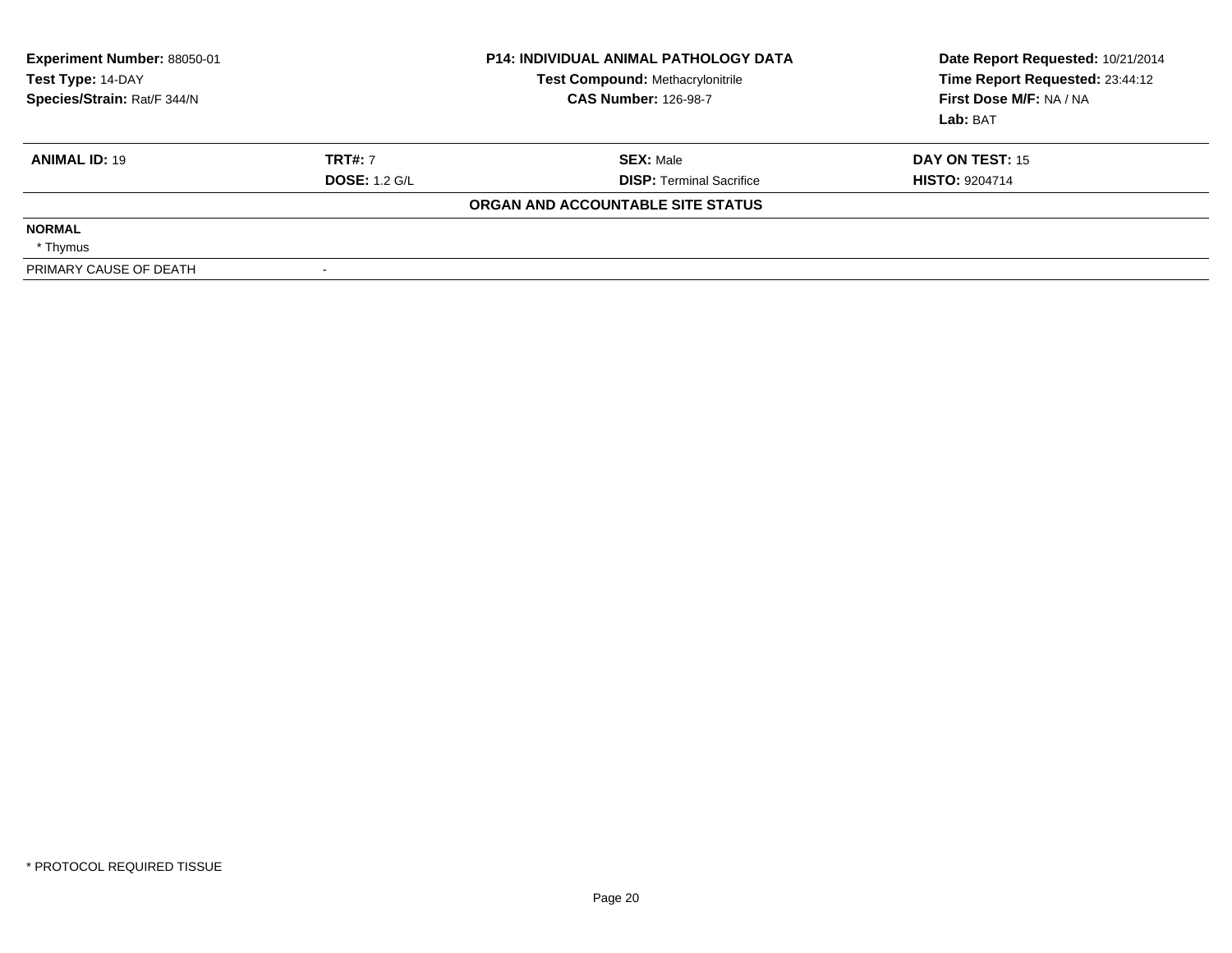**Experiment Number:** 88050-01
**Test Type:** 14-DAY
**Species/Strain:** Rat/F 344/N

**P14: INDIVIDUAL ANIMAL PATHOLOGY DATA**
**Test Compound:** Methacrylonitrile
**CAS Number:** 126-98-7

**Date Report Requested:** 10/21/2014
**Time Report Requested:** 23:44:12
**First Dose M/F:** NA / NA
**Lab:** BAT

| **ANIMAL ID:** 19 | **TRT#:** 7 | **SEX:** Male | **DAY ON TEST:** 15 |
|---|---|---|---|
| | **DOSE:** 1.2 G/L | **DISP:** Terminal Sacrifice | **HISTO:** 9204714 |

**ORGAN AND ACCOUNTABLE SITE STATUS**

**NORMAL**
* Thymus

| PRIMARY CAUSE OF DEATH | - |
|---|---|

\* PROTOCOL REQUIRED TISSUE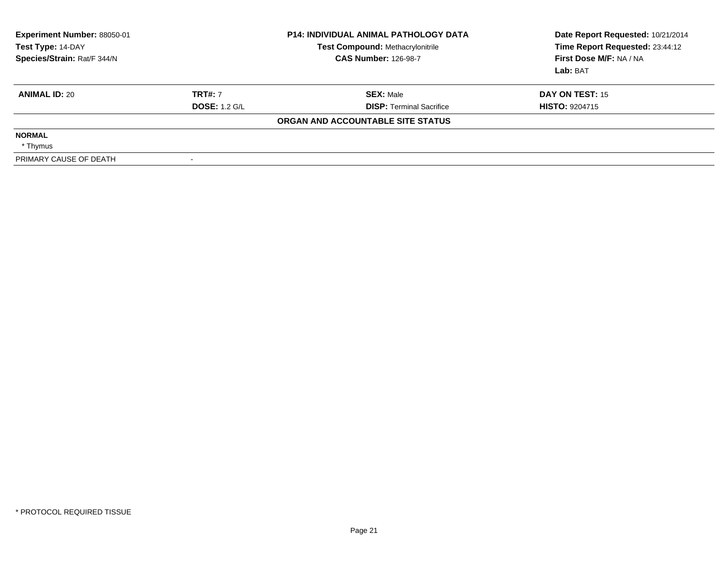| Experiment Number: 88050-01 | P14: INDIVIDUAL ANIMAL PATHOLOGY DATA | Date Report Requested: 10/21/2014 |
|---|---|---|
| Test Type: 14-DAY | Test Compound: Methacrylonitrile | Time Report Requested: 23:44:12 |
| Species/Strain: Rat/F 344/N | CAS Number: 126-98-7 | First Dose M/F: NA / NA |
| | | Lab: BAT |

| ANIMAL ID: 20 | TRT#: 7 | SEX: Male | DAY ON TEST: 15 |
|---|---|---|---|
| | DOSE: 1.2 G/L | DISP: Terminal Sacrifice | HISTO: 9204715 |

**ORGAN AND ACCOUNTABLE SITE STATUS**

| | |
|---|---|
| **NORMAL** | |
| * Thymus | |
| PRIMARY CAUSE OF DEATH | - |

* PROTOCOL REQUIRED TISSUE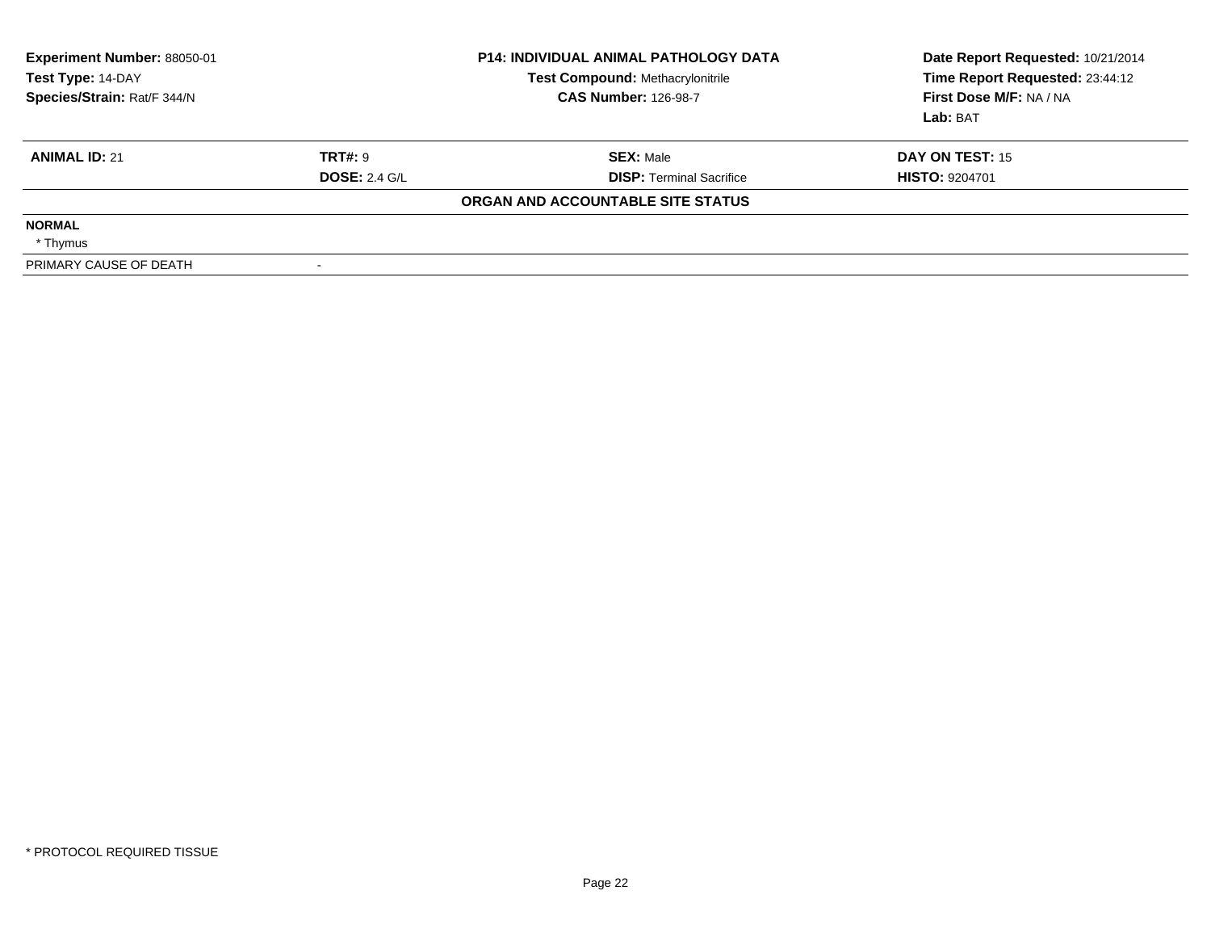**Experiment Number:** 88050-01
**Test Type:** 14-DAY
**Species/Strain:** Rat/F 344/N

**P14: INDIVIDUAL ANIMAL PATHOLOGY DATA**
**Test Compound:** Methacrylonitrile
**CAS Number:** 126-98-7

**Date Report Requested:** 10/21/2014
**Time Report Requested:** 23:44:12
**First Dose M/F:** NA / NA
**Lab:** BAT

| **ANIMAL ID:** 21 | **TRT#:** 9 | **SEX:** Male | **DAY ON TEST:** 15 |
|---|---|---|---|
| | **DOSE:** 2.4 G/L | **DISP:** Terminal Sacrifice | **HISTO:** 9204701 |

**ORGAN AND ACCOUNTABLE SITE STATUS**

**NORMAL**
* Thymus

| PRIMARY CAUSE OF DEATH | - |
|---|---|

* PROTOCOL REQUIRED TISSUE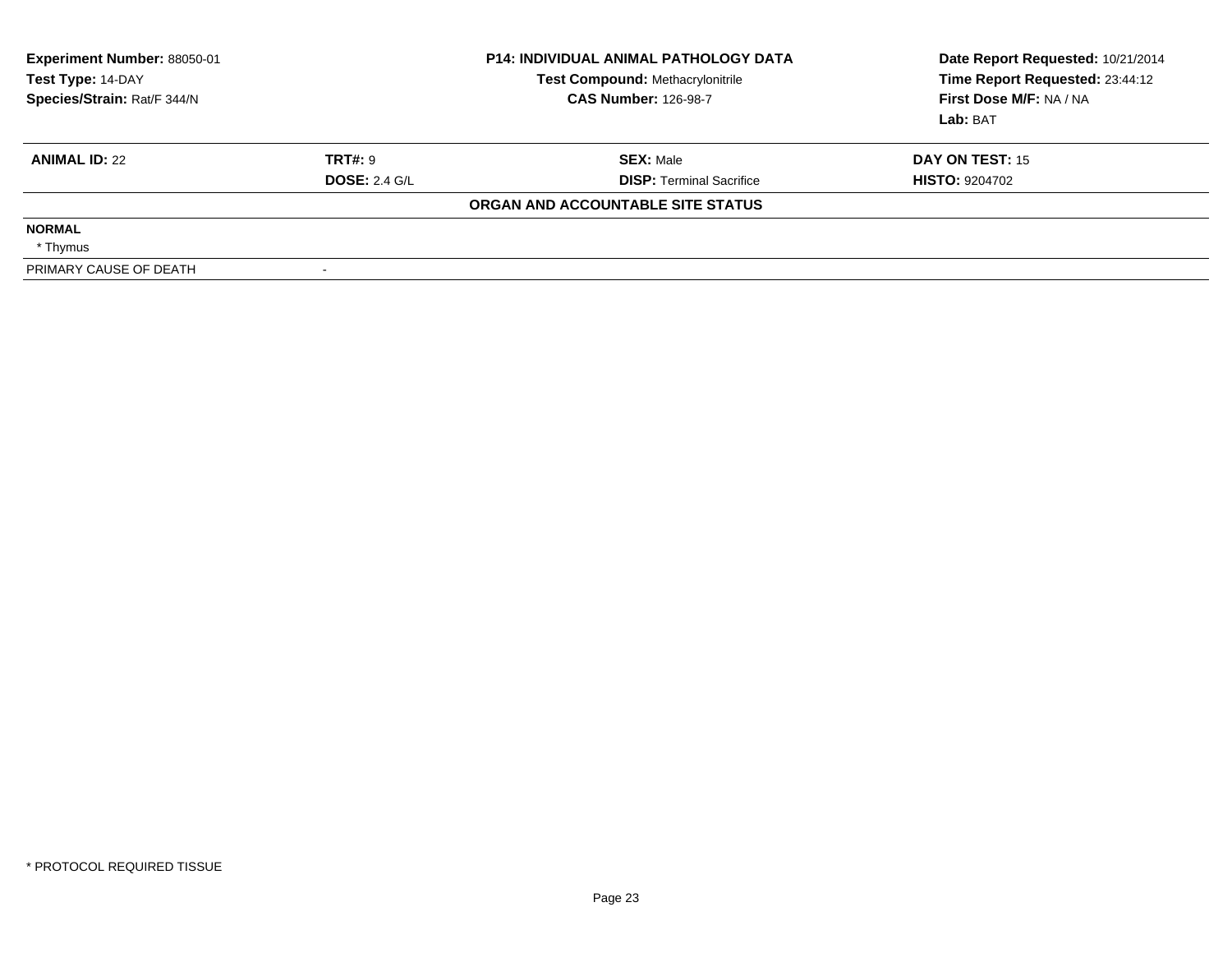**Experiment Number:** 88050-01
**Test Type:** 14-DAY
**Species/Strain:** Rat/F 344/N

**P14: INDIVIDUAL ANIMAL PATHOLOGY DATA**
**Test Compound:** Methacrylonitrile
**CAS Number:** 126-98-7

**Date Report Requested:** 10/21/2014
**Time Report Requested:** 23:44:12
**First Dose M/F:** NA / NA
**Lab:** BAT

| **ANIMAL ID:** 22 | **TRT#:** 9 | **SEX:** Male | **DAY ON TEST:** 15 |
|---|---|---|---|
| | **DOSE:** 2.4 G/L | **DISP:** Terminal Sacrifice | **HISTO:** 9204702 |

**ORGAN AND ACCOUNTABLE SITE STATUS**

| | |
|---|---|
| **NORMAL** | |
| * Thymus | |
| PRIMARY CAUSE OF DEATH | - |

* PROTOCOL REQUIRED TISSUE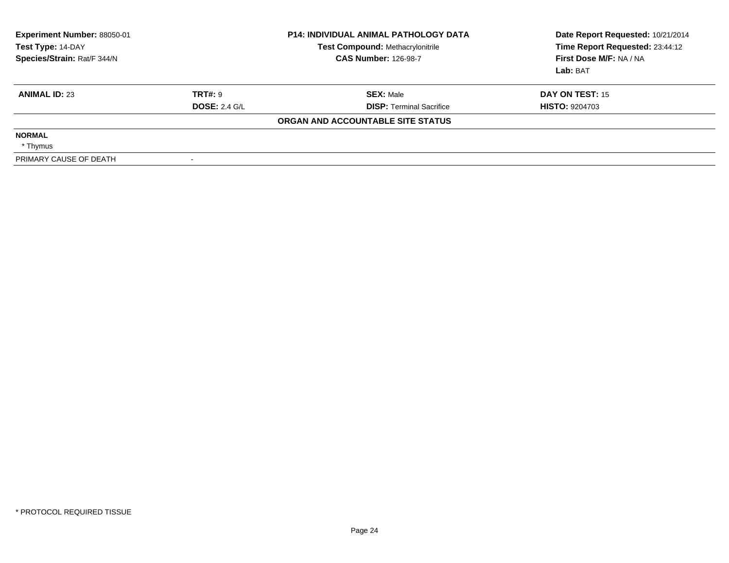| **Experiment Number:** 88050-01 | **P14: INDIVIDUAL ANIMAL PATHOLOGY DATA** | **Date Report Requested:** 10/21/2014 |
|---|---|---|
| **Test Type:** 14-DAY | **Test Compound:** Methacrylonitrile | **Time Report Requested:** 23:44:12 |
| **Species/Strain:** Rat/F 344/N | **CAS Number:** 126-98-7 | **First Dose M/F:** NA / NA |
| | | **Lab:** BAT |

| **ANIMAL ID:** 23 | **TRT#:** 9 | **SEX:** Male | **DAY ON TEST:** 15 |
|---|---|---|---|
| | **DOSE:** 2.4 G/L | **DISP:** Terminal Sacrifice | **HISTO:** 9204703 |

**ORGAN AND ACCOUNTABLE SITE STATUS**

**NORMAL**

* Thymus

| PRIMARY CAUSE OF DEATH | - |
|---|---|

* PROTOCOL REQUIRED TISSUE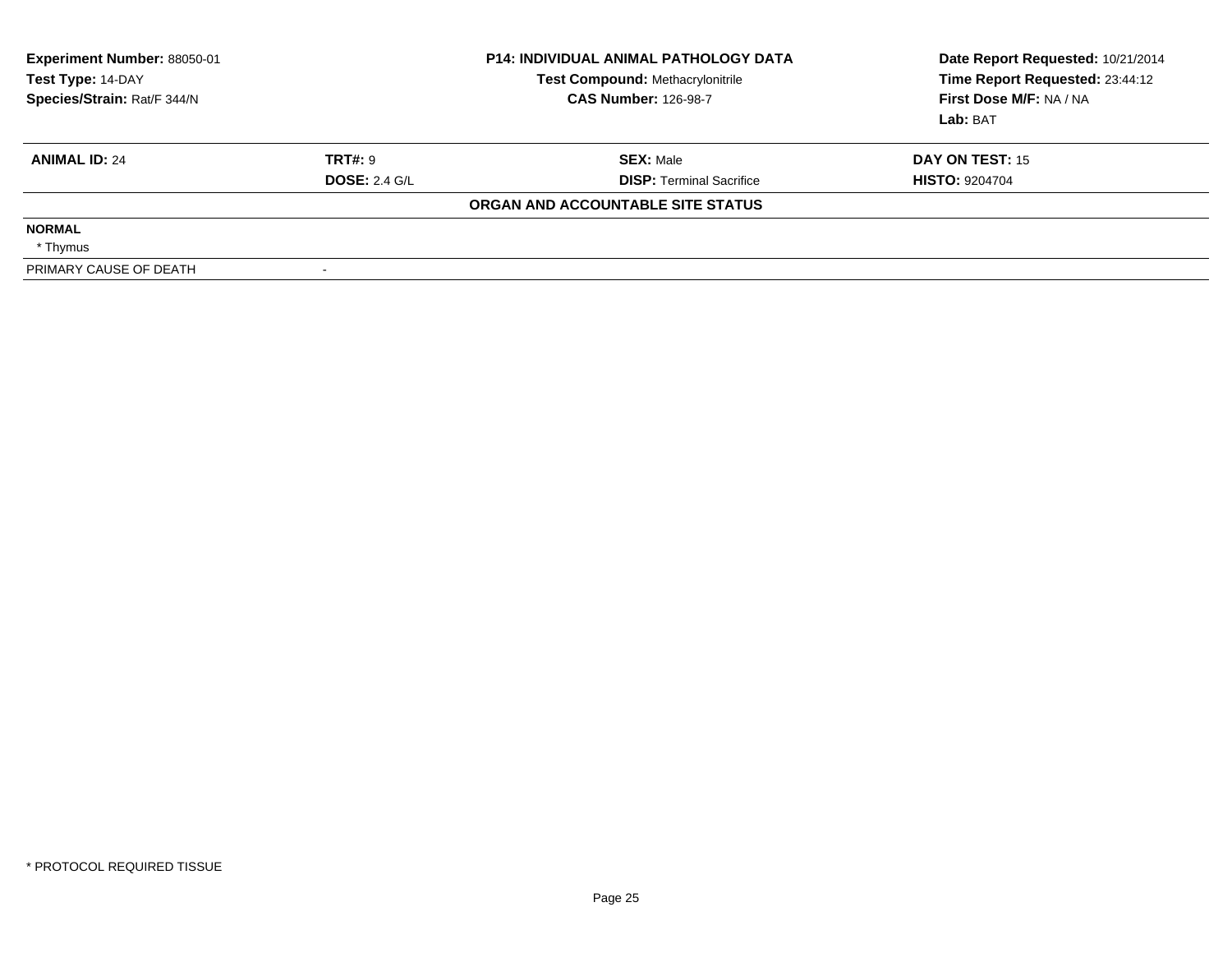**Experiment Number:** 88050-01
**Test Type:** 14-DAY
**Species/Strain:** Rat/F 344/N

**P14: INDIVIDUAL ANIMAL PATHOLOGY DATA**
**Test Compound:** Methacrylonitrile
**CAS Number:** 126-98-7

**Date Report Requested:** 10/21/2014
**Time Report Requested:** 23:44:12
**First Dose M/F:** NA / NA
**Lab:** BAT

| **ANIMAL ID:** 24 | **TRT#:** 9 | **SEX:** Male | **DAY ON TEST:** 15 |
|---|---|---|---|
| | **DOSE:** 2.4 G/L | **DISP:** Terminal Sacrifice | **HISTO:** 9204704 |

**ORGAN AND ACCOUNTABLE SITE STATUS**

**NORMAL**
* Thymus

PRIMARY CAUSE OF DEATH -

* PROTOCOL REQUIRED TISSUE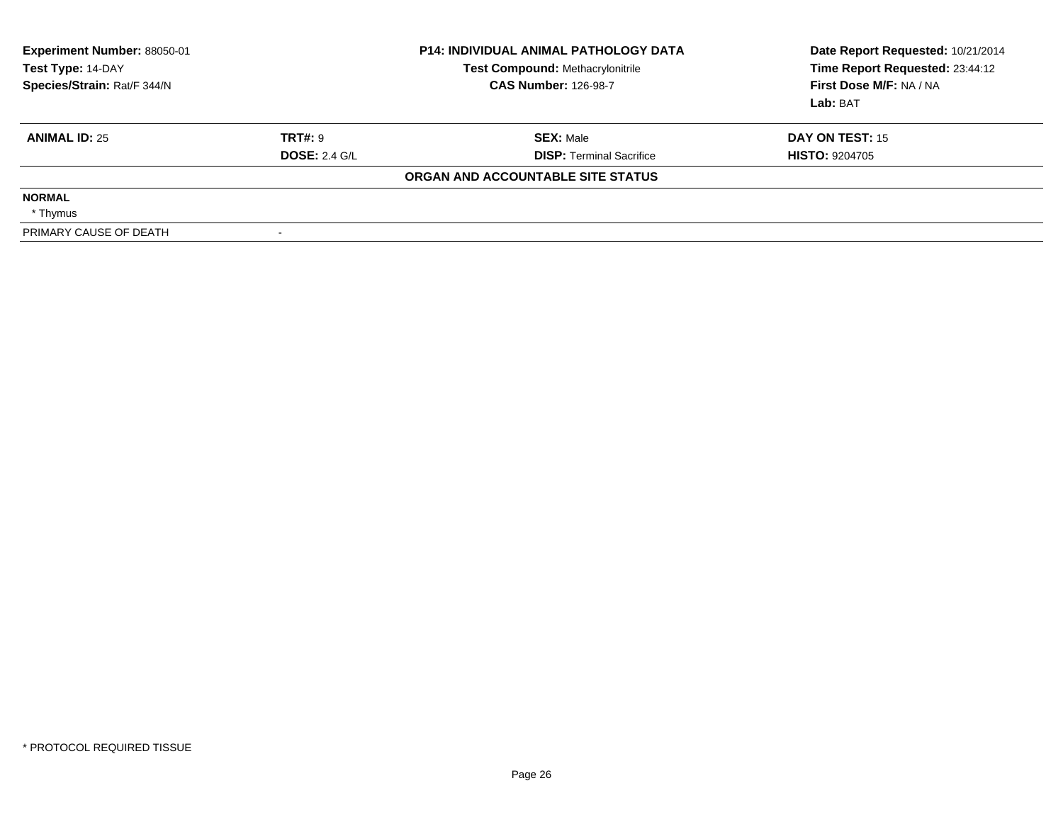**Experiment Number:** 88050-01
**Test Type:** 14-DAY
**Species/Strain:** Rat/F 344/N

**P14: INDIVIDUAL ANIMAL PATHOLOGY DATA**
**Test Compound:** Methacrylonitrile
**CAS Number:** 126-98-7

**Date Report Requested:** 10/21/2014
**Time Report Requested:** 23:44:12
**First Dose M/F:** NA / NA
**Lab:** BAT

| **ANIMAL ID:** 25 | **TRT#:** 9 | **SEX:** Male | **DAY ON TEST:** 15 |
|---|---|---|---|
| | **DOSE:** 2.4 G/L | **DISP:** Terminal Sacrifice | **HISTO:** 9204705 |

**ORGAN AND ACCOUNTABLE SITE STATUS**

**NORMAL**
* Thymus

| PRIMARY CAUSE OF DEATH | - |
|---|---|

* PROTOCOL REQUIRED TISSUE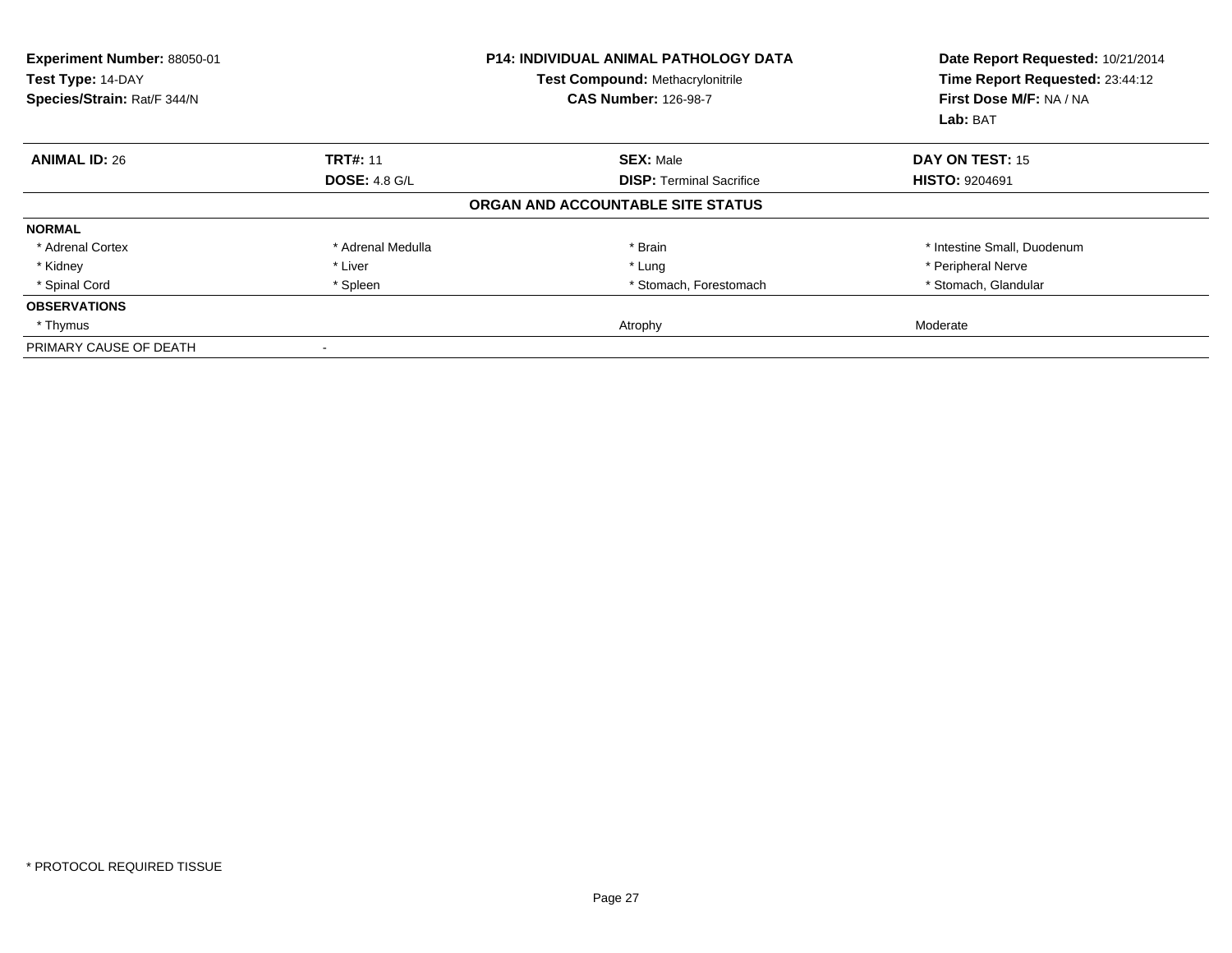**Experiment Number:** 88050-01
**Test Type:** 14-DAY
**Species/Strain:** Rat/F 344/N

**P14: INDIVIDUAL ANIMAL PATHOLOGY DATA**
**Test Compound:** Methacrylonitrile
**CAS Number:** 126-98-7

**Date Report Requested:** 10/21/2014
**Time Report Requested:** 23:44:12
**First Dose M/F:** NA / NA
**Lab:** BAT

| **ANIMAL ID:** 26 | **TRT#:** 11 | **SEX:** Male | **DAY ON TEST:** 15 |
|---|---|---|---|
| | **DOSE:** 4.8 G/L | **DISP:** Terminal Sacrifice | **HISTO:** 9204691 |

**ORGAN AND ACCOUNTABLE SITE STATUS**

| | | | |
|---|---|---|---|
| **NORMAL** | | | |
| * Adrenal Cortex | * Adrenal Medulla | * Brain | * Intestine Small, Duodenum |
| * Kidney | * Liver | * Lung | * Peripheral Nerve |
| * Spinal Cord | * Spleen | * Stomach, Forestomach | * Stomach, Glandular |
| **OBSERVATIONS** | | | |
| * Thymus | | Atrophy | Moderate |
| PRIMARY CAUSE OF DEATH | - | | |

* PROTOCOL REQUIRED TISSUE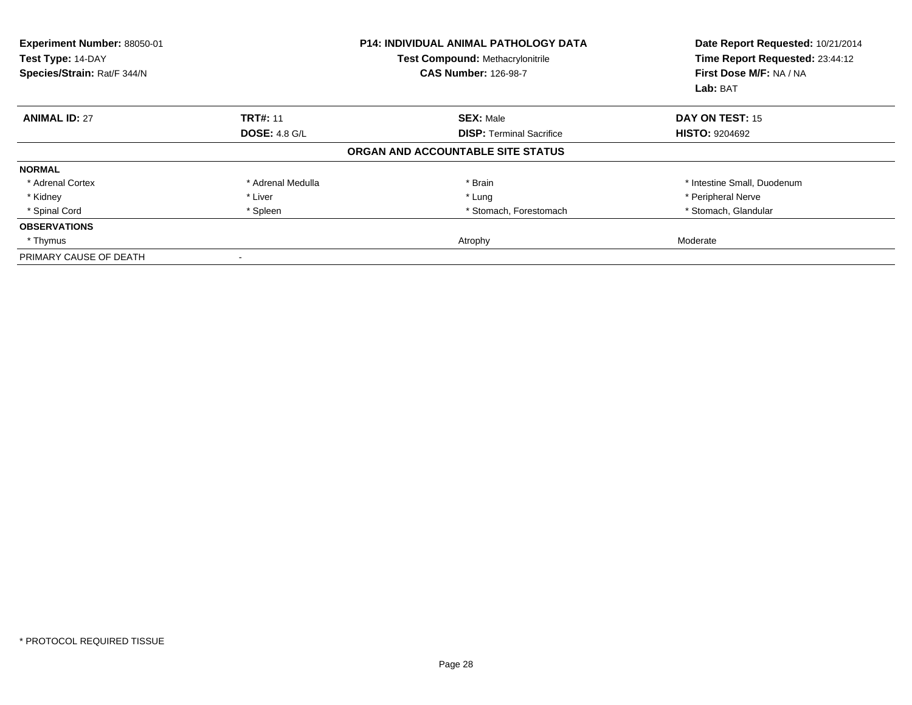**Experiment Number:** 88050-01
**Test Type:** 14-DAY
**Species/Strain:** Rat/F 344/N

**P14: INDIVIDUAL ANIMAL PATHOLOGY DATA**
**Test Compound:** Methacrylonitrile
**CAS Number:** 126-98-7

**Date Report Requested:** 10/21/2014
**Time Report Requested:** 23:44:12
**First Dose M/F:** NA / NA
**Lab:** BAT

| **ANIMAL ID:** 27 | **TRT#:** 11 | **SEX:** Male | **DAY ON TEST:** 15 |
|---|---|---|---|
| | **DOSE:** 4.8 G/L | **DISP:** Terminal Sacrifice | **HISTO:** 9204692 |

**ORGAN AND ACCOUNTABLE SITE STATUS**

| | | | |
|---|---|---|---|
| **NORMAL** | | | |
| * Adrenal Cortex | * Adrenal Medulla | * Brain | * Intestine Small, Duodenum |
| * Kidney | * Liver | * Lung | * Peripheral Nerve |
| * Spinal Cord | * Spleen | * Stomach, Forestomach | * Stomach, Glandular |
| **OBSERVATIONS** | | | |
| * Thymus | | Atrophy | Moderate |
| PRIMARY CAUSE OF DEATH | - | | |

\* PROTOCOL REQUIRED TISSUE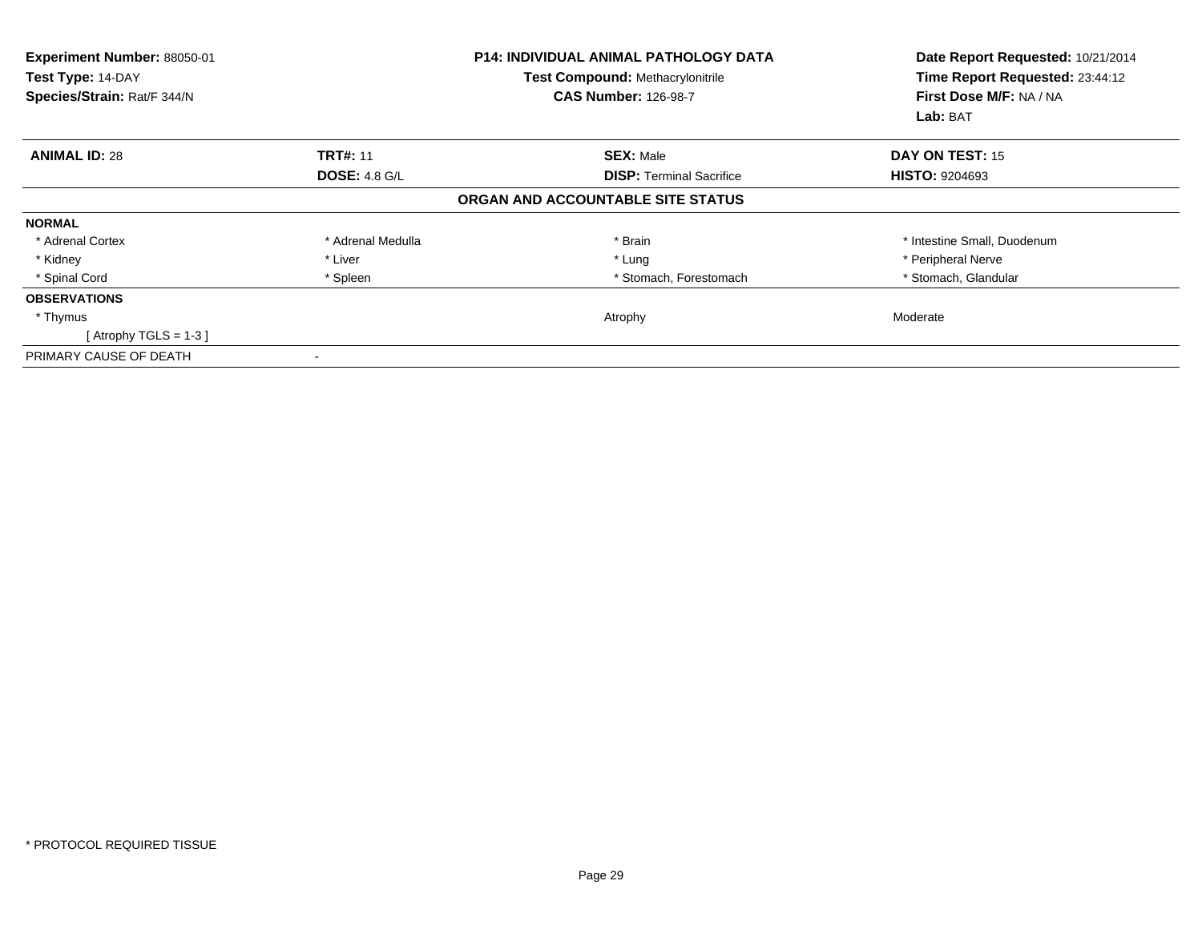**Experiment Number:** 88050-01
**Test Type:** 14-DAY
**Species/Strain:** Rat/F 344/N

**P14: INDIVIDUAL ANIMAL PATHOLOGY DATA**
**Test Compound:** Methacrylonitrile
**CAS Number:** 126-98-7

**Date Report Requested:** 10/21/2014
**Time Report Requested:** 23:44:12
**First Dose M/F:** NA / NA
**Lab:** BAT

| **ANIMAL ID:** 28 | **TRT#:** 11 | **SEX:** Male | **DAY ON TEST:** 15 |
|---|---|---|---|
| | **DOSE:** 4.8 G/L | **DISP:** Terminal Sacrifice | **HISTO:** 9204693 |

**ORGAN AND ACCOUNTABLE SITE STATUS**

| | | | |
|---|---|---|---|
| **NORMAL** | | | |
| * Adrenal Cortex | * Adrenal Medulla | * Brain | * Intestine Small, Duodenum |
| * Kidney | * Liver | * Lung | * Peripheral Nerve |
| * Spinal Cord | * Spleen | * Stomach, Forestomach | * Stomach, Glandular |
| **OBSERVATIONS** | | | |
| * Thymus | | Atrophy | Moderate |
| [ Atrophy TGLS = 1-3 ] | | | |
| PRIMARY CAUSE OF DEATH | - | | |

* PROTOCOL REQUIRED TISSUE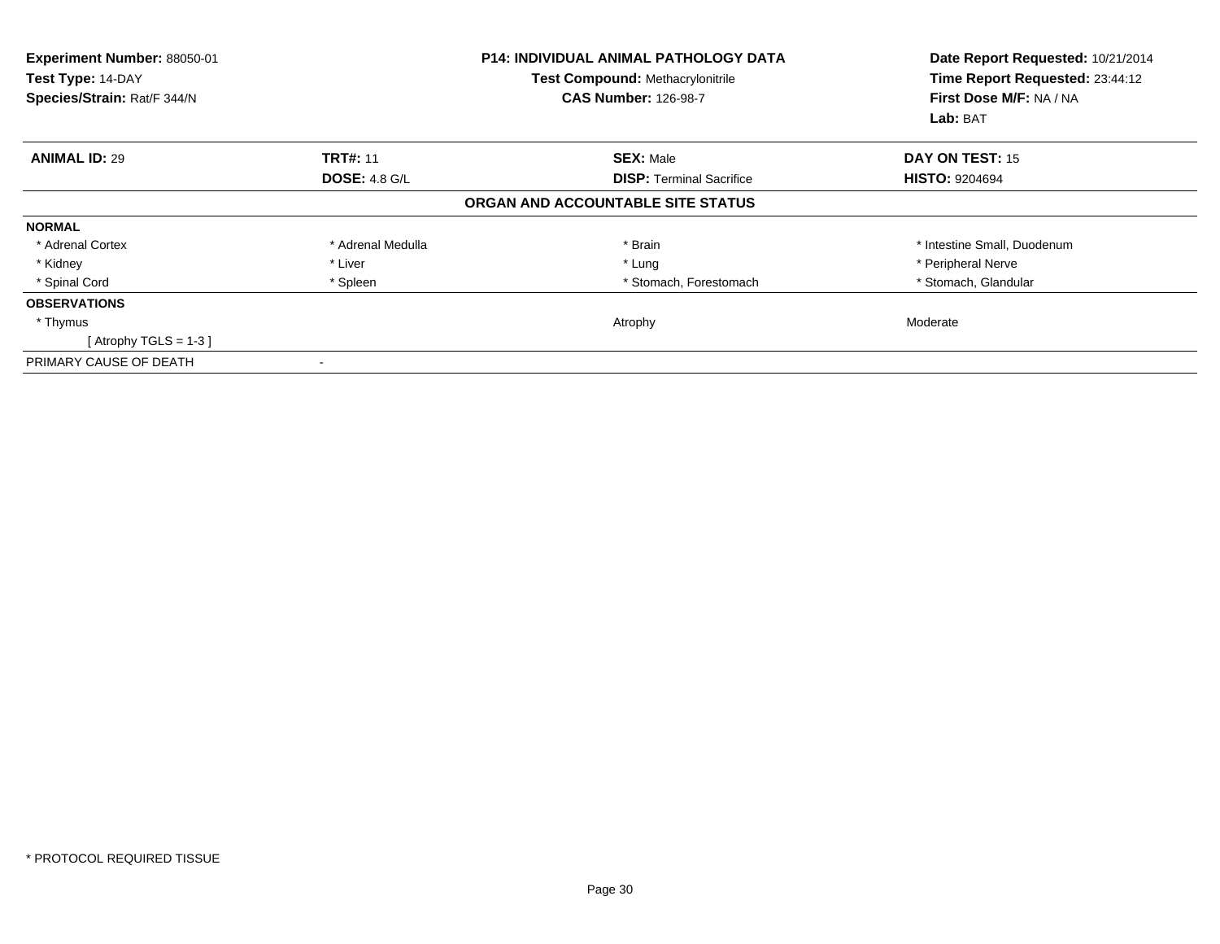**Experiment Number:** 88050-01
**Test Type:** 14-DAY
**Species/Strain:** Rat/F 344/N

**P14: INDIVIDUAL ANIMAL PATHOLOGY DATA**
**Test Compound:** Methacrylonitrile
**CAS Number:** 126-98-7

**Date Report Requested:** 10/21/2014
**Time Report Requested:** 23:44:12
**First Dose M/F:** NA / NA
**Lab:** BAT

| **ANIMAL ID:** 29 | **TRT#:** 11 | **SEX:** Male | **DAY ON TEST:** 15 |
|---|---|---|---|
| | **DOSE:** 4.8 G/L | **DISP:** Terminal Sacrifice | **HISTO:** 9204694 |

**ORGAN AND ACCOUNTABLE SITE STATUS**

| | | | |
|---|---|---|---|
| **NORMAL** | | | |
| * Adrenal Cortex | * Adrenal Medulla | * Brain | * Intestine Small, Duodenum |
| * Kidney | * Liver | * Lung | * Peripheral Nerve |
| * Spinal Cord | * Spleen | * Stomach, Forestomach | * Stomach, Glandular |
| **OBSERVATIONS** | | | |
| * Thymus | | Atrophy | Moderate |
| [ Atrophy TGLS = 1-3 ] | | | |
| PRIMARY CAUSE OF DEATH | - | | |

* PROTOCOL REQUIRED TISSUE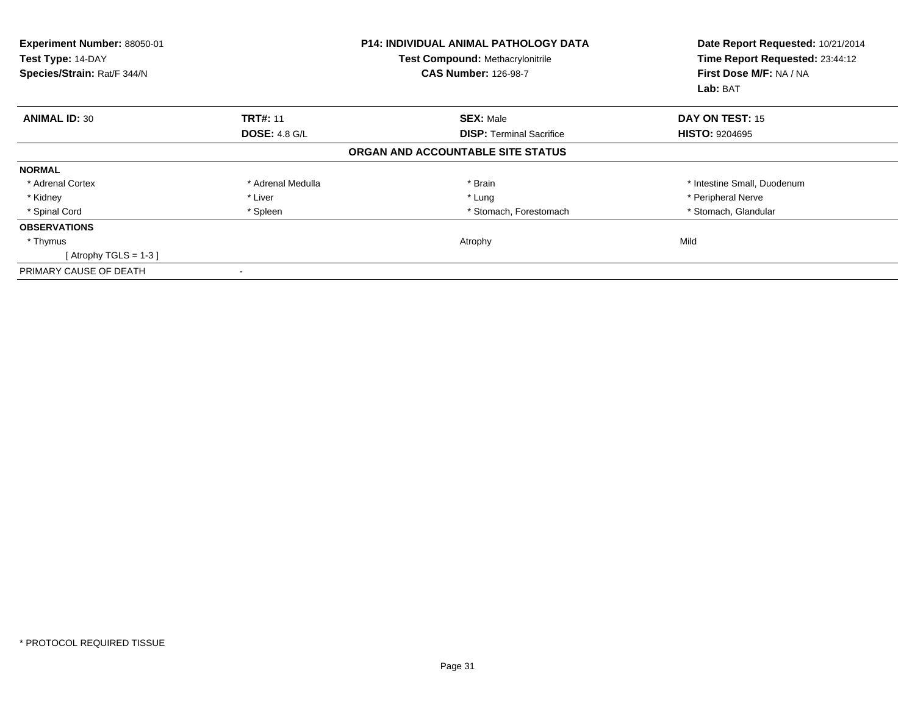**Experiment Number:** 88050-01
**Test Type:** 14-DAY
**Species/Strain:** Rat/F 344/N

**P14: INDIVIDUAL ANIMAL PATHOLOGY DATA**
**Test Compound:** Methacrylonitrile
**CAS Number:** 126-98-7

**Date Report Requested:** 10/21/2014
**Time Report Requested:** 23:44:12
**First Dose M/F:** NA / NA
**Lab:** BAT

| **ANIMAL ID:** 30 | **TRT#:** 11 | **SEX:** Male | **DAY ON TEST:** 15 |
|---|---|---|---|
| | **DOSE:** 4.8 G/L | **DISP:** Terminal Sacrifice | **HISTO:** 9204695 |

**ORGAN AND ACCOUNTABLE SITE STATUS**

| | | | |
|---|---|---|---|
| **NORMAL** | | | |
| * Adrenal Cortex | * Adrenal Medulla | * Brain | * Intestine Small, Duodenum |
| * Kidney | * Liver | * Lung | * Peripheral Nerve |
| * Spinal Cord | * Spleen | * Stomach, Forestomach | * Stomach, Glandular |
| **OBSERVATIONS** | | | |
| * Thymus | | Atrophy | Mild |
| [ Atrophy TGLS = 1-3 ] | | | |
| PRIMARY CAUSE OF DEATH | - | | |

* PROTOCOL REQUIRED TISSUE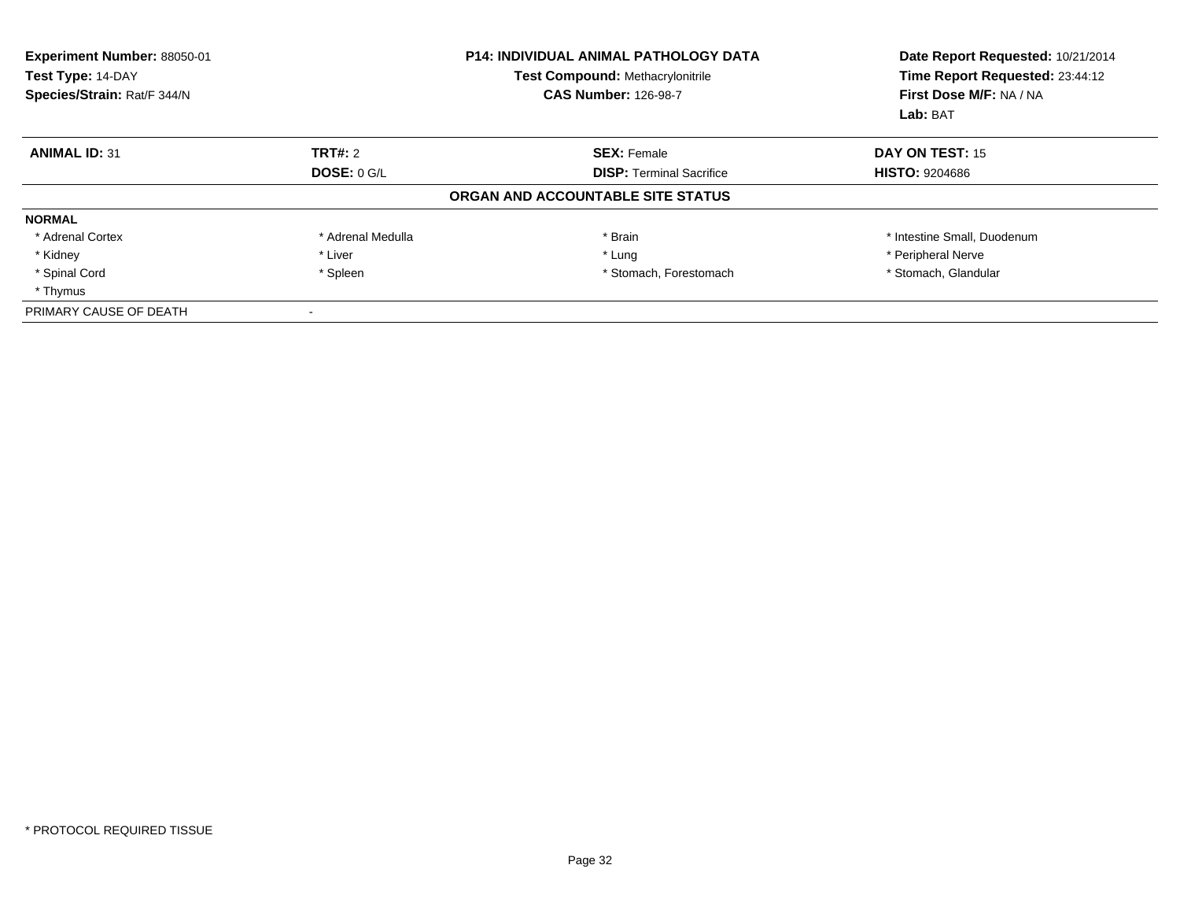**Experiment Number:** 88050-01
**Test Type:** 14-DAY
**Species/Strain:** Rat/F 344/N

**P14: INDIVIDUAL ANIMAL PATHOLOGY DATA**
**Test Compound:** Methacrylonitrile
**CAS Number:** 126-98-7

**Date Report Requested:** 10/21/2014
**Time Report Requested:** 23:44:12
**First Dose M/F:** NA / NA
**Lab:** BAT

| **ANIMAL ID:** 31 | **TRT#:** 2 | **SEX:** Female | **DAY ON TEST:** 15 |
|---|---|---|---|
| | **DOSE:** 0 G/L | **DISP:** Terminal Sacrifice | **HISTO:** 9204686 |

**ORGAN AND ACCOUNTABLE SITE STATUS**

| **NORMAL** | | | |
|---|---|---|---|
| * Adrenal Cortex | * Adrenal Medulla | * Brain | * Intestine Small, Duodenum |
| * Kidney | * Liver | * Lung | * Peripheral Nerve |
| * Spinal Cord | * Spleen | * Stomach, Forestomach | * Stomach, Glandular |
| * Thymus | | | |
| PRIMARY CAUSE OF DEATH | - | | |

* PROTOCOL REQUIRED TISSUE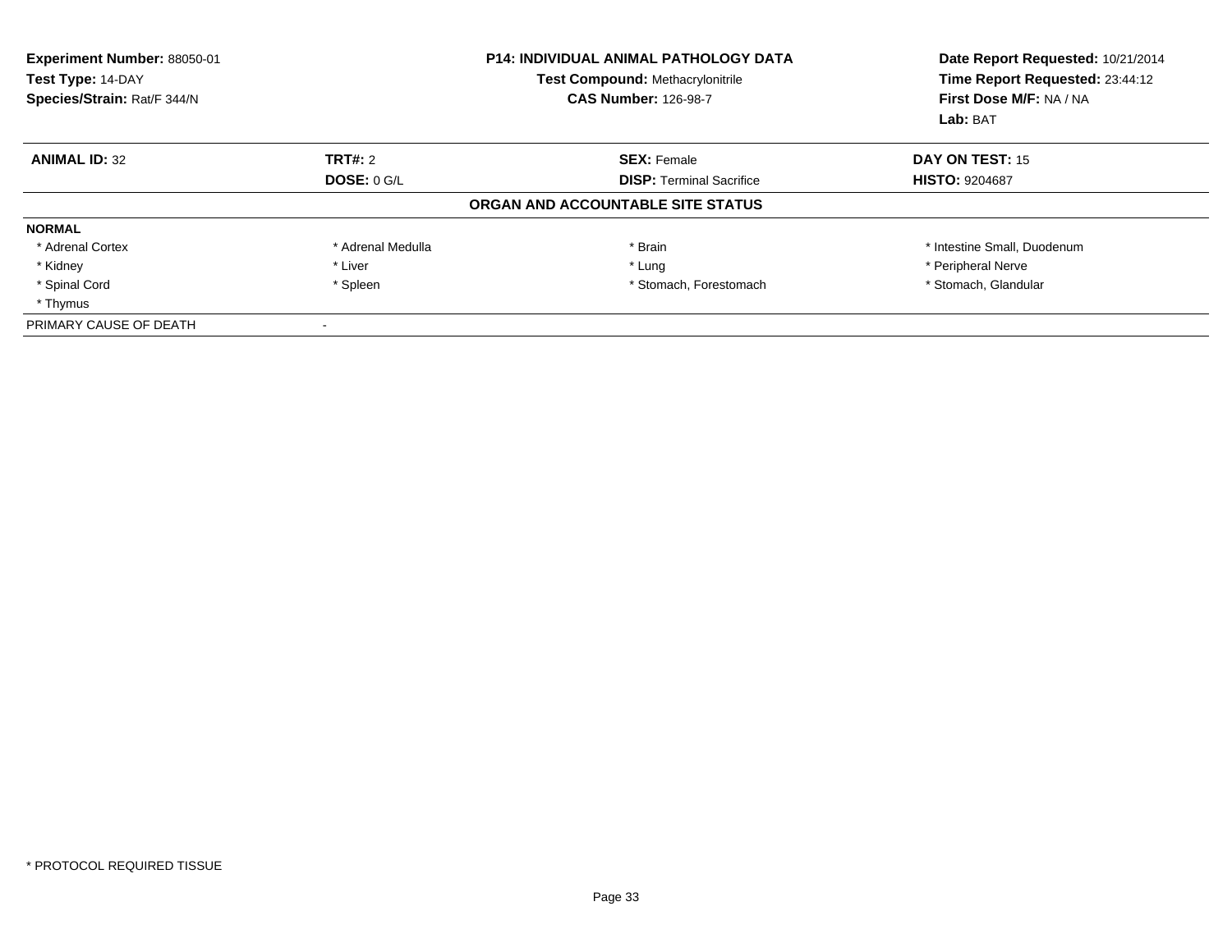**Experiment Number:** 88050-01
**Test Type:** 14-DAY
**Species/Strain:** Rat/F 344/N

**P14: INDIVIDUAL ANIMAL PATHOLOGY DATA**
**Test Compound:** Methacrylonitrile
**CAS Number:** 126-98-7

**Date Report Requested:** 10/21/2014
**Time Report Requested:** 23:44:12
**First Dose M/F:** NA / NA
**Lab:** BAT

| **ANIMAL ID:** 32 | **TRT#:** 2 | **SEX:** Female | **DAY ON TEST:** 15 |
|---|---|---|---|
| | **DOSE:** 0 G/L | **DISP:** Terminal Sacrifice | **HISTO:** 9204687 |

**ORGAN AND ACCOUNTABLE SITE STATUS**

**NORMAL**

| | | | |
|---|---|---|---|
| * Adrenal Cortex | * Adrenal Medulla | * Brain | * Intestine Small, Duodenum |
| * Kidney | * Liver | * Lung | * Peripheral Nerve |
| * Spinal Cord | * Spleen | * Stomach, Forestomach | * Stomach, Glandular |
| * Thymus | | | |

PRIMARY CAUSE OF DEATH -

* PROTOCOL REQUIRED TISSUE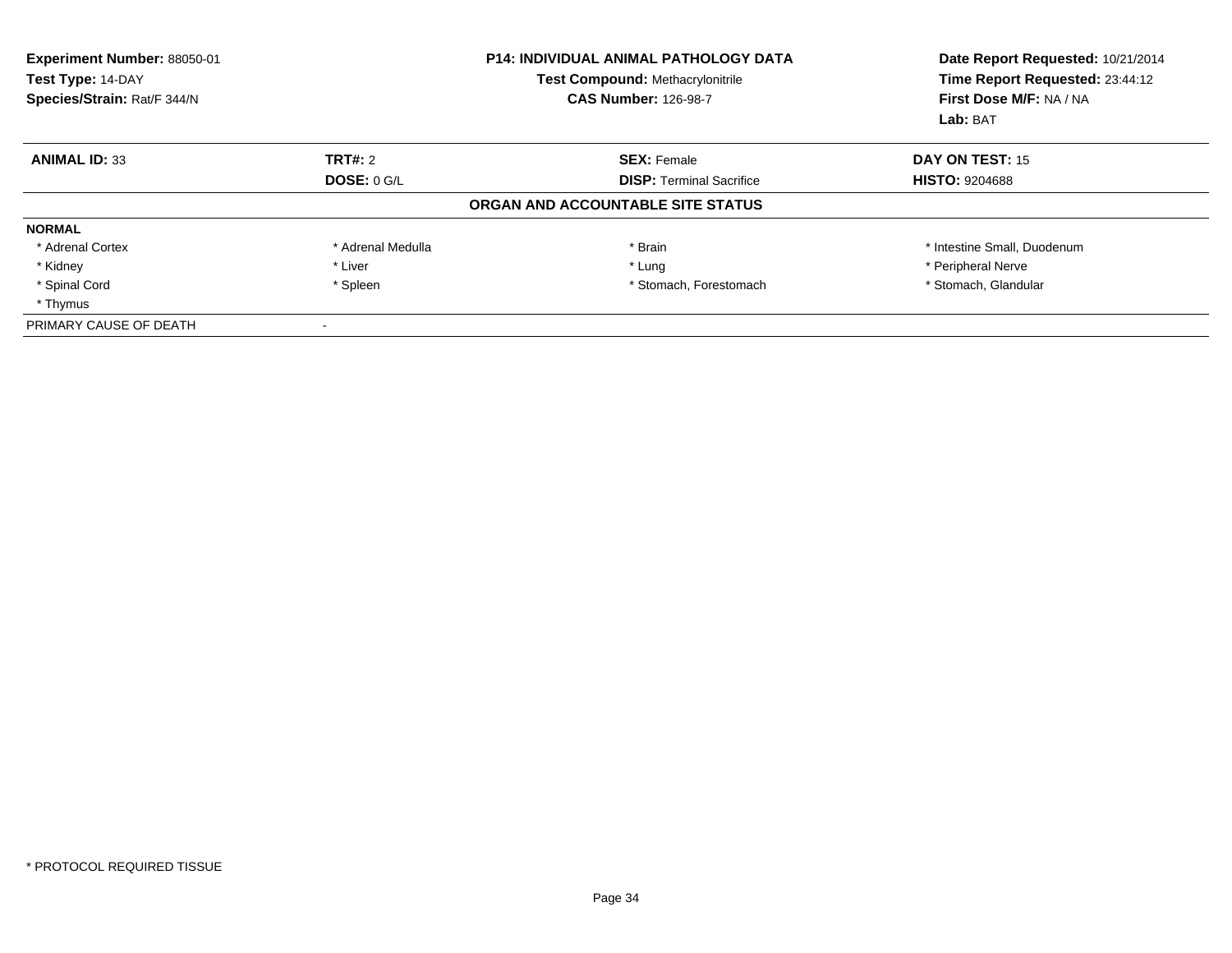**Experiment Number:** 88050-01
**Test Type:** 14-DAY
**Species/Strain:** Rat/F 344/N

**P14: INDIVIDUAL ANIMAL PATHOLOGY DATA**
**Test Compound:** Methacrylonitrile
**CAS Number:** 126-98-7

**Date Report Requested:** 10/21/2014
**Time Report Requested:** 23:44:12
**First Dose M/F:** NA / NA
**Lab:** BAT

| **ANIMAL ID:** 33 | **TRT#:** 2 | **SEX:** Female | **DAY ON TEST:** 15 |
|---|---|---|---|
| | **DOSE:** 0 G/L | **DISP:** Terminal Sacrifice | **HISTO:** 9204688 |

## ORGAN AND ACCOUNTABLE SITE STATUS

| **NORMAL** | | | |
|---|---|---|---|
| * Adrenal Cortex | * Adrenal Medulla | * Brain | * Intestine Small, Duodenum |
| * Kidney | * Liver | * Lung | * Peripheral Nerve |
| * Spinal Cord | * Spleen | * Stomach, Forestomach | * Stomach, Glandular |
| * Thymus | | | |
| PRIMARY CAUSE OF DEATH | - | | |

* PROTOCOL REQUIRED TISSUE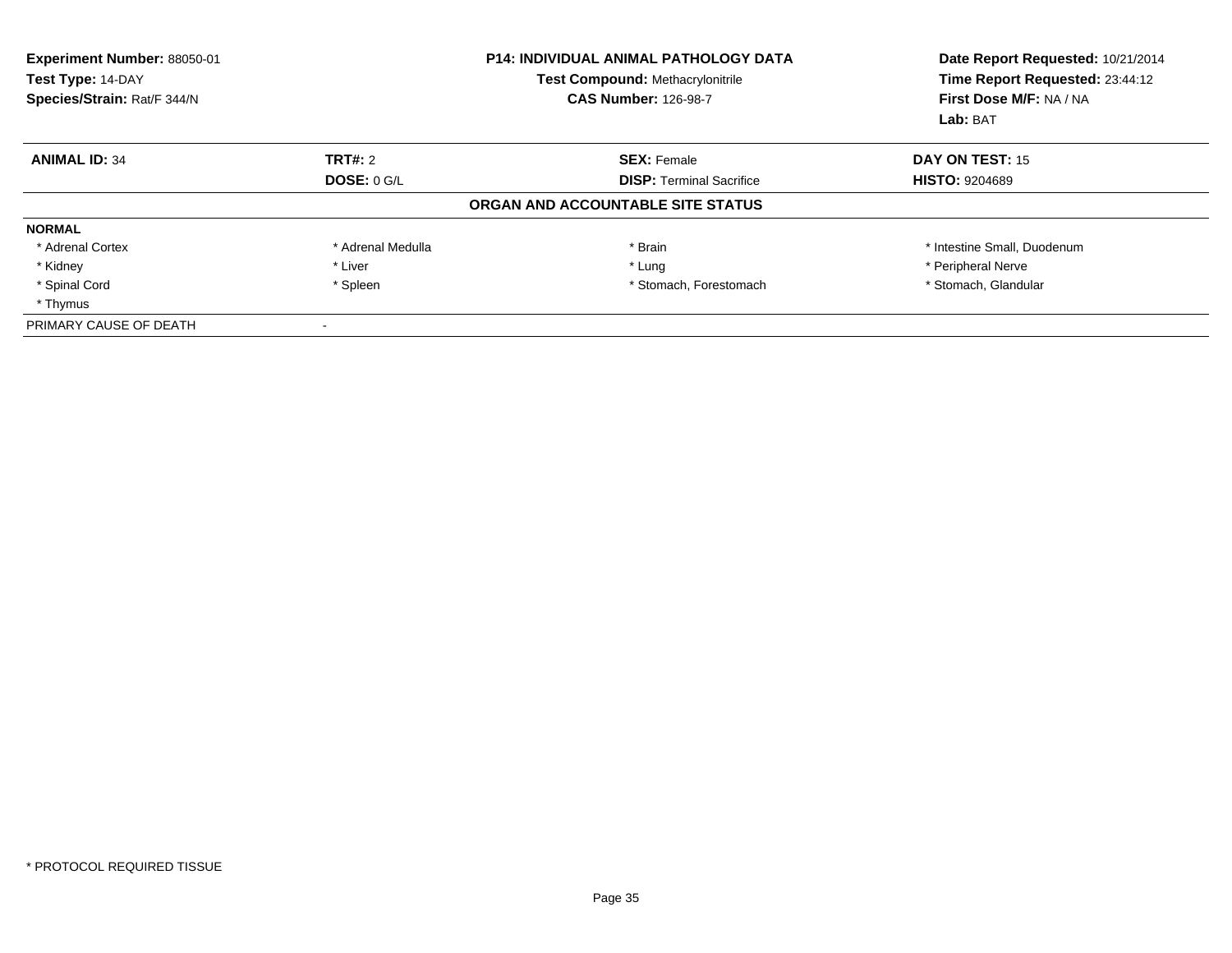**Experiment Number:** 88050-01
**Test Type:** 14-DAY
**Species/Strain:** Rat/F 344/N

**P14: INDIVIDUAL ANIMAL PATHOLOGY DATA**
**Test Compound:** Methacrylonitrile
**CAS Number:** 126-98-7

**Date Report Requested:** 10/21/2014
**Time Report Requested:** 23:44:12
**First Dose M/F:** NA / NA
**Lab:** BAT

| **ANIMAL ID:** 34 | **TRT#:** 2 | **SEX:** Female | **DAY ON TEST:** 15 |
|---|---|---|---|
| | **DOSE:** 0 G/L | **DISP:** Terminal Sacrifice | **HISTO:** 9204689 |

**ORGAN AND ACCOUNTABLE SITE STATUS**

**NORMAL**

| | | | |
|---|---|---|---|
| * Adrenal Cortex | * Adrenal Medulla | * Brain | * Intestine Small, Duodenum |
| * Kidney | * Liver | * Lung | * Peripheral Nerve |
| * Spinal Cord | * Spleen | * Stomach, Forestomach | * Stomach, Glandular |
| * Thymus | | | |

PRIMARY CAUSE OF DEATH -

* PROTOCOL REQUIRED TISSUE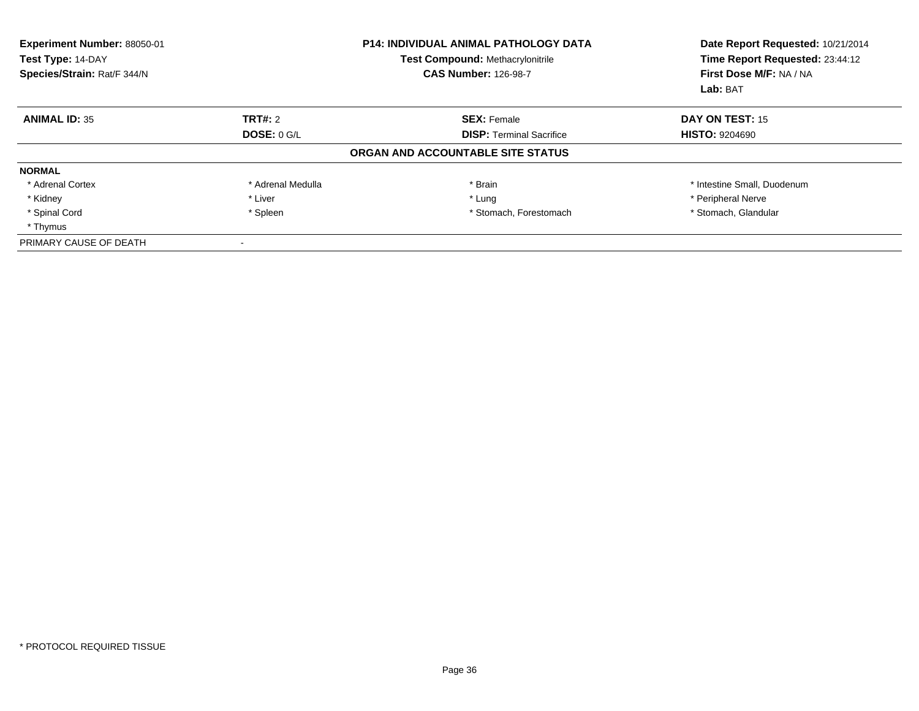**Experiment Number:** 88050-01
**Test Type:** 14-DAY
**Species/Strain:** Rat/F 344/N

**P14: INDIVIDUAL ANIMAL PATHOLOGY DATA**
**Test Compound:** Methacrylonitrile
**CAS Number:** 126-98-7

**Date Report Requested:** 10/21/2014
**Time Report Requested:** 23:44:12
**First Dose M/F:** NA / NA
**Lab:** BAT

| **ANIMAL ID:** 35 | **TRT#:** 2 | **SEX:** Female | **DAY ON TEST:** 15 |
|---|---|---|---|
| | **DOSE:** 0 G/L | **DISP:** Terminal Sacrifice | **HISTO:** 9204690 |

**ORGAN AND ACCOUNTABLE SITE STATUS**

| **NORMAL** | | | |
|---|---|---|---|
| * Adrenal Cortex | * Adrenal Medulla | * Brain | * Intestine Small, Duodenum |
| * Kidney | * Liver | * Lung | * Peripheral Nerve |
| * Spinal Cord | * Spleen | * Stomach, Forestomach | * Stomach, Glandular |
| * Thymus | | | |
| PRIMARY CAUSE OF DEATH | - | | |

* PROTOCOL REQUIRED TISSUE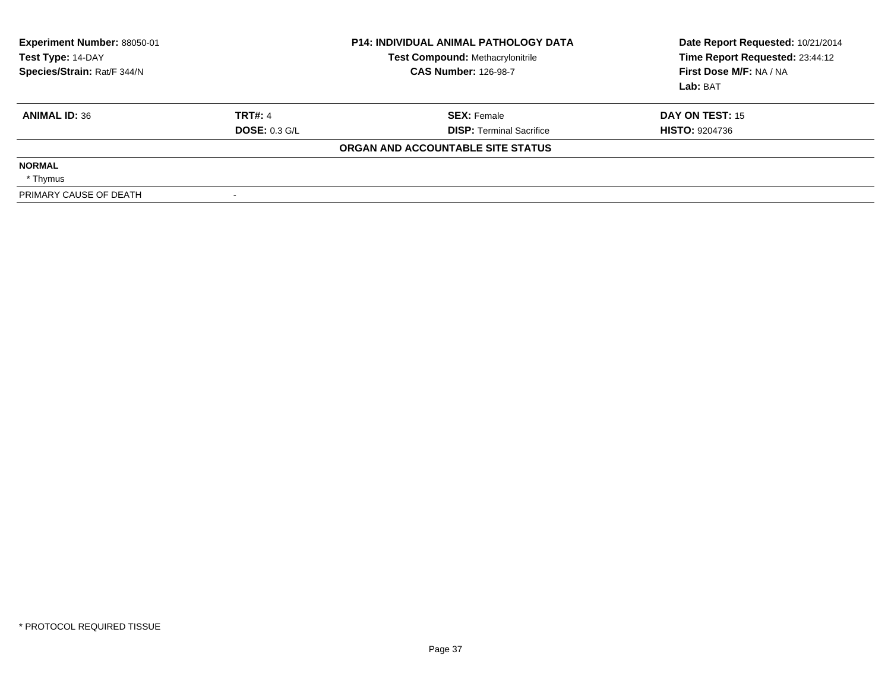**Experiment Number:** 88050-01
**Test Type:** 14-DAY
**Species/Strain:** Rat/F 344/N

**P14: INDIVIDUAL ANIMAL PATHOLOGY DATA**
**Test Compound:** Methacrylonitrile
**CAS Number:** 126-98-7

**Date Report Requested:** 10/21/2014
**Time Report Requested:** 23:44:12
**First Dose M/F:** NA / NA
**Lab:** BAT

| **ANIMAL ID:** 36 | **TRT#:** 4 | **SEX:** Female | **DAY ON TEST:** 15 |
|---|---|---|---|
| | **DOSE:** 0.3 G/L | **DISP:** Terminal Sacrifice | **HISTO:** 9204736 |

**ORGAN AND ACCOUNTABLE SITE STATUS**

| | |
|---|---|
| **NORMAL** | |
| * Thymus | |
| PRIMARY CAUSE OF DEATH | - |

* PROTOCOL REQUIRED TISSUE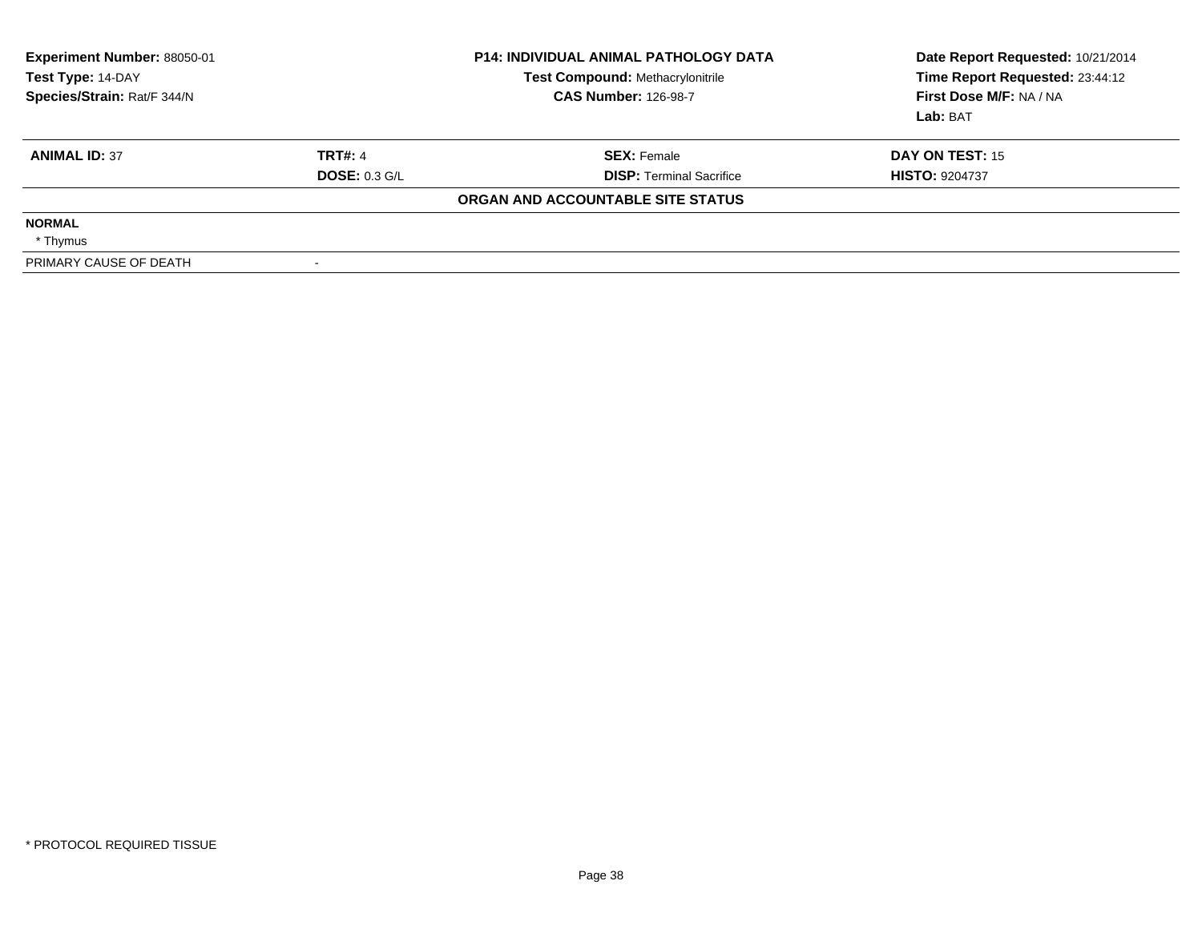| Experiment Number: 88050-01 | P14: INDIVIDUAL ANIMAL PATHOLOGY DATA | Date Report Requested: 10/21/2014 |
|---|---|---|
| Test Type: 14-DAY | Test Compound: Methacrylonitrile | Time Report Requested: 23:44:12 |
| Species/Strain: Rat/F 344/N | CAS Number: 126-98-7 | First Dose M/F: NA / NA |
| | | Lab: BAT |

| **ANIMAL ID:** 37 | **TRT#:** 4 | **SEX:** Female | **DAY ON TEST:** 15 |
|---|---|---|---|
| | **DOSE:** 0.3 G/L | **DISP:** Terminal Sacrifice | **HISTO:** 9204737 |

**ORGAN AND ACCOUNTABLE SITE STATUS**

| | |
|---|---|
| **NORMAL** | |
| * Thymus | |
| PRIMARY CAUSE OF DEATH | - |

* PROTOCOL REQUIRED TISSUE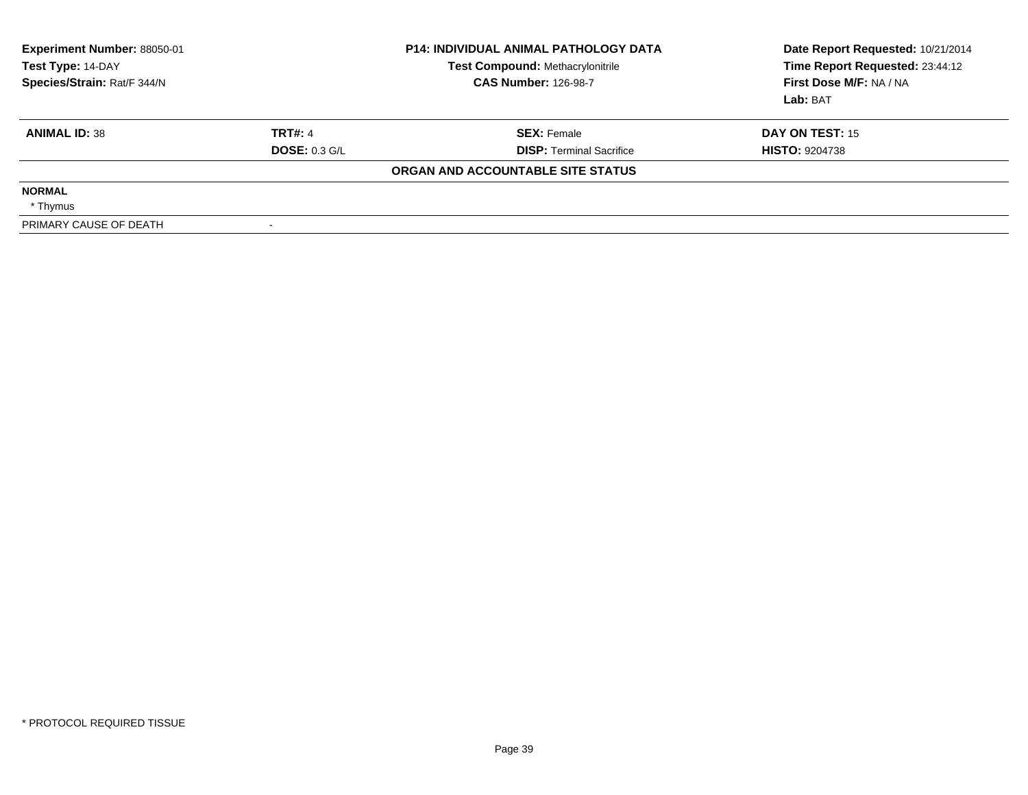| Experiment Number: 88050-01 | P14: INDIVIDUAL ANIMAL PATHOLOGY DATA | Date Report Requested: 10/21/2014 |
|---|---|---|
| Test Type: 14-DAY | Test Compound: Methacrylonitrile | Time Report Requested: 23:44:12 |
| Species/Strain: Rat/F 344/N | CAS Number: 126-98-7 | First Dose M/F: NA / NA |
| | | Lab: BAT |

| ANIMAL ID: 38 | TRT#: 4 | SEX: Female | DAY ON TEST: 15 |
|---|---|---|---|
| | DOSE: 0.3 G/L | DISP: Terminal Sacrifice | HISTO: 9204738 |

**ORGAN AND ACCOUNTABLE SITE STATUS**

| | |
|---|---|
| **NORMAL** | |
| * Thymus | |
| PRIMARY CAUSE OF DEATH | - |

* PROTOCOL REQUIRED TISSUE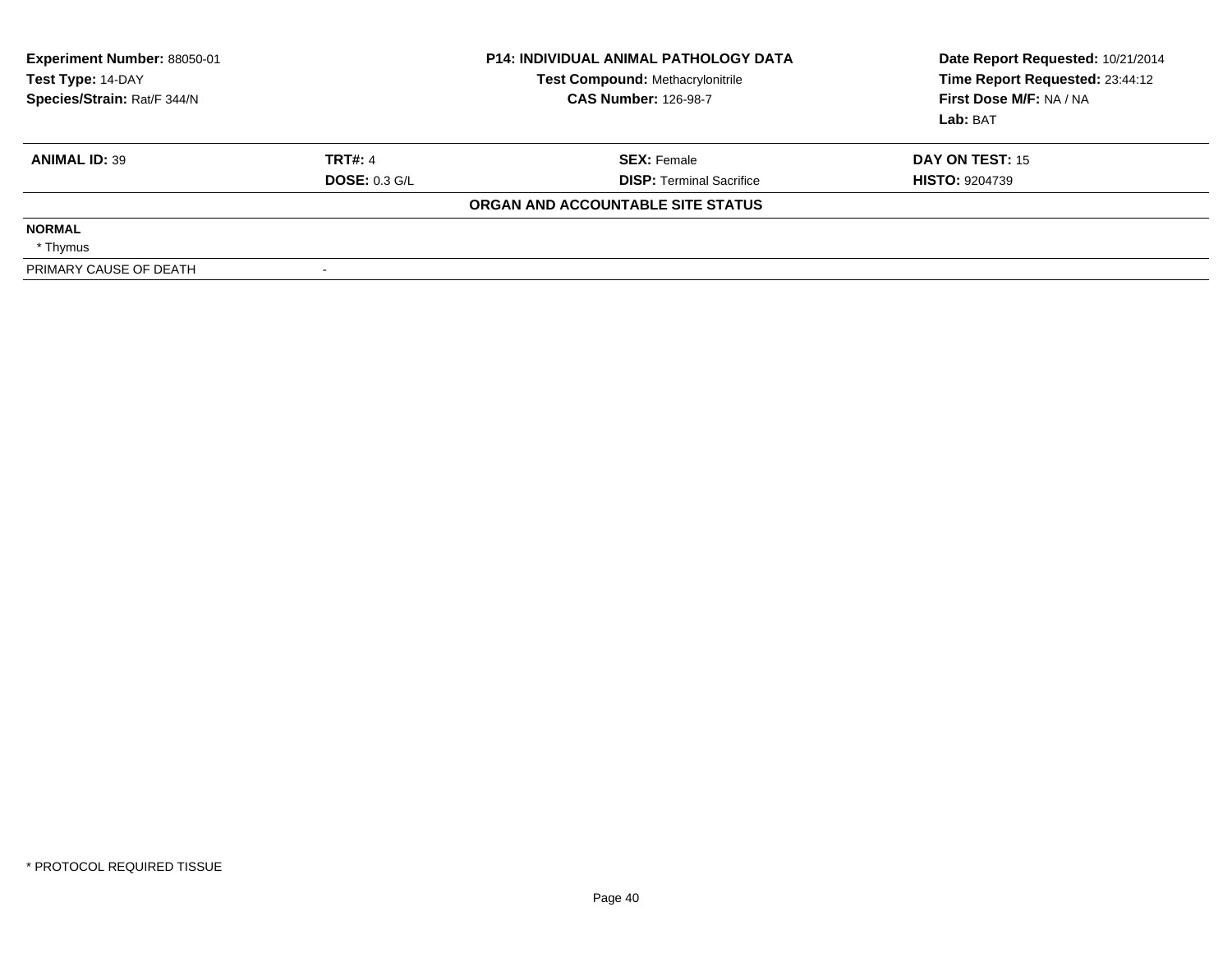| Experiment Number: 88050-01 | P14: INDIVIDUAL ANIMAL PATHOLOGY DATA | Date Report Requested: 10/21/2014 |
|---|---|---|
| Test Type: 14-DAY | Test Compound: Methacrylonitrile | Time Report Requested: 23:44:12 |
| Species/Strain: Rat/F 344/N | CAS Number: 126-98-7 | First Dose M/F: NA / NA |
| | | Lab: BAT |

| ANIMAL ID: 39 | TRT#: 4 | SEX: Female | DAY ON TEST: 15 |
|---|---|---|---|
| | DOSE: 0.3 G/L | DISP: Terminal Sacrifice | HISTO: 9204739 |

**ORGAN AND ACCOUNTABLE SITE STATUS**

**NORMAL**

* Thymus

| PRIMARY CAUSE OF DEATH | - |
|---|---|

* PROTOCOL REQUIRED TISSUE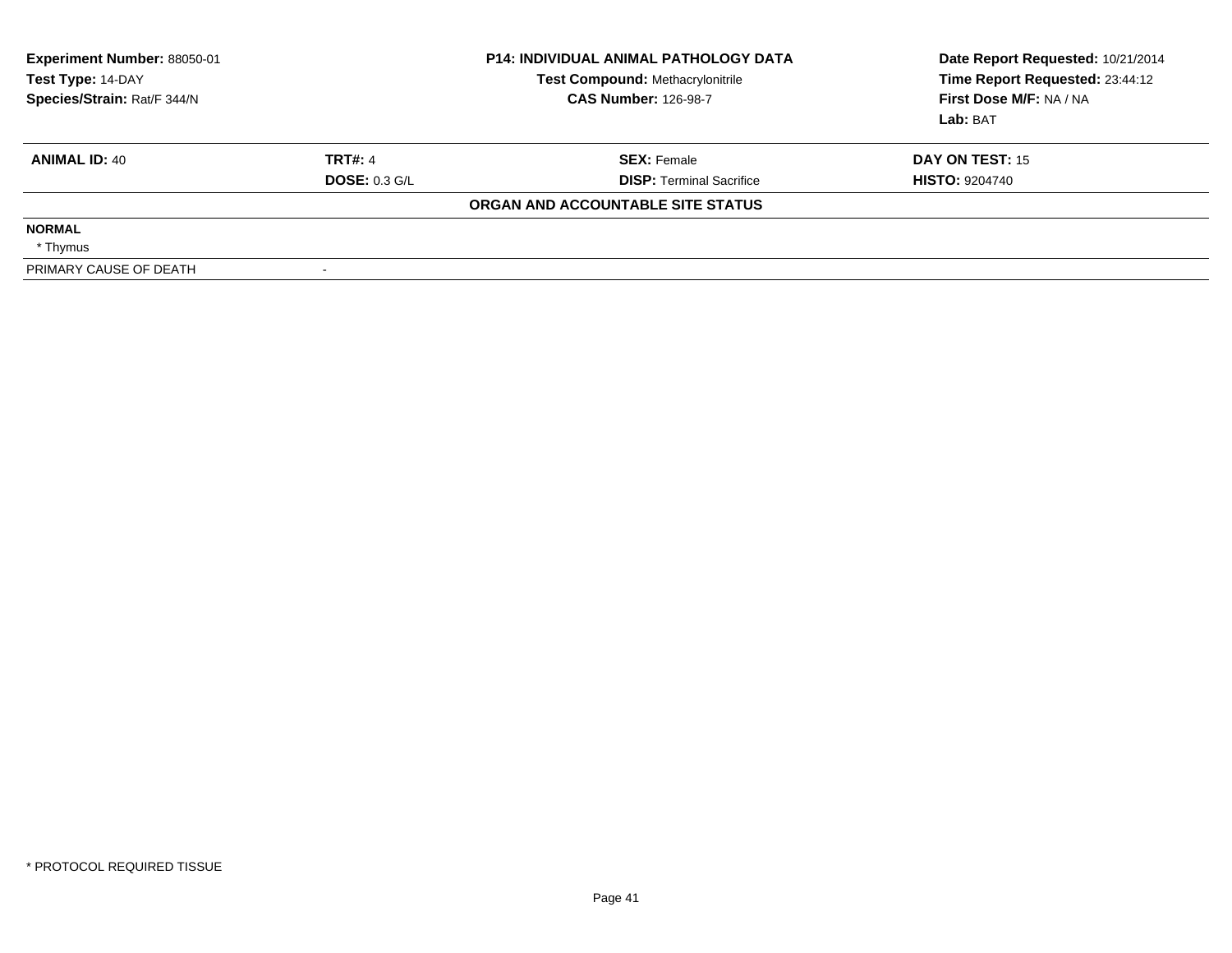| Experiment Number: 88050-01 | P14: INDIVIDUAL ANIMAL PATHOLOGY DATA | Date Report Requested: 10/21/2014 |
|---|---|---|
| Test Type: 14-DAY | Test Compound: Methacrylonitrile | Time Report Requested: 23:44:12 |
| Species/Strain: Rat/F 344/N | CAS Number: 126-98-7 | First Dose M/F: NA / NA |
| | | Lab: BAT |

| ANIMAL ID: 40 | TRT#: 4 | SEX: Female | DAY ON TEST: 15 |
|---|---|---|---|
| | DOSE: 0.3 G/L | DISP: Terminal Sacrifice | HISTO: 9204740 |

**ORGAN AND ACCOUNTABLE SITE STATUS**

| | |
|---|---|
| **NORMAL** | |
| * Thymus | |
| PRIMARY CAUSE OF DEATH | - |

* PROTOCOL REQUIRED TISSUE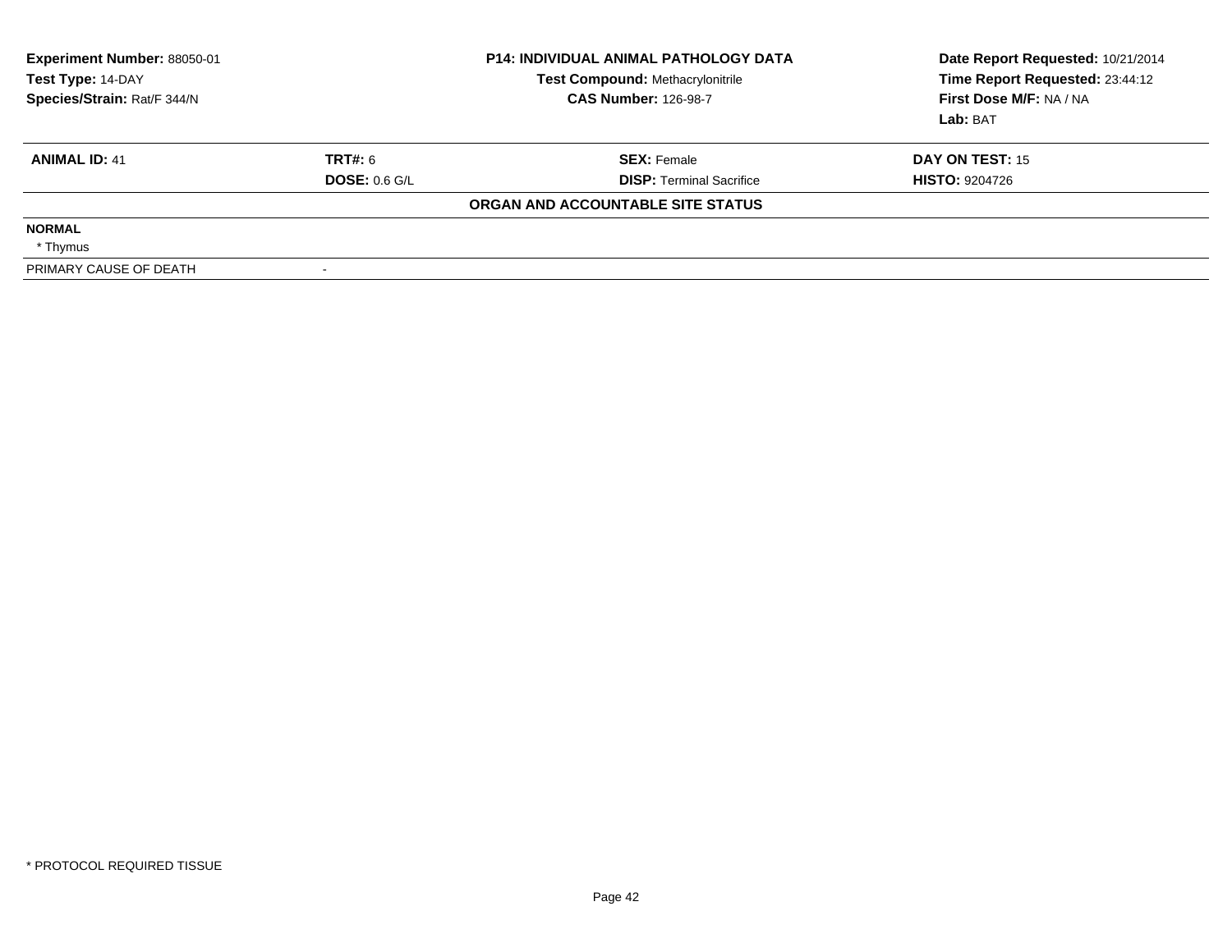| Experiment Number: 88050-01 | P14: INDIVIDUAL ANIMAL PATHOLOGY DATA | Date Report Requested: 10/21/2014 |
|---|---|---|
| Test Type: 14-DAY | Test Compound: Methacrylonitrile | Time Report Requested: 23:44:12 |
| Species/Strain: Rat/F 344/N | CAS Number: 126-98-7 | First Dose M/F: NA / NA |
| | | Lab: BAT |

| **ANIMAL ID:** 41 | **TRT#:** 6 | **SEX:** Female | **DAY ON TEST:** 15 |
|---|---|---|---|
| | **DOSE:** 0.6 G/L | **DISP:** Terminal Sacrifice | **HISTO:** 9204726 |

**ORGAN AND ACCOUNTABLE SITE STATUS**

| | |
|---|---|
| **NORMAL** | |
| * Thymus | |
| PRIMARY CAUSE OF DEATH | - |

* PROTOCOL REQUIRED TISSUE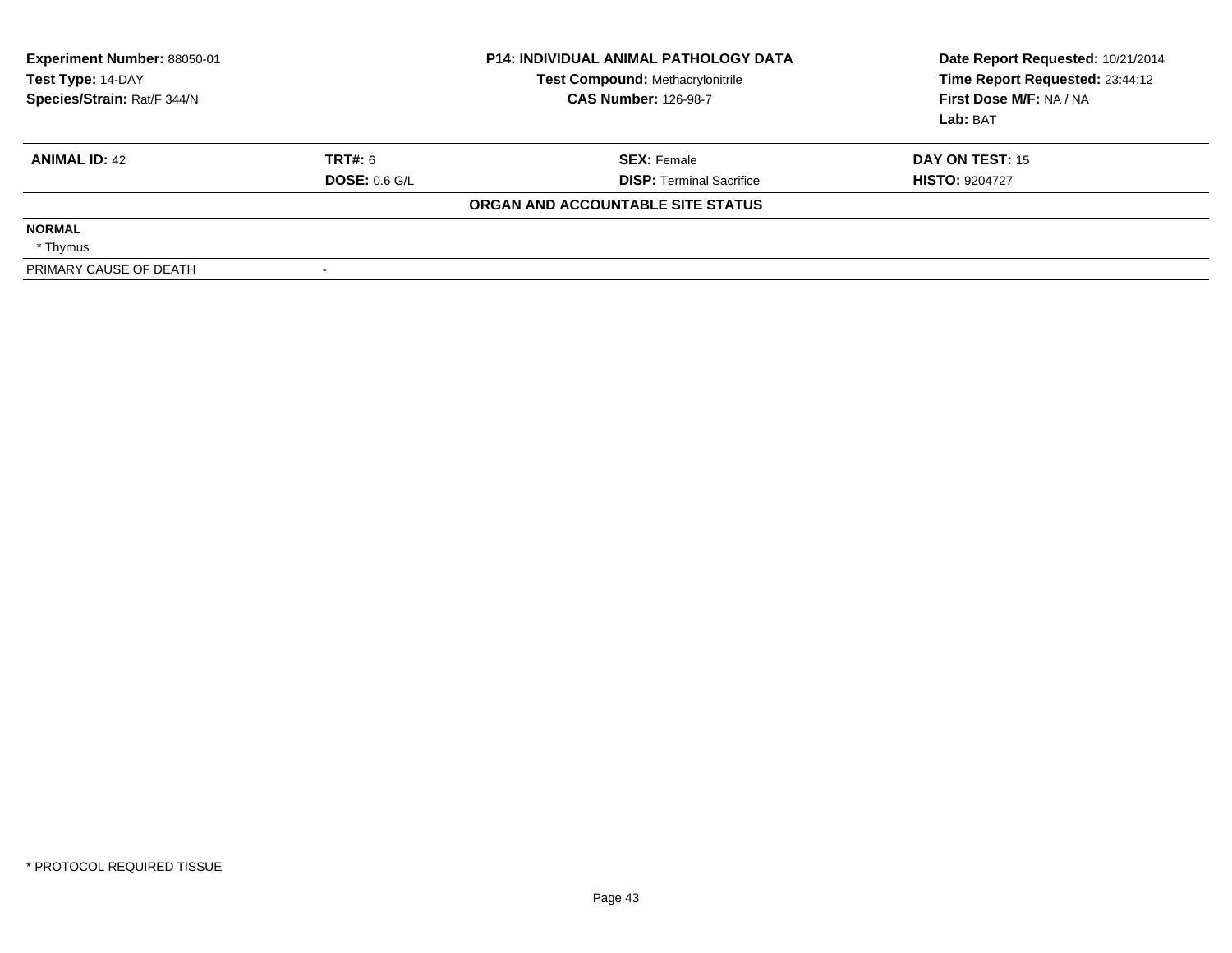**Experiment Number:** 88050-01
**Test Type:** 14-DAY
**Species/Strain:** Rat/F 344/N

**P14: INDIVIDUAL ANIMAL PATHOLOGY DATA**
**Test Compound:** Methacrylonitrile
**CAS Number:** 126-98-7

**Date Report Requested:** 10/21/2014
**Time Report Requested:** 23:44:12
**First Dose M/F:** NA / NA
**Lab:** BAT

| **ANIMAL ID:** 42 | **TRT#:** 6 | **SEX:** Female | **DAY ON TEST:** 15 |
|---|---|---|---|
| | **DOSE:** 0.6 G/L | **DISP:** Terminal Sacrifice | **HISTO:** 9204727 |

**ORGAN AND ACCOUNTABLE SITE STATUS**

**NORMAL**

* Thymus

| PRIMARY CAUSE OF DEATH | - |
|---|---|

* PROTOCOL REQUIRED TISSUE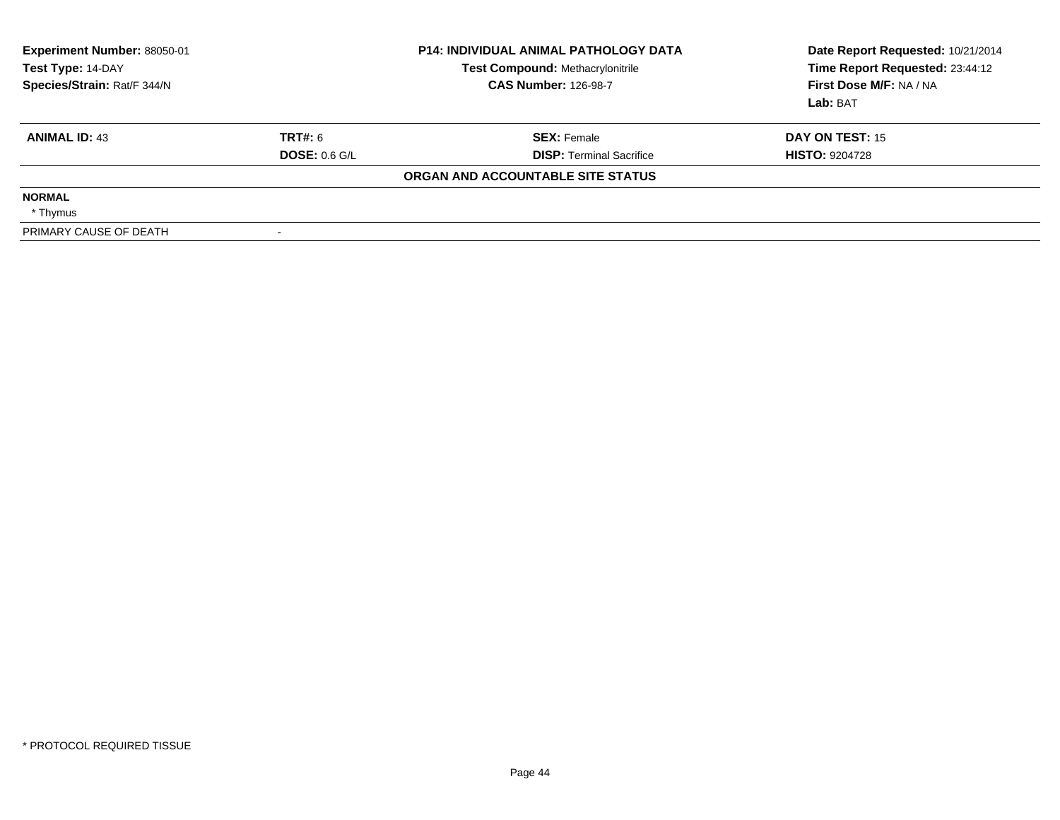**Experiment Number:** 88050-01
**Test Type:** 14-DAY
**Species/Strain:** Rat/F 344/N

**P14: INDIVIDUAL ANIMAL PATHOLOGY DATA**
**Test Compound:** Methacrylonitrile
**CAS Number:** 126-98-7

**Date Report Requested:** 10/21/2014
**Time Report Requested:** 23:44:12
**First Dose M/F:** NA / NA
**Lab:** BAT

| **ANIMAL ID:** 43 | **TRT#:** 6 | **SEX:** Female | **DAY ON TEST:** 15 |
|---|---|---|---|
| | **DOSE:** 0.6 G/L | **DISP:** Terminal Sacrifice | **HISTO:** 9204728 |

**ORGAN AND ACCOUNTABLE SITE STATUS**

**NORMAL**
* Thymus

| PRIMARY CAUSE OF DEATH | - |
|---|---|

* PROTOCOL REQUIRED TISSUE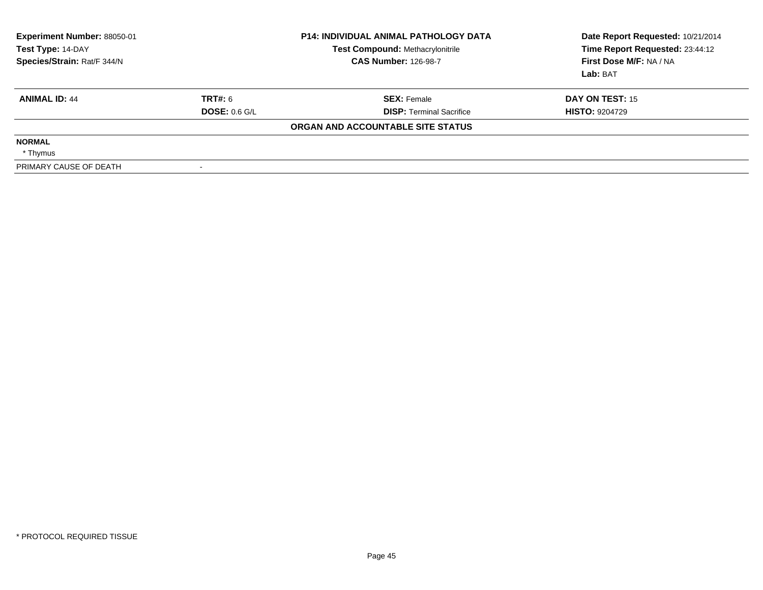**Experiment Number:** 88050-01
**Test Type:** 14-DAY
**Species/Strain:** Rat/F 344/N

**P14: INDIVIDUAL ANIMAL PATHOLOGY DATA**
**Test Compound:** Methacrylonitrile
**CAS Number:** 126-98-7

**Date Report Requested:** 10/21/2014
**Time Report Requested:** 23:44:12
**First Dose M/F:** NA / NA
**Lab:** BAT

| **ANIMAL ID:** 44 | **TRT#:** 6 | **SEX:** Female | **DAY ON TEST:** 15 |
|---|---|---|---|
| | **DOSE:** 0.6 G/L | **DISP:** Terminal Sacrifice | **HISTO:** 9204729 |

**ORGAN AND ACCOUNTABLE SITE STATUS**

| | |
|---|---|
| **NORMAL** | |
| * Thymus | |
| PRIMARY CAUSE OF DEATH | - |

\* PROTOCOL REQUIRED TISSUE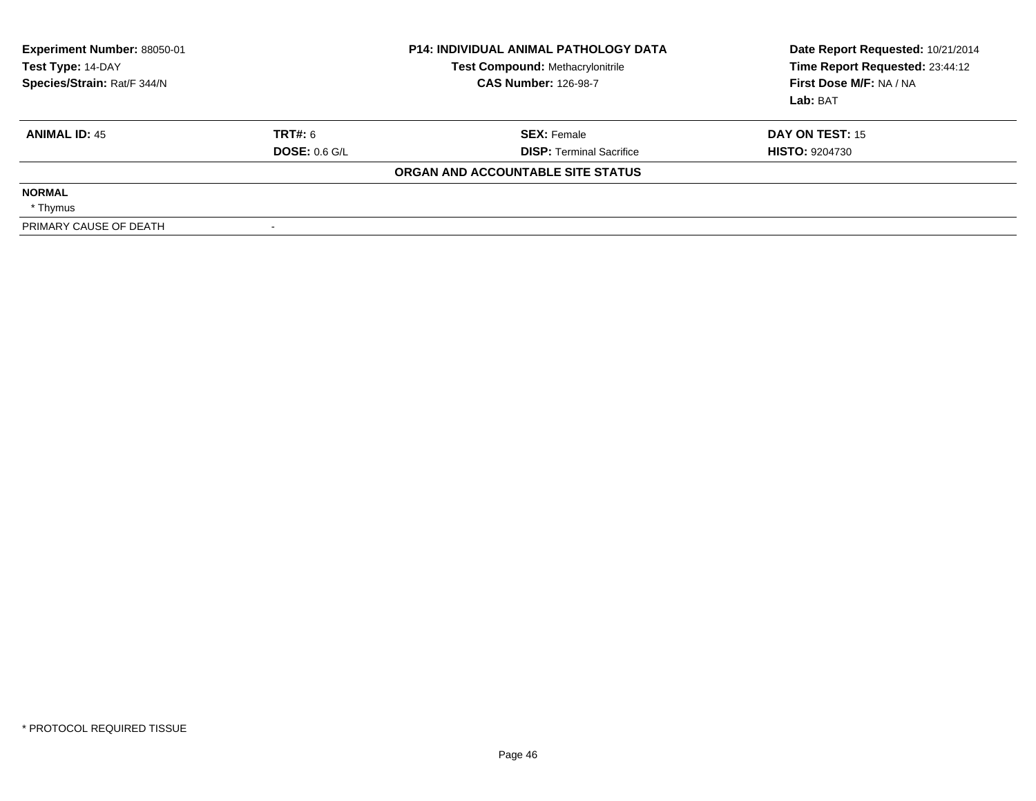| Experiment Number: 88050-01 | P14: INDIVIDUAL ANIMAL PATHOLOGY DATA | Date Report Requested: 10/21/2014 |
|---|---|---|
| Test Type: 14-DAY | Test Compound: Methacrylonitrile | Time Report Requested: 23:44:12 |
| Species/Strain: Rat/F 344/N | CAS Number: 126-98-7 | First Dose M/F: NA / NA |
| | | Lab: BAT |

| ANIMAL ID: 45 | TRT#: 6 | SEX: Female | DAY ON TEST: 15 |
|---|---|---|---|
| | DOSE: 0.6 G/L | DISP: Terminal Sacrifice | HISTO: 9204730 |

**ORGAN AND ACCOUNTABLE SITE STATUS**

**NORMAL**

* Thymus

| PRIMARY CAUSE OF DEATH | - |
|---|---|

* PROTOCOL REQUIRED TISSUE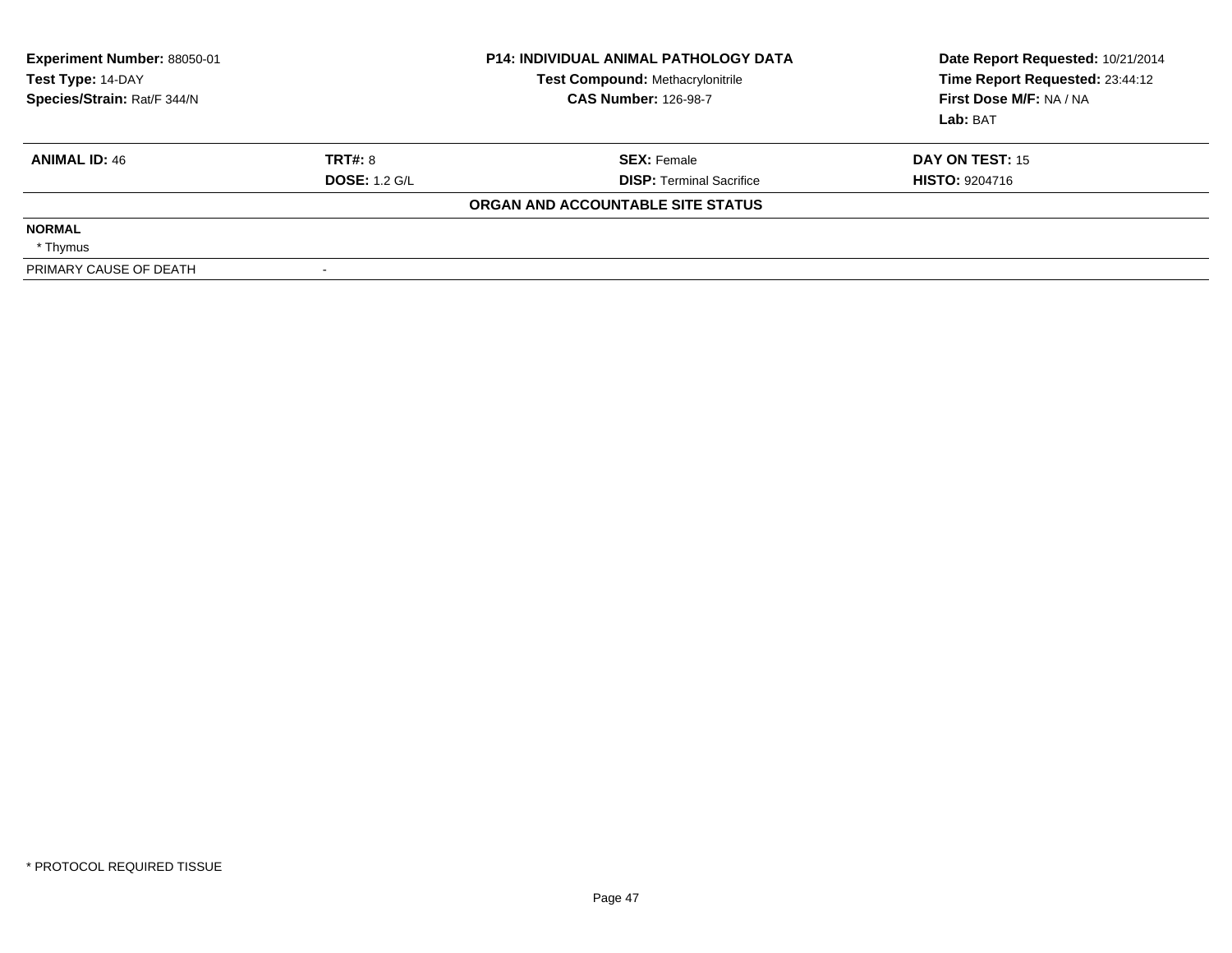**Experiment Number:** 88050-01
**Test Type:** 14-DAY
**Species/Strain:** Rat/F 344/N

**P14: INDIVIDUAL ANIMAL PATHOLOGY DATA**
**Test Compound:** Methacrylonitrile
**CAS Number:** 126-98-7

**Date Report Requested:** 10/21/2014
**Time Report Requested:** 23:44:12
**First Dose M/F:** NA / NA
**Lab:** BAT

| **ANIMAL ID:** 46 | **TRT#:** 8 | **SEX:** Female | **DAY ON TEST:** 15 |
|---|---|---|---|
| | **DOSE:** 1.2 G/L | **DISP:** Terminal Sacrifice | **HISTO:** 9204716 |

**ORGAN AND ACCOUNTABLE SITE STATUS**

**NORMAL**

* Thymus

| PRIMARY CAUSE OF DEATH | - |
|---|---|

* PROTOCOL REQUIRED TISSUE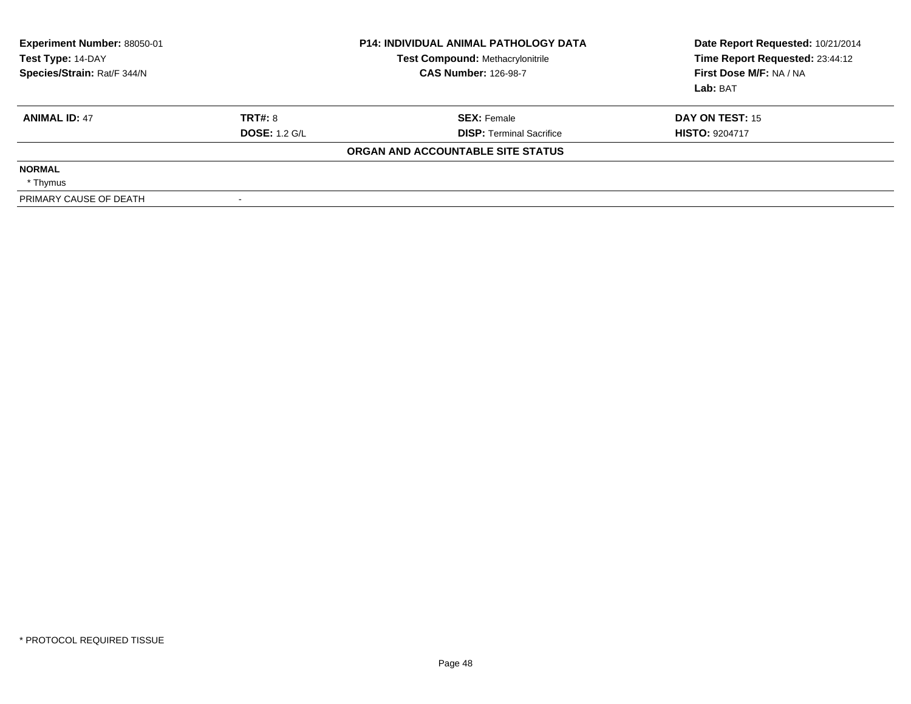| Experiment Number: 88050-01 | P14: INDIVIDUAL ANIMAL PATHOLOGY DATA | Date Report Requested: 10/21/2014 |
|---|---|---|
| Test Type: 14-DAY | Test Compound: Methacrylonitrile | Time Report Requested: 23:44:12 |
| Species/Strain: Rat/F 344/N | CAS Number: 126-98-7 | First Dose M/F: NA / NA |
| | | Lab: BAT |

| ANIMAL ID: 47 | TRT#: 8 | SEX: Female | DAY ON TEST: 15 |
|---|---|---|---|
| | DOSE: 1.2 G/L | DISP: Terminal Sacrifice | HISTO: 9204717 |

**ORGAN AND ACCOUNTABLE SITE STATUS**

**NORMAL**

* Thymus

| PRIMARY CAUSE OF DEATH | - |
|---|---|

* PROTOCOL REQUIRED TISSUE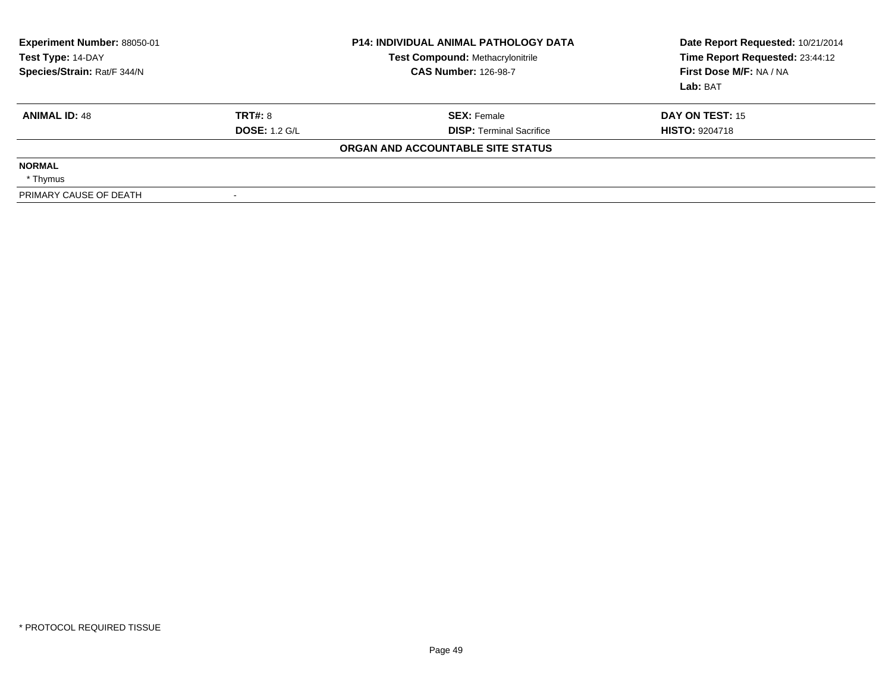**Experiment Number:** 88050-01
**Test Type:** 14-DAY
**Species/Strain:** Rat/F 344/N

**P14: INDIVIDUAL ANIMAL PATHOLOGY DATA**
**Test Compound:** Methacrylonitrile
**CAS Number:** 126-98-7

**Date Report Requested:** 10/21/2014
**Time Report Requested:** 23:44:12
**First Dose M/F:** NA / NA
**Lab:** BAT

| **ANIMAL ID:** 48 | **TRT#:** 8 | **SEX:** Female | **DAY ON TEST:** 15 |
|---|---|---|---|
| | **DOSE:** 1.2 G/L | **DISP:** Terminal Sacrifice | **HISTO:** 9204718 |

**ORGAN AND ACCOUNTABLE SITE STATUS**

**NORMAL**

* Thymus

| PRIMARY CAUSE OF DEATH | - |
|---|---|

\* PROTOCOL REQUIRED TISSUE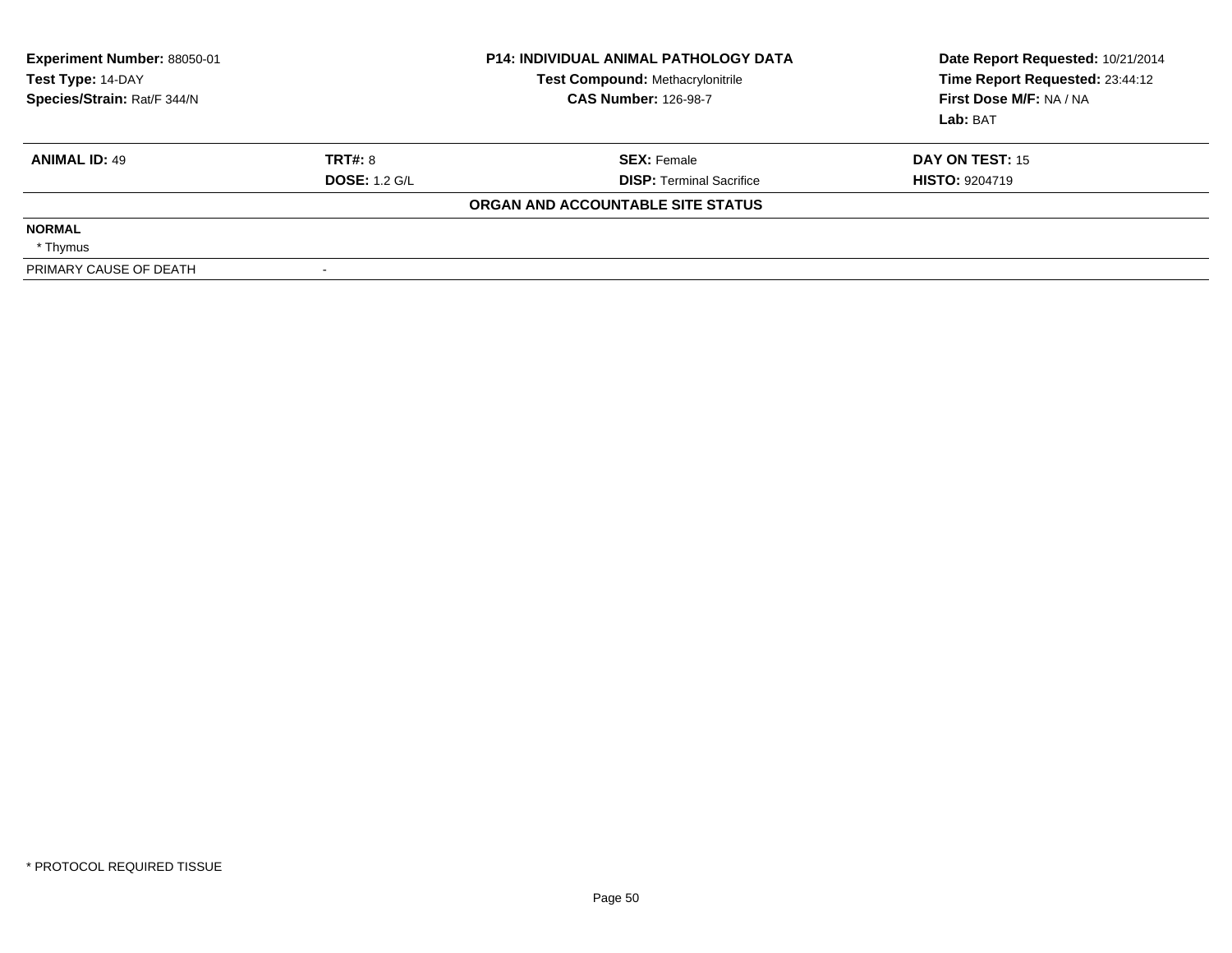**Experiment Number:** 88050-01
**Test Type:** 14-DAY
**Species/Strain:** Rat/F 344/N

**P14: INDIVIDUAL ANIMAL PATHOLOGY DATA**
**Test Compound:** Methacrylonitrile
**CAS Number:** 126-98-7

**Date Report Requested:** 10/21/2014
**Time Report Requested:** 23:44:12
**First Dose M/F:** NA / NA
**Lab:** BAT

| **ANIMAL ID:** 49 | **TRT#:** 8 | **SEX:** Female | **DAY ON TEST:** 15 |
|---|---|---|---|
| | **DOSE:** 1.2 G/L | **DISP:** Terminal Sacrifice | **HISTO:** 9204719 |

**ORGAN AND ACCOUNTABLE SITE STATUS**

**NORMAL**

* Thymus

| PRIMARY CAUSE OF DEATH | - |
|---|---|

* PROTOCOL REQUIRED TISSUE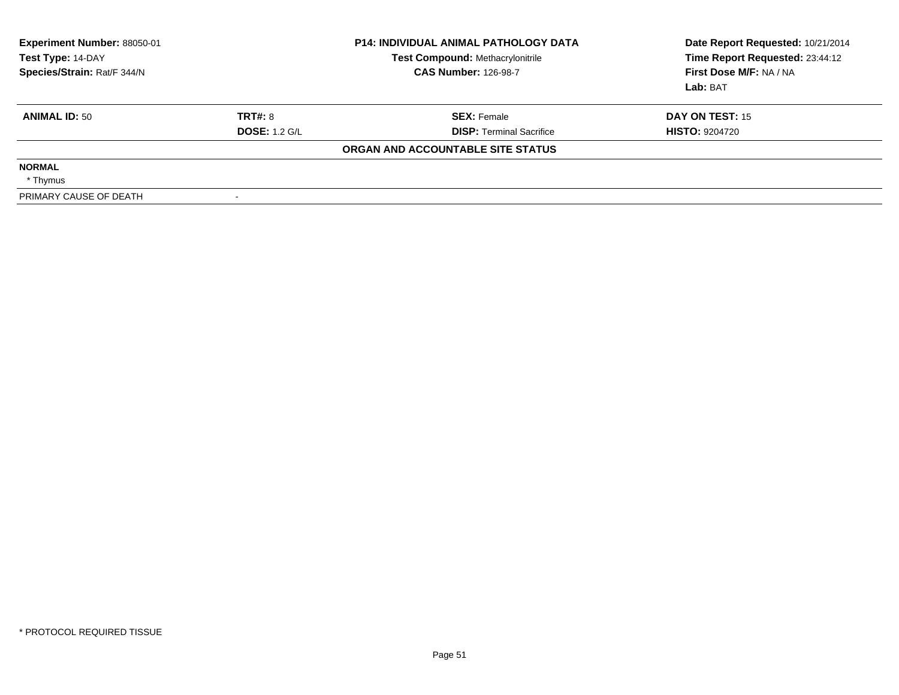**Experiment Number:** 88050-01
**Test Type:** 14-DAY
**Species/Strain:** Rat/F 344/N

**P14: INDIVIDUAL ANIMAL PATHOLOGY DATA**
**Test Compound:** Methacrylonitrile
**CAS Number:** 126-98-7

**Date Report Requested:** 10/21/2014
**Time Report Requested:** 23:44:12
**First Dose M/F:** NA / NA
**Lab:** BAT

| **ANIMAL ID:** 50 | **TRT#:** 8 | **SEX:** Female | **DAY ON TEST:** 15 |
|---|---|---|---|
| | **DOSE:** 1.2 G/L | **DISP:** Terminal Sacrifice | **HISTO:** 9204720 |

**ORGAN AND ACCOUNTABLE SITE STATUS**

**NORMAL**

* Thymus

| PRIMARY CAUSE OF DEATH | - |
|---|---|

* PROTOCOL REQUIRED TISSUE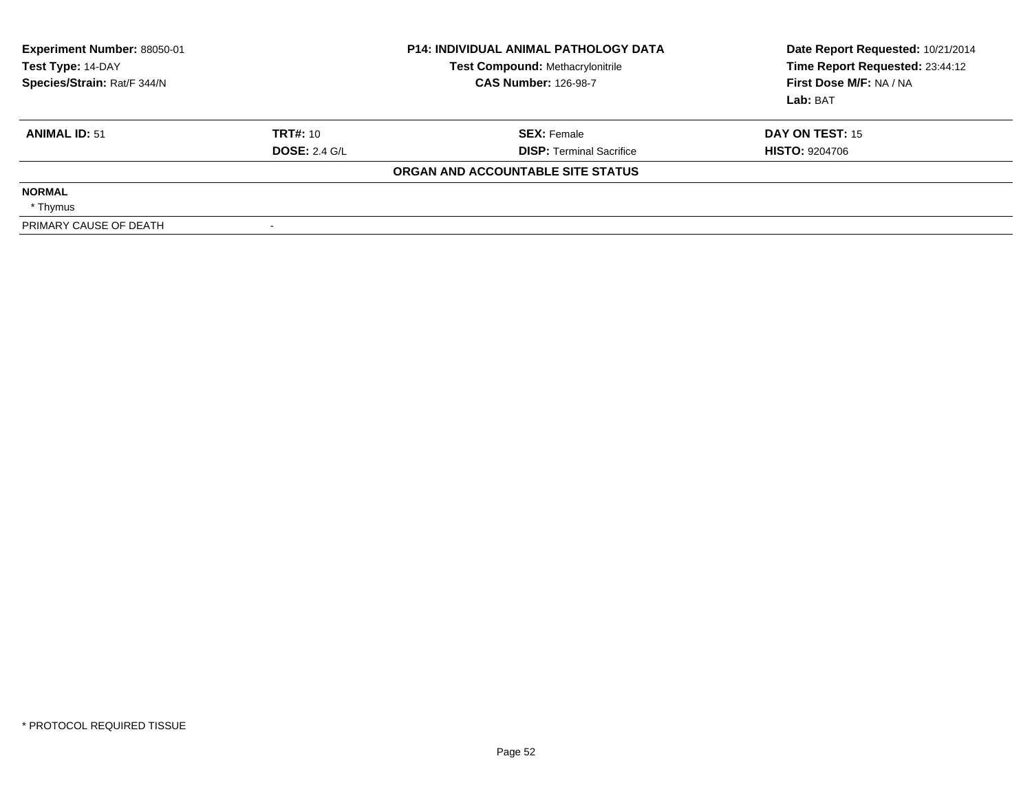| Experiment Number: 88050-01 | P14: INDIVIDUAL ANIMAL PATHOLOGY DATA | Date Report Requested: 10/21/2014 |
|---|---|---|
| Test Type: 14-DAY | Test Compound: Methacrylonitrile | Time Report Requested: 23:44:12 |
| Species/Strain: Rat/F 344/N | CAS Number: 126-98-7 | First Dose M/F: NA / NA |
| | | Lab: BAT |

| ANIMAL ID: 51 | TRT#: 10 | SEX: Female | DAY ON TEST: 15 |
|---|---|---|---|
| | DOSE: 2.4 G/L | DISP: Terminal Sacrifice | HISTO: 9204706 |
| | | ORGAN AND ACCOUNTABLE SITE STATUS | |
| NORMAL | | | |
| * Thymus | | | |
| PRIMARY CAUSE OF DEATH | - | | |

* PROTOCOL REQUIRED TISSUE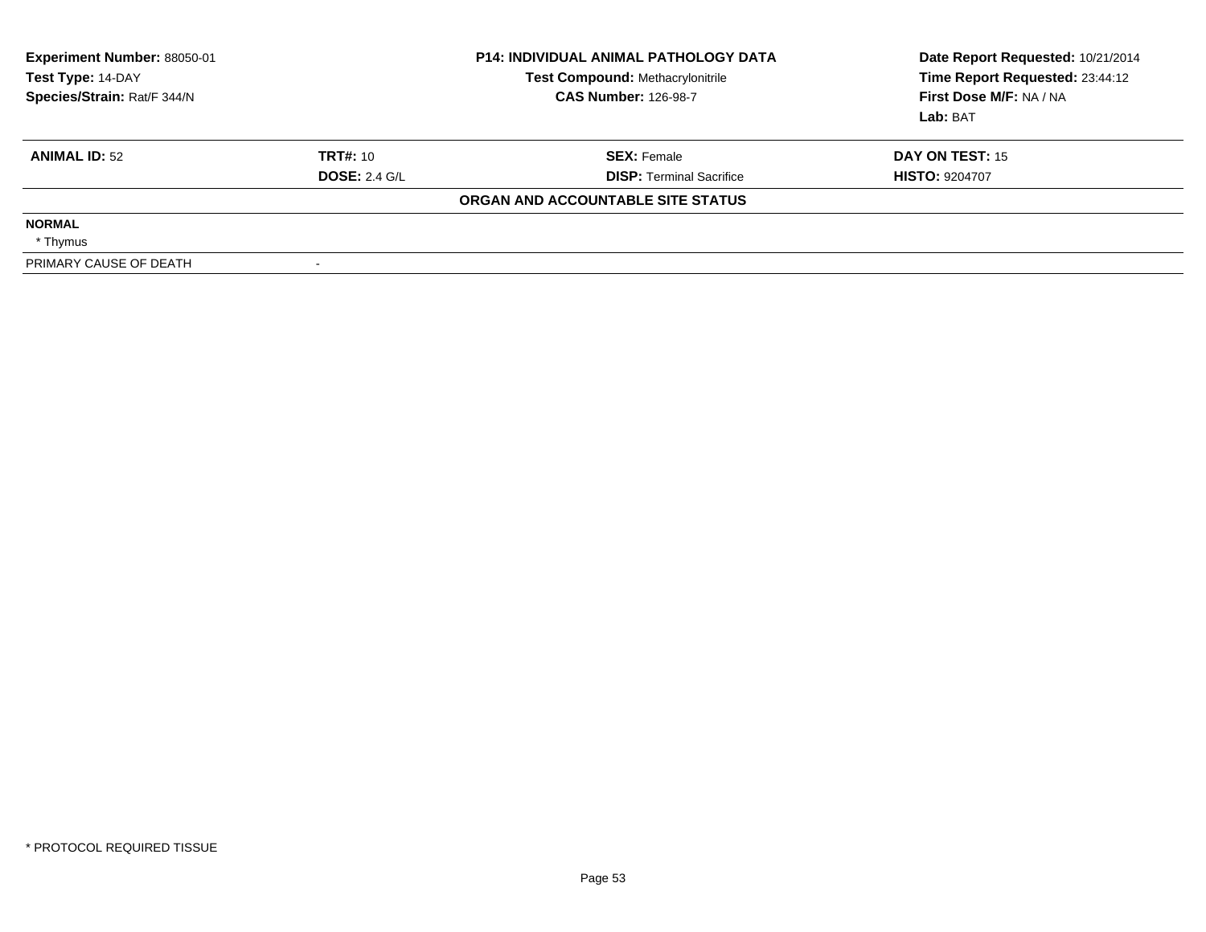**Experiment Number:** 88050-01
**Test Type:** 14-DAY
**Species/Strain:** Rat/F 344/N

**P14: INDIVIDUAL ANIMAL PATHOLOGY DATA**
**Test Compound:** Methacrylonitrile
**CAS Number:** 126-98-7

**Date Report Requested:** 10/21/2014
**Time Report Requested:** 23:44:12
**First Dose M/F:** NA / NA
**Lab:** BAT

| **ANIMAL ID:** 52 | **TRT#:** 10 | **SEX:** Female | **DAY ON TEST:** 15 |
|---|---|---|---|
| | **DOSE:** 2.4 G/L | **DISP:** Terminal Sacrifice | **HISTO:** 9204707 |

**ORGAN AND ACCOUNTABLE SITE STATUS**

**NORMAL**

* Thymus

| PRIMARY CAUSE OF DEATH | - |
|---|---|

* PROTOCOL REQUIRED TISSUE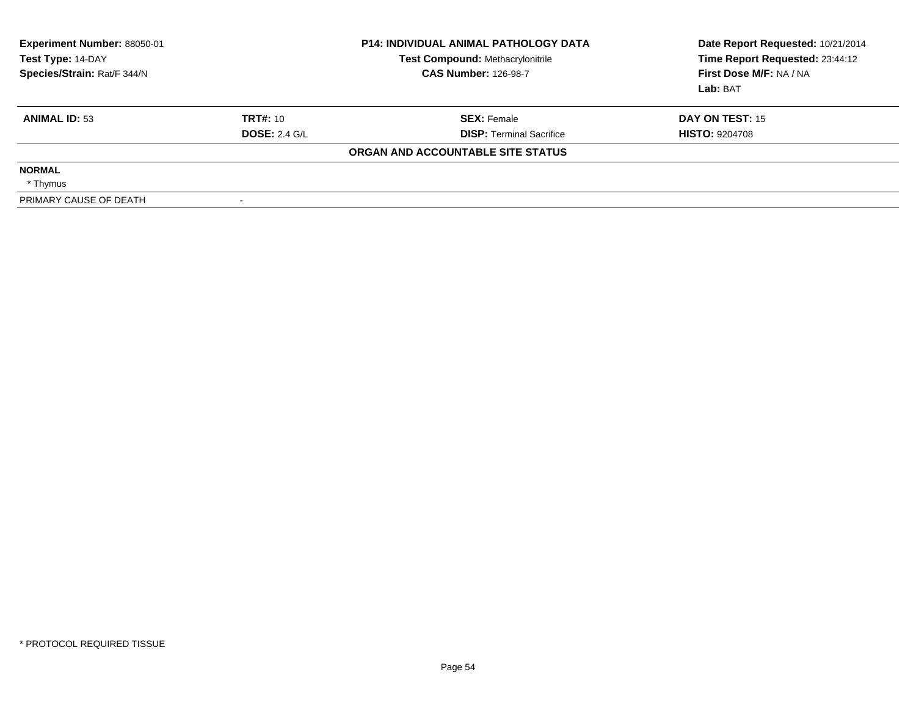| Experiment Number: 88050-01 | P14: INDIVIDUAL ANIMAL PATHOLOGY DATA | Date Report Requested: 10/21/2014 |
|---|---|---|
| Test Type: 14-DAY | Test Compound: Methacrylonitrile | Time Report Requested: 23:44:12 |
| Species/Strain: Rat/F 344/N | CAS Number: 126-98-7 | First Dose M/F: NA / NA |
| | | Lab: BAT |

| ANIMAL ID: 53 | TRT#: 10 | SEX: Female | DAY ON TEST: 15 |
|---|---|---|---|
| | DOSE: 2.4 G/L | DISP: Terminal Sacrifice | HISTO: 9204708 |

**ORGAN AND ACCOUNTABLE SITE STATUS**

| | |
|---|---|
| **NORMAL** | |
| * Thymus | |
| PRIMARY CAUSE OF DEATH | - |

* PROTOCOL REQUIRED TISSUE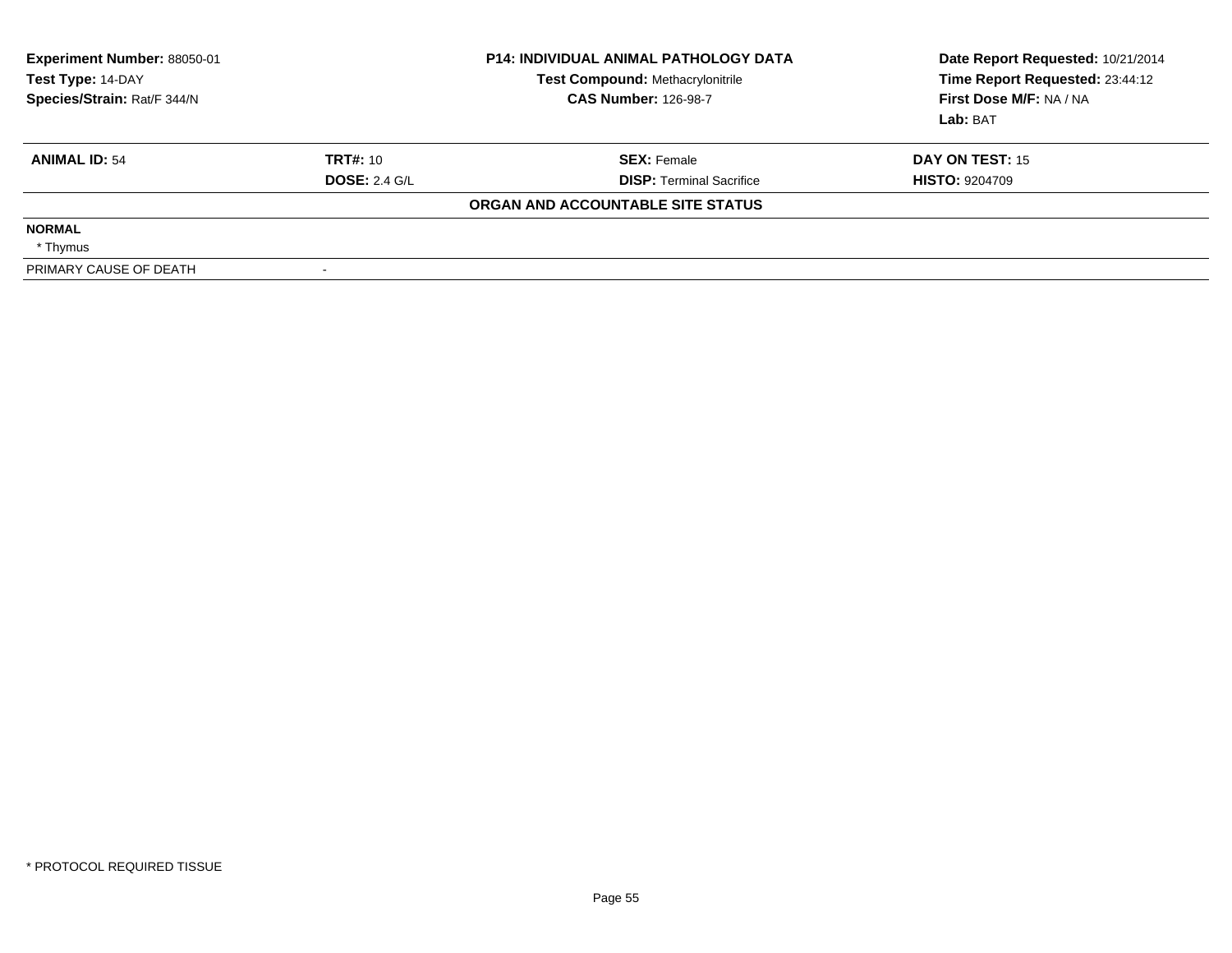| **Experiment Number:** 88050-01 | **P14: INDIVIDUAL ANIMAL PATHOLOGY DATA** | **Date Report Requested:** 10/21/2014 |
|---|---|---|
| **Test Type:** 14-DAY | **Test Compound:** Methacrylonitrile | **Time Report Requested:** 23:44:12 |
| **Species/Strain:** Rat/F 344/N | **CAS Number:** 126-98-7 | **First Dose M/F:** NA / NA |
| | | **Lab:** BAT |

| **ANIMAL ID:** 54 | **TRT#:** 10 | **SEX:** Female | **DAY ON TEST:** 15 |
|---|---|---|---|
| | **DOSE:** 2.4 G/L | **DISP:** Terminal Sacrifice | **HISTO:** 9204709 |
| | | **ORGAN AND ACCOUNTABLE SITE STATUS** | |
| **NORMAL** | | | |
| * Thymus | | | |
| PRIMARY CAUSE OF DEATH | - | | |

* PROTOCOL REQUIRED TISSUE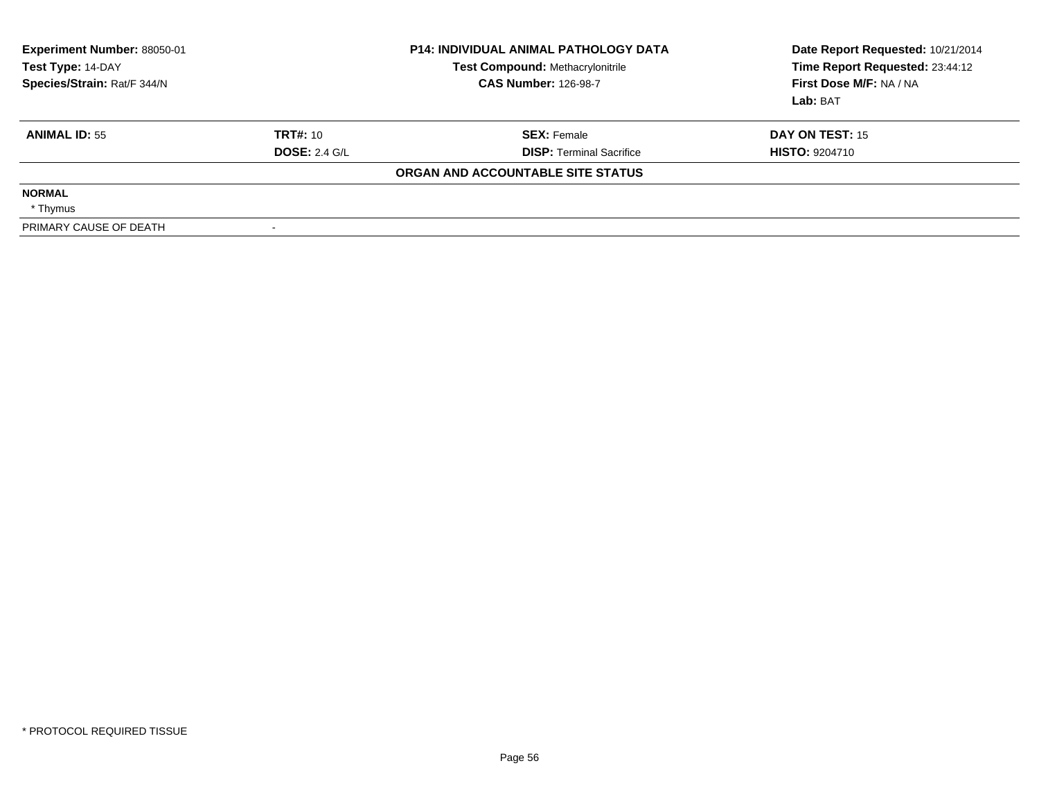**Experiment Number:** 88050-01
**Test Type:** 14-DAY
**Species/Strain:** Rat/F 344/N

**P14: INDIVIDUAL ANIMAL PATHOLOGY DATA**
**Test Compound:** Methacrylonitrile
**CAS Number:** 126-98-7

**Date Report Requested:** 10/21/2014
**Time Report Requested:** 23:44:12
**First Dose M/F:** NA / NA
**Lab:** BAT

| **ANIMAL ID:** 55 | **TRT#:** 10 | **SEX:** Female | **DAY ON TEST:** 15 |
|---|---|---|---|
| | **DOSE:** 2.4 G/L | **DISP:** Terminal Sacrifice | **HISTO:** 9204710 |

**ORGAN AND ACCOUNTABLE SITE STATUS**

**NORMAL**
* Thymus

| PRIMARY CAUSE OF DEATH | - |
|---|---|

* PROTOCOL REQUIRED TISSUE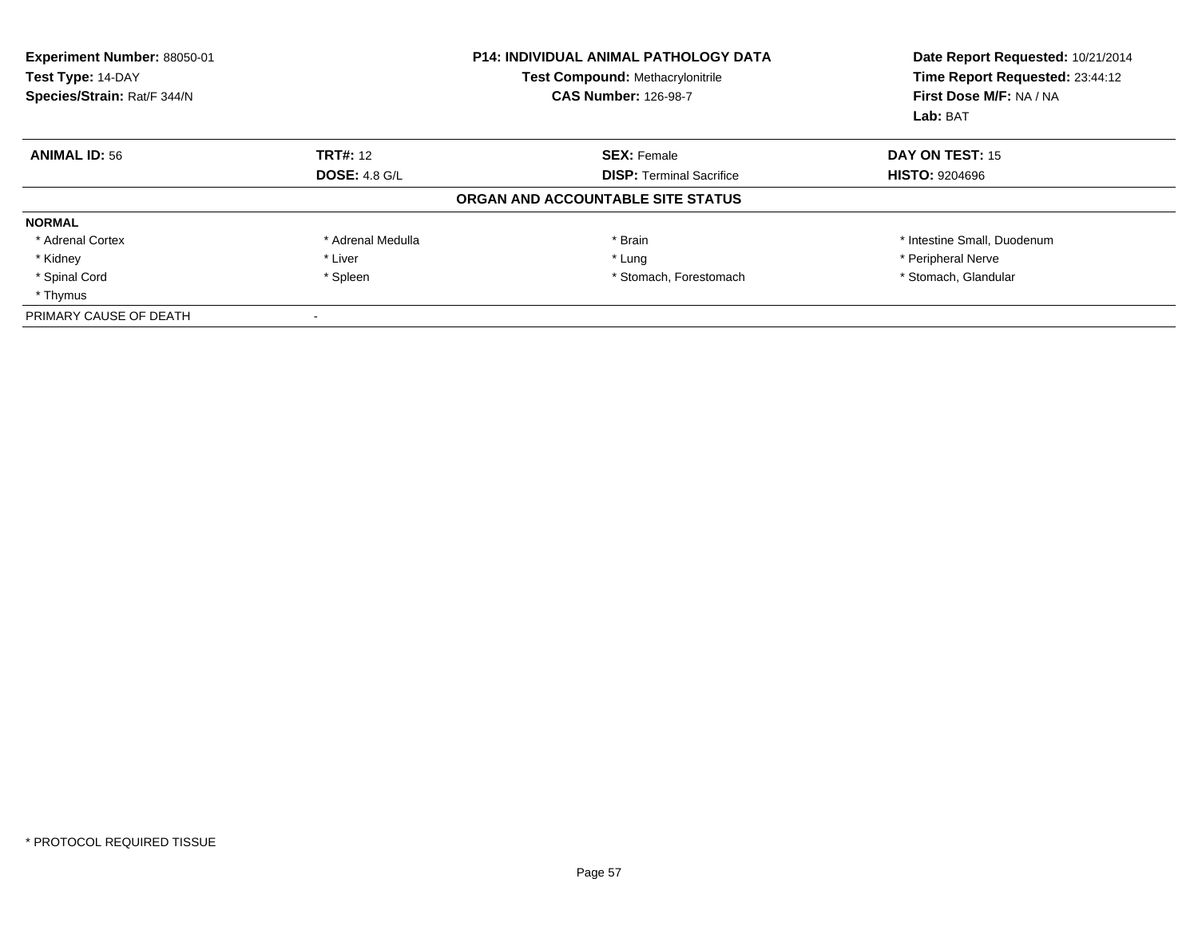**Experiment Number:** 88050-01
**Test Type:** 14-DAY
**Species/Strain:** Rat/F 344/N

**P14: INDIVIDUAL ANIMAL PATHOLOGY DATA**
**Test Compound:** Methacrylonitrile
**CAS Number:** 126-98-7

**Date Report Requested:** 10/21/2014
**Time Report Requested:** 23:44:12
**First Dose M/F:** NA / NA
**Lab:** BAT

| **ANIMAL ID:** 56 | **TRT#:** 12 | **SEX:** Female | **DAY ON TEST:** 15 |
|---|---|---|---|
| | **DOSE:** 4.8 G/L | **DISP:** Terminal Sacrifice | **HISTO:** 9204696 |

**ORGAN AND ACCOUNTABLE SITE STATUS**

| **NORMAL** | | | |
|---|---|---|---|
| * Adrenal Cortex | * Adrenal Medulla | * Brain | * Intestine Small, Duodenum |
| * Kidney | * Liver | * Lung | * Peripheral Nerve |
| * Spinal Cord | * Spleen | * Stomach, Forestomach | * Stomach, Glandular |
| * Thymus | | | |
| PRIMARY CAUSE OF DEATH | - | | |

* PROTOCOL REQUIRED TISSUE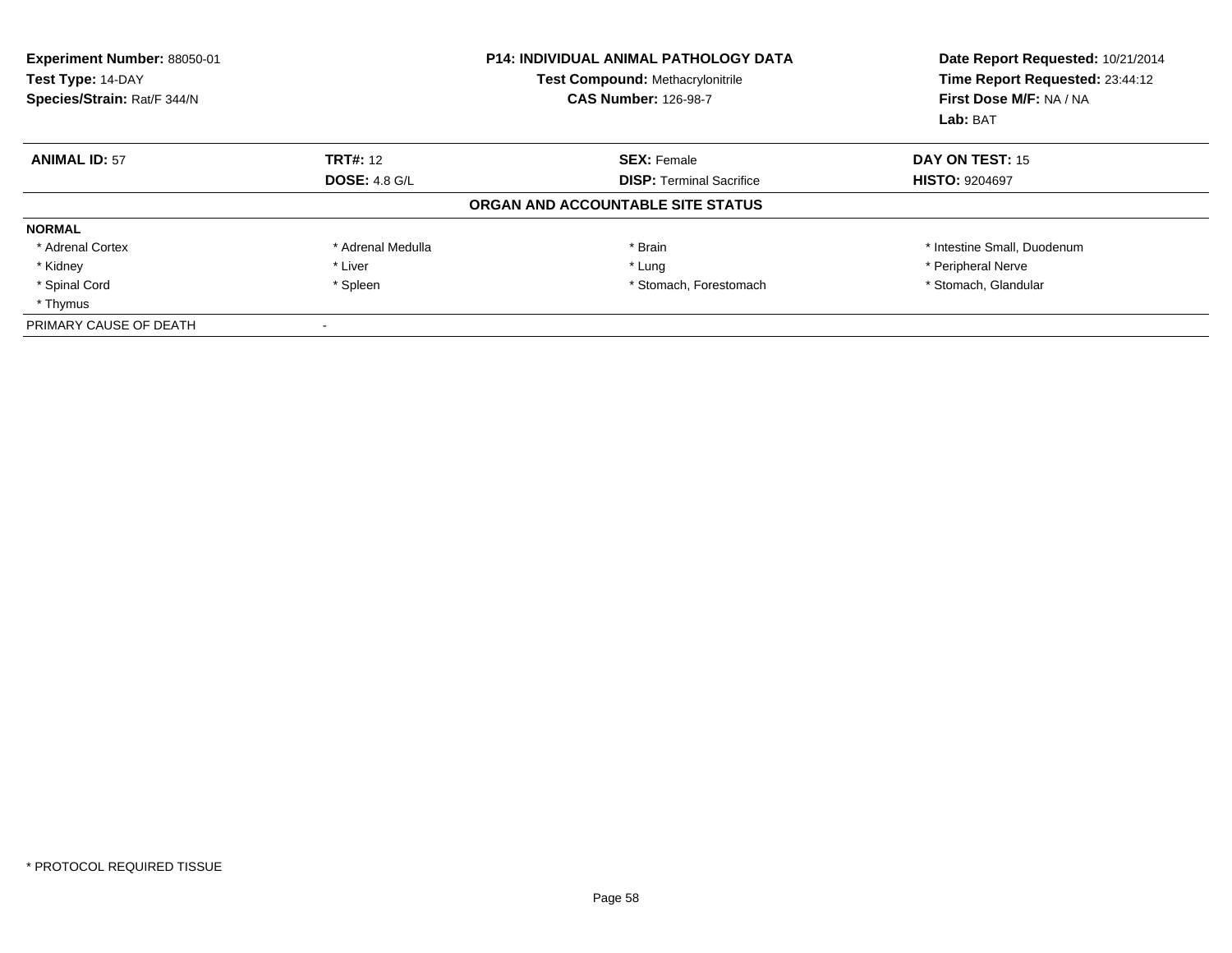**Experiment Number:** 88050-01
**Test Type:** 14-DAY
**Species/Strain:** Rat/F 344/N

**P14: INDIVIDUAL ANIMAL PATHOLOGY DATA**
**Test Compound:** Methacrylonitrile
**CAS Number:** 126-98-7

**Date Report Requested:** 10/21/2014
**Time Report Requested:** 23:44:12
**First Dose M/F:** NA / NA
**Lab:** BAT

| **ANIMAL ID:** 57 | **TRT#:** 12 | **SEX:** Female | **DAY ON TEST:** 15 |
|---|---|---|---|
| | **DOSE:** 4.8 G/L | **DISP:** Terminal Sacrifice | **HISTO:** 9204697 |

**ORGAN AND ACCOUNTABLE SITE STATUS**

| | | | |
|---|---|---|---|
| **NORMAL** | | | |
| * Adrenal Cortex | * Adrenal Medulla | * Brain | * Intestine Small, Duodenum |
| * Kidney | * Liver | * Lung | * Peripheral Nerve |
| * Spinal Cord | * Spleen | * Stomach, Forestomach | * Stomach, Glandular |
| * Thymus | | | |
| PRIMARY CAUSE OF DEATH | - | | |

* PROTOCOL REQUIRED TISSUE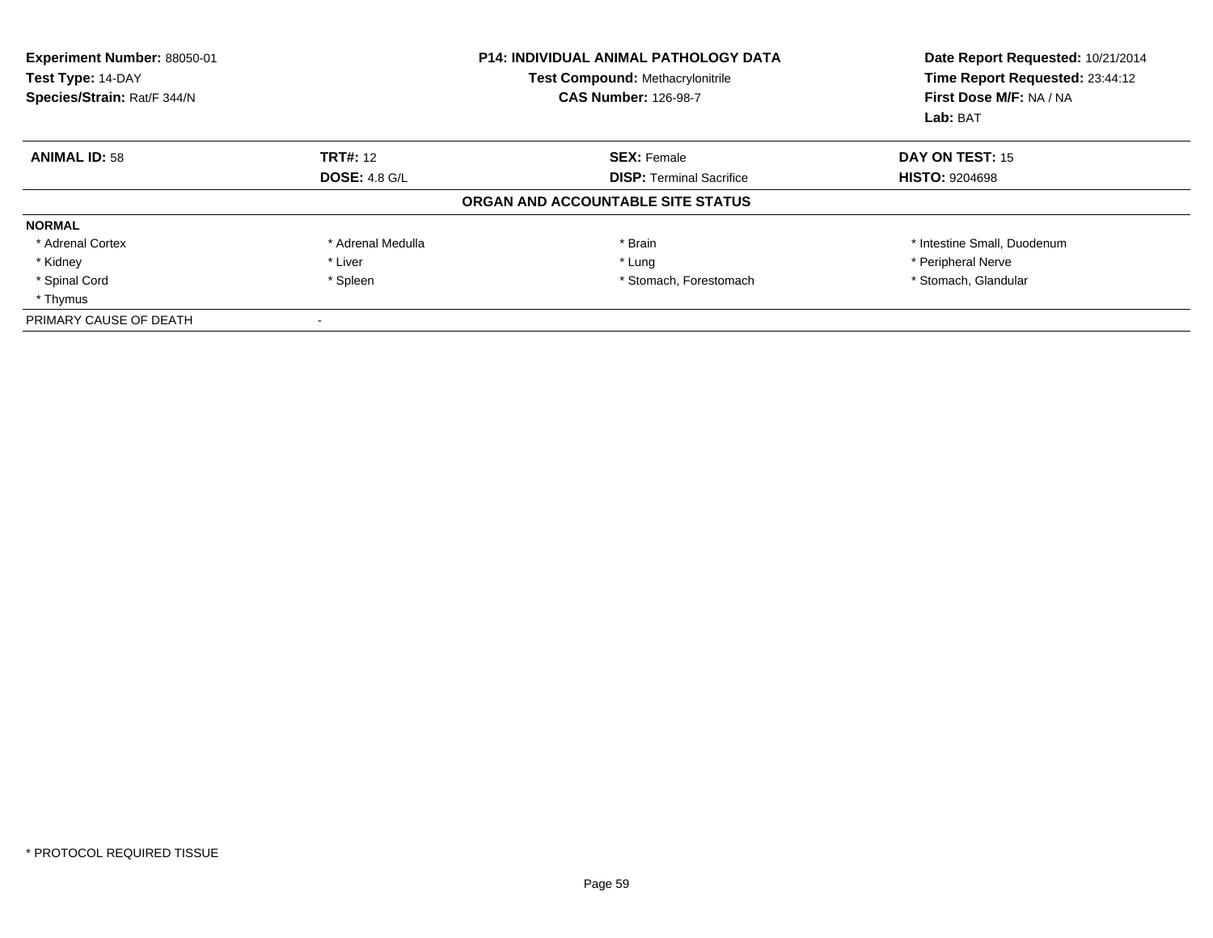**Experiment Number:** 88050-01
**Test Type:** 14-DAY
**Species/Strain:** Rat/F 344/N

**P14: INDIVIDUAL ANIMAL PATHOLOGY DATA**
**Test Compound:** Methacrylonitrile
**CAS Number:** 126-98-7

**Date Report Requested:** 10/21/2014
**Time Report Requested:** 23:44:12
**First Dose M/F:** NA / NA
**Lab:** BAT

| **ANIMAL ID:** 58 | **TRT#:** 12 | **SEX:** Female | **DAY ON TEST:** 15 |
|---|---|---|---|
| | **DOSE:** 4.8 G/L | **DISP:** Terminal Sacrifice | **HISTO:** 9204698 |

**ORGAN AND ACCOUNTABLE SITE STATUS**

**NORMAL**

| | | | |
|---|---|---|---|
| * Adrenal Cortex | * Adrenal Medulla | * Brain | * Intestine Small, Duodenum |
| * Kidney | * Liver | * Lung | * Peripheral Nerve |
| * Spinal Cord | * Spleen | * Stomach, Forestomach | * Stomach, Glandular |
| * Thymus | | | |

PRIMARY CAUSE OF DEATH -

* PROTOCOL REQUIRED TISSUE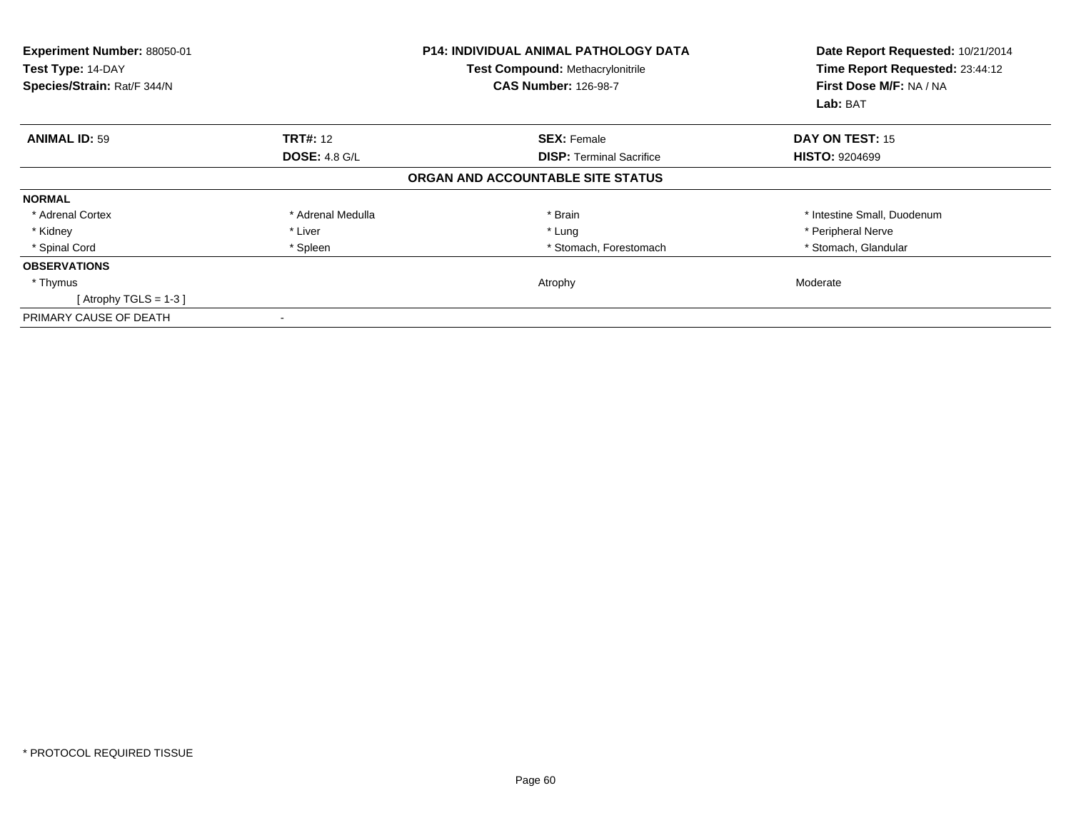**Experiment Number:** 88050-01
**Test Type:** 14-DAY
**Species/Strain:** Rat/F 344/N

**P14: INDIVIDUAL ANIMAL PATHOLOGY DATA**
**Test Compound:** Methacrylonitrile
**CAS Number:** 126-98-7

**Date Report Requested:** 10/21/2014
**Time Report Requested:** 23:44:12
**First Dose M/F:** NA / NA
**Lab:** BAT

| **ANIMAL ID:** 59 | **TRT#:** 12 | **SEX:** Female | **DAY ON TEST:** 15 |
|---|---|---|---|
| | **DOSE:** 4.8 G/L | **DISP:** Terminal Sacrifice | **HISTO:** 9204699 |

**ORGAN AND ACCOUNTABLE SITE STATUS**

| | | | |
|---|---|---|---|
| **NORMAL** | | | |
| * Adrenal Cortex | * Adrenal Medulla | * Brain | * Intestine Small, Duodenum |
| * Kidney | * Liver | * Lung | * Peripheral Nerve |
| * Spinal Cord | * Spleen | * Stomach, Forestomach | * Stomach, Glandular |
| **OBSERVATIONS** | | | |
| * Thymus | | Atrophy | Moderate |
| [ Atrophy TGLS = 1-3 ] | | | |
| PRIMARY CAUSE OF DEATH | - | | |

* PROTOCOL REQUIRED TISSUE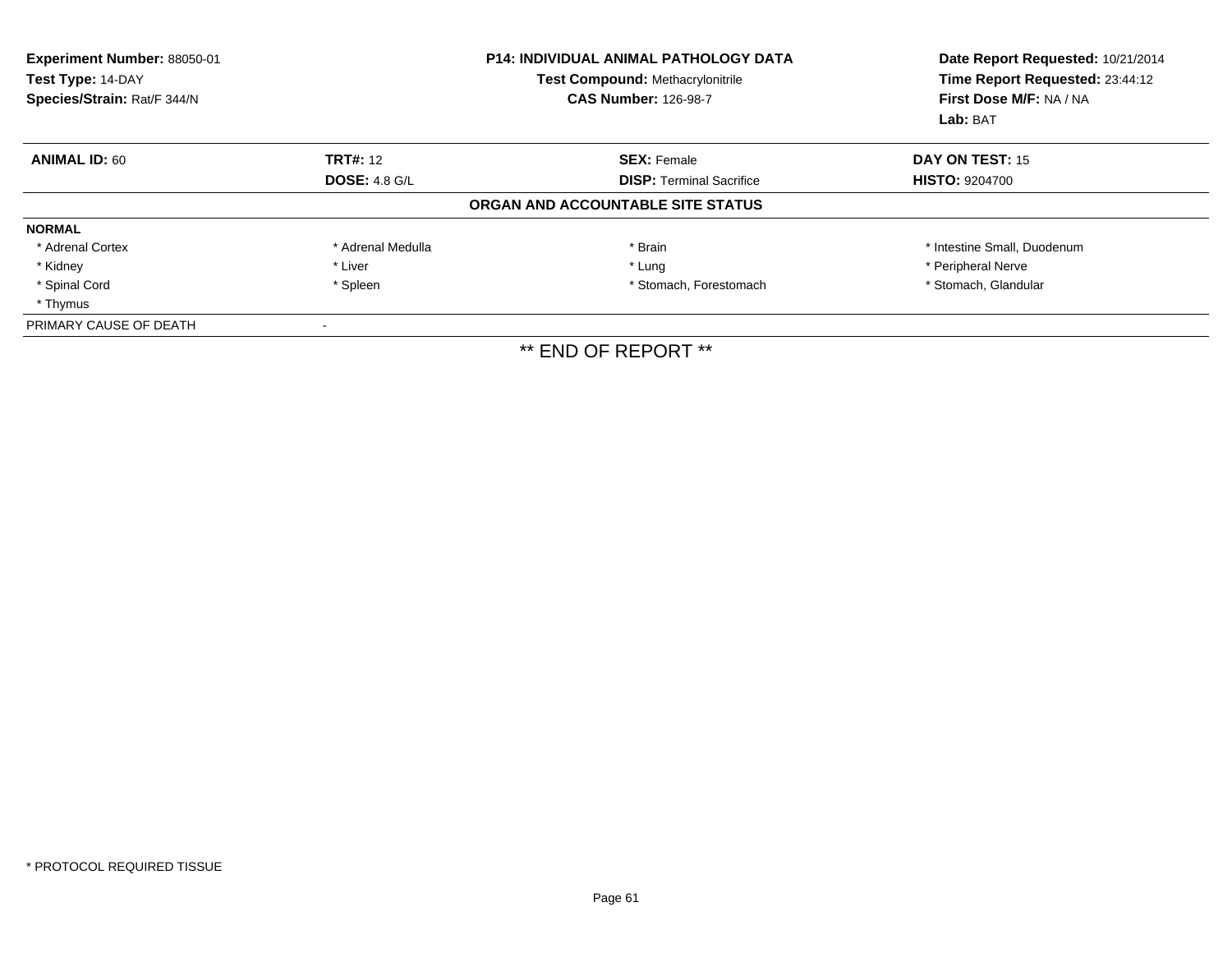**Experiment Number:** 88050-01
**Test Type:** 14-DAY
**Species/Strain:** Rat/F 344/N

**P14: INDIVIDUAL ANIMAL PATHOLOGY DATA**
**Test Compound:** Methacrylonitrile
**CAS Number:** 126-98-7

**Date Report Requested:** 10/21/2014
**Time Report Requested:** 23:44:12
**First Dose M/F:** NA / NA
**Lab:** BAT

| **ANIMAL ID:** 60 | **TRT#:** 12 | **SEX:** Female | **DAY ON TEST:** 15 |
|---|---|---|---|
| | **DOSE:** 4.8 G/L | **DISP:** Terminal Sacrifice | **HISTO:** 9204700 |

**ORGAN AND ACCOUNTABLE SITE STATUS**

**NORMAL**

| | | | |
|---|---|---|---|
| * Adrenal Cortex | * Adrenal Medulla | * Brain | * Intestine Small, Duodenum |
| * Kidney | * Liver | * Lung | * Peripheral Nerve |
| * Spinal Cord | * Spleen | * Stomach, Forestomach | * Stomach, Glandular |
| * Thymus | | | |

PRIMARY CAUSE OF DEATH -

** END OF REPORT **

* PROTOCOL REQUIRED TISSUE